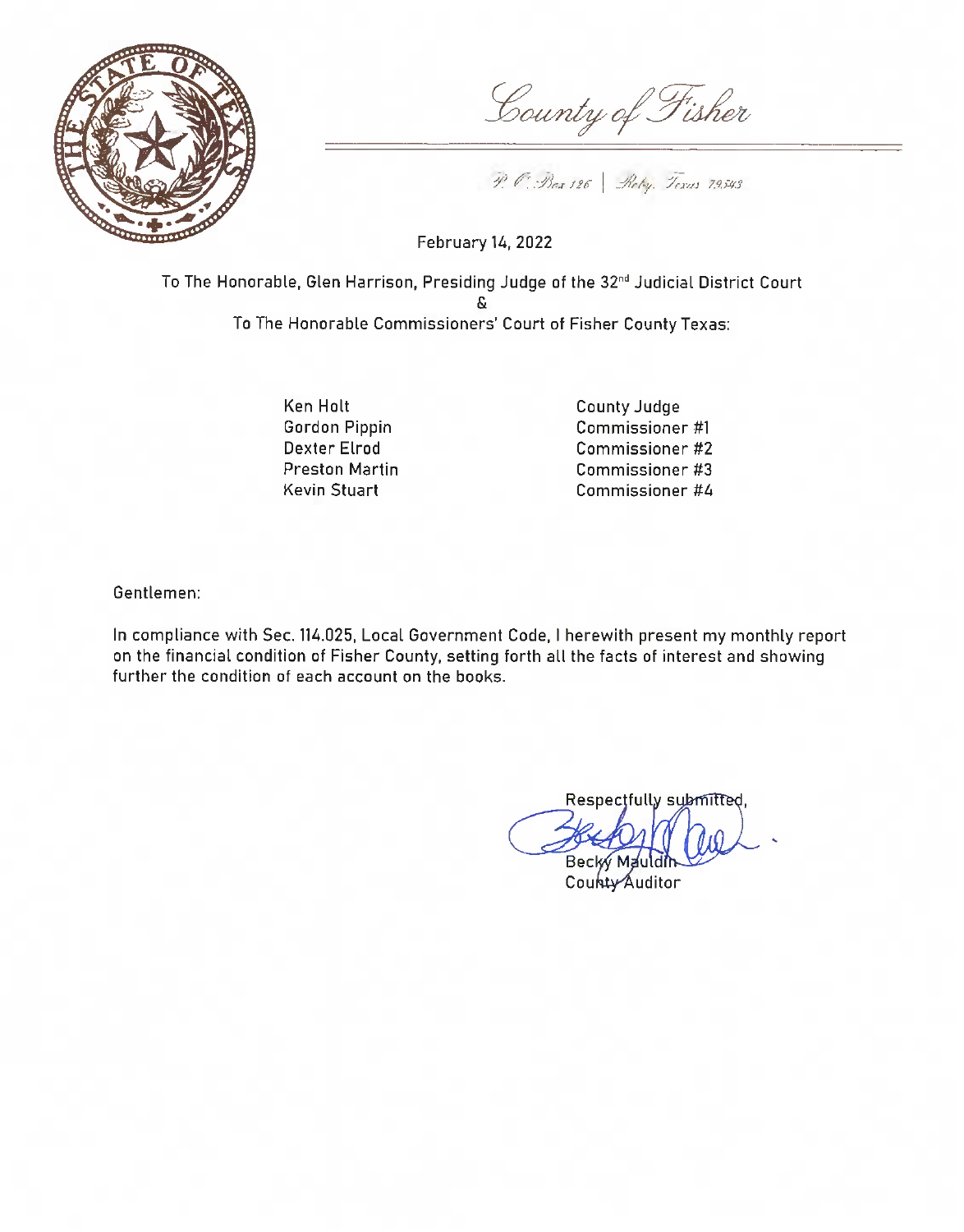# County of Fisher

P. O. Box 126 | Roby, Texas 79543

February 14, 2022

To The Honorable, Glen Harrison, Presiding Judge of the 32nd Judicial District Court

&

To The Honorable Commissioners' Court of Fisher County Texas:

| | |
|---|---|
| Ken Holt | County Judge |
| Gordon Pippin | Commissioner #1 |
| Dexter Elrod | Commissioner #2 |
| Preston Martin | Commissioner #3 |
| Kevin Stuart | Commissioner #4 |

Gentlemen:

In compliance with Sec. 114.025, Local Government Code, I herewith present my monthly report on the financial condition of Fisher County, setting forth all the facts of interest and showing further the condition of each account on the books.

Respectfully submitted,

Becky Mauldin
County Auditor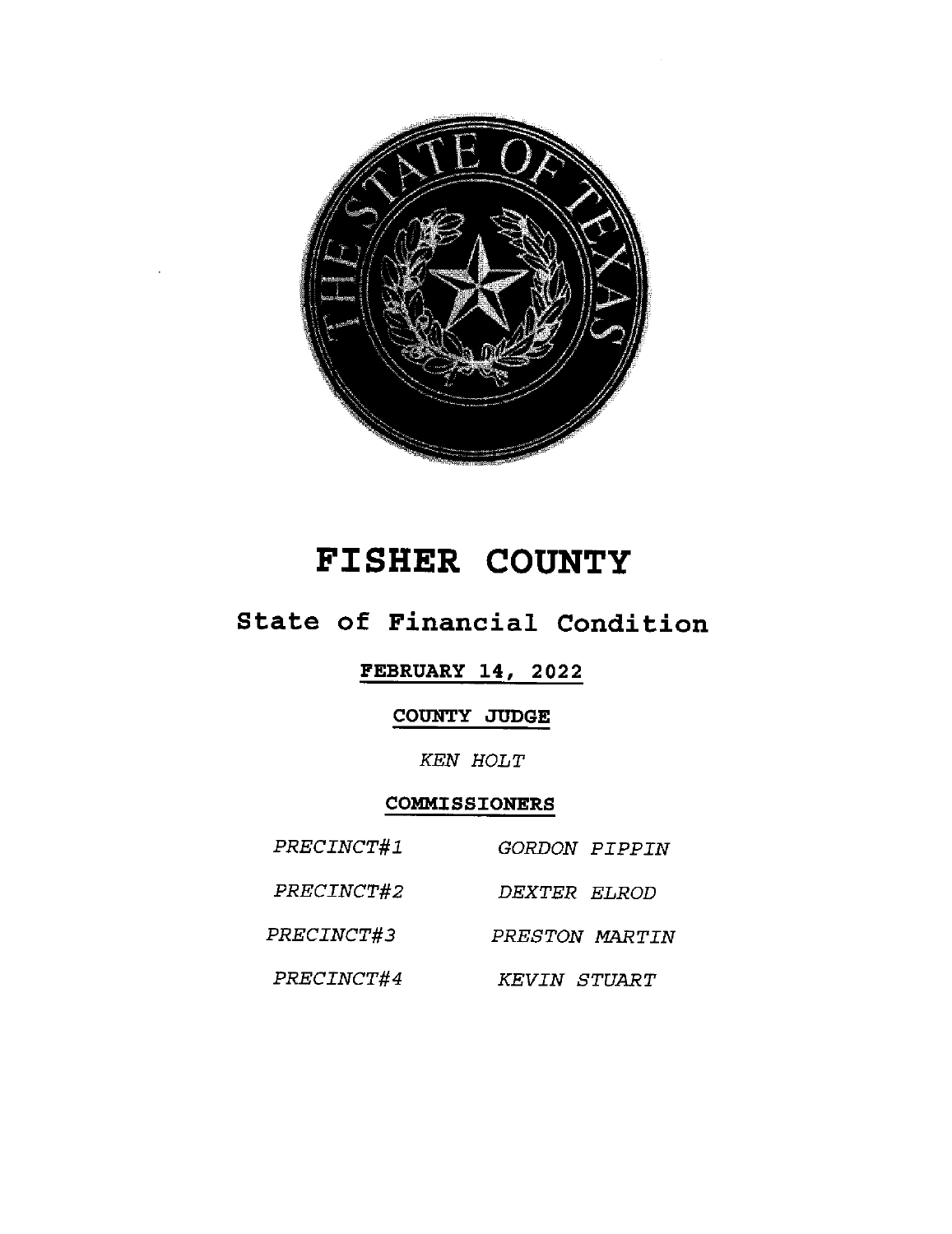# FISHER COUNTY

## State of Financial Condition

**FEBRUARY 14, 2022**

**COUNTY JUDGE**

*KEN HOLT*

**COMMISSIONERS**

| | |
|---|---|
| *PRECINCT#1* | *GORDON PIPPIN* |
| *PRECINCT#2* | *DEXTER ELROD* |
| *PRECINCT#3* | *PRESTON MARTIN* |
| *PRECINCT#4* | *KEVIN STUART* |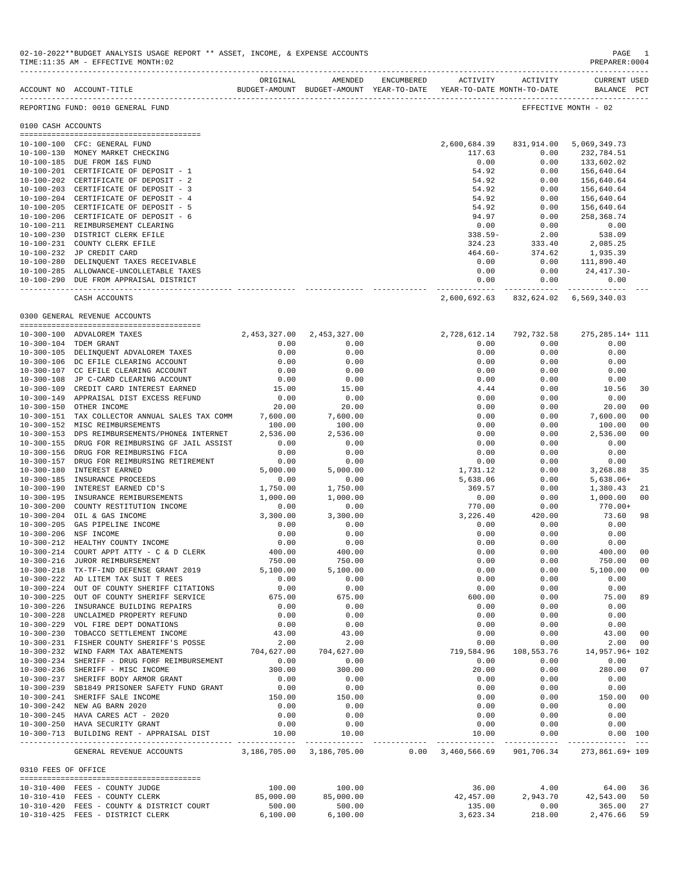02-10-2022**BUDGET ANALYSIS USAGE REPORT ** ASSET, INCOME, & EXPENSE ACCOUNTS
TIME:11:35 AM - EFFECTIVE MONTH:02
PREPARER:0004

REPORTING FUND: 0010 GENERAL FUND — EFFECTIVE MONTH - 02

## 0100 CASH ACCOUNTS

| ACCOUNT NO | ACCOUNT-TITLE | ORIGINAL BUDGET-AMOUNT | AMENDED BUDGET-AMOUNT | ENCUMBERED YEAR-TO-DATE | ACTIVITY YEAR-TO-DATE | ACTIVITY MONTH-TO-DATE | CURRENT USED BALANCE | PCT |
|---|---|---|---|---|---|---|---|---|
| 10-100-100 | CFC: GENERAL FUND | | | | 2,600,684.39 | 831,914.00 | 5,069,349.73 | |
| 10-100-130 | MONEY MARKET CHECKING | | | | 117.63 | 0.00 | 232,784.51 | |
| 10-100-185 | DUE FROM I&S FUND | | | | 0.00 | 0.00 | 133,602.02 | |
| 10-100-201 | CERTIFICATE OF DEPOSIT - 1 | | | | 54.92 | 0.00 | 156,640.64 | |
| 10-100-202 | CERTIFICATE OF DEPOSIT - 2 | | | | 54.92 | 0.00 | 156,640.64 | |
| 10-100-203 | CERTIFICATE OF DEPOSIT - 3 | | | | 54.92 | 0.00 | 156,640.64 | |
| 10-100-204 | CERTIFICATE OF DEPOSIT - 4 | | | | 54.92 | 0.00 | 156,640.64 | |
| 10-100-205 | CERTIFICATE OF DEPOSIT - 5 | | | | 54.92 | 0.00 | 156,640.64 | |
| 10-100-206 | CERTIFICATE OF DEPOSIT - 6 | | | | 94.97 | 0.00 | 258,368.74 | |
| 10-100-211 | REIMBURSEMENT CLEARING | | | | 0.00 | 0.00 | 0.00 | |
| 10-100-230 | DISTRICT CLERK EFILE | | | | 338.59- | 2.00 | 538.09 | |
| 10-100-231 | COUNTY CLERK EFILE | | | | 324.23 | 333.40 | 2,085.25 | |
| 10-100-232 | JP CREDIT CARD | | | | 464.60- | 374.62 | 1,935.39 | |
| 10-100-280 | DELINQUENT TAXES RECEIVABLE | | | | 0.00 | 0.00 | 111,890.40 | |
| 10-100-285 | ALLOWANCE-UNCOLLETABLE TAXES | | | | 0.00 | 0.00 | 24,417.30- | |
| 10-100-290 | DUE FROM APPRAISAL DISTRICT | | | | 0.00 | 0.00 | 0.00 | |
| | CASH ACCOUNTS | | | | 2,600,692.63 | 832,624.02 | 6,569,340.03 | |

## 0300 GENERAL REVENUE ACCOUNTS

| ACCOUNT NO | ACCOUNT-TITLE | ORIGINAL BUDGET-AMOUNT | AMENDED BUDGET-AMOUNT | ENCUMBERED YEAR-TO-DATE | ACTIVITY YEAR-TO-DATE | ACTIVITY MONTH-TO-DATE | CURRENT USED BALANCE | PCT |
|---|---|---|---|---|---|---|---|---|
| 10-300-100 | ADVALOREM TAXES | 2,453,327.00 | 2,453,327.00 | | 2,728,612.14 | 792,732.58 | 275,285.14+ | 111 |
| 10-300-104 | TDEM GRANT | 0.00 | 0.00 | | 0.00 | 0.00 | 0.00 | |
| 10-300-105 | DELINQUENT ADVALOREM TAXES | 0.00 | 0.00 | | 0.00 | 0.00 | 0.00 | |
| 10-300-106 | DC EFILE CLEARING ACCOUNT | 0.00 | 0.00 | | 0.00 | 0.00 | 0.00 | |
| 10-300-107 | CC EFILE CLEARING ACCOUNT | 0.00 | 0.00 | | 0.00 | 0.00 | 0.00 | |
| 10-300-108 | JP C-CARD CLEARING ACCOUNT | 0.00 | 0.00 | | 0.00 | 0.00 | 0.00 | |
| 10-300-109 | CREDIT CARD INTEREST EARNED | 15.00 | 15.00 | | 4.44 | 0.00 | 10.56 | 30 |
| 10-300-149 | APPRAISAL DIST EXCESS REFUND | 0.00 | 0.00 | | 0.00 | 0.00 | 0.00 | |
| 10-300-150 | OTHER INCOME | 20.00 | 20.00 | | 0.00 | 0.00 | 20.00 | 00 |
| 10-300-151 | TAX COLLECTOR ANNUAL SALES TAX COMM | 7,600.00 | 7,600.00 | | 0.00 | 0.00 | 7,600.00 | 00 |
| 10-300-152 | MISC REIMBURSEMENTS | 100.00 | 100.00 | | 0.00 | 0.00 | 100.00 | 00 |
| 10-300-153 | DPS REIMBURSEMENTS/PHONE& INTERNET | 2,536.00 | 2,536.00 | | 0.00 | 0.00 | 2,536.00 | 00 |
| 10-300-155 | DRUG FOR REIMBURSING GF JAIL ASSIST | 0.00 | 0.00 | | 0.00 | 0.00 | 0.00 | |
| 10-300-156 | DRUG FOR REIMBURSING FICA | 0.00 | 0.00 | | 0.00 | 0.00 | 0.00 | |
| 10-300-157 | DRUG FOR REIMBURSING RETIREMENT | 0.00 | 0.00 | | 0.00 | 0.00 | 0.00 | |
| 10-300-180 | INTEREST EARNED | 5,000.00 | 5,000.00 | | 1,731.12 | 0.00 | 3,268.88 | 35 |
| 10-300-185 | INSURANCE PROCEEDS | 0.00 | 0.00 | | 5,638.06 | 0.00 | 5,638.06+ | |
| 10-300-190 | INTEREST EARNED CD'S | 1,750.00 | 1,750.00 | | 369.57 | 0.00 | 1,380.43 | 21 |
| 10-300-195 | INSURANCE REMIBURSEMENTS | 1,000.00 | 1,000.00 | | 0.00 | 0.00 | 1,000.00 | 00 |
| 10-300-200 | COUNTY RESTITUTION INCOME | 0.00 | 0.00 | | 770.00 | 0.00 | 770.00+ | |
| 10-300-204 | OIL & GAS INCOME | 3,300.00 | 3,300.00 | | 3,226.40 | 420.00 | 73.60 | 98 |
| 10-300-205 | GAS PIPELINE INCOME | 0.00 | 0.00 | | 0.00 | 0.00 | 0.00 | |
| 10-300-206 | NSF INCOME | 0.00 | 0.00 | | 0.00 | 0.00 | 0.00 | |
| 10-300-212 | HEALTHY COUNTY INCOME | 0.00 | 0.00 | | 0.00 | 0.00 | 0.00 | |
| 10-300-214 | COURT APPT ATTY - C & D CLERK | 400.00 | 400.00 | | 0.00 | 0.00 | 400.00 | 00 |
| 10-300-216 | JUROR REIMBURSEMENT | 750.00 | 750.00 | | 0.00 | 0.00 | 750.00 | 00 |
| 10-300-218 | TX-TF-IND DEFENSE GRANT 2019 | 5,100.00 | 5,100.00 | | 0.00 | 0.00 | 5,100.00 | 00 |
| 10-300-222 | AD LITEM TAX SUIT T REES | 0.00 | 0.00 | | 0.00 | 0.00 | 0.00 | |
| 10-300-224 | OUT OF COUNTY SHERIFF CITATIONS | 0.00 | 0.00 | | 0.00 | 0.00 | 0.00 | |
| 10-300-225 | OUT OF COUNTY SHERIFF SERVICE | 675.00 | 675.00 | | 600.00 | 0.00 | 75.00 | 89 |
| 10-300-226 | INSURANCE BUILDING REPAIRS | 0.00 | 0.00 | | 0.00 | 0.00 | 0.00 | |
| 10-300-228 | UNCLAIMED PROPERTY REFUND | 0.00 | 0.00 | | 0.00 | 0.00 | 0.00 | |
| 10-300-229 | VOL FIRE DEPT DONATIONS | 0.00 | 0.00 | | 0.00 | 0.00 | 0.00 | |
| 10-300-230 | TOBACCO SETTLEMENT INCOME | 43.00 | 43.00 | | 0.00 | 0.00 | 43.00 | 00 |
| 10-300-231 | FISHER COUNTY SHERIFF'S POSSE | 2.00 | 2.00 | | 0.00 | 0.00 | 2.00 | 00 |
| 10-300-232 | WIND FARM TAX ABATEMENTS | 704,627.00 | 704,627.00 | | 719,584.96 | 108,553.76 | 14,957.96+ | 102 |
| 10-300-234 | SHERIFF - DRUG FORF REIMBURSEMENT | 0.00 | 0.00 | | 0.00 | 0.00 | 0.00 | |
| 10-300-236 | SHERIFF - MISC INCOME | 300.00 | 300.00 | | 20.00 | 0.00 | 280.00 | 07 |
| 10-300-237 | SHERIFF BODY ARMOR GRANT | 0.00 | 0.00 | | 0.00 | 0.00 | 0.00 | |
| 10-300-239 | SB1849 PRISONER SAFETY FUND GRANT | 0.00 | 0.00 | | 0.00 | 0.00 | 0.00 | |
| 10-300-241 | SHERIFF SALE INCOME | 150.00 | 150.00 | | 0.00 | 0.00 | 150.00 | 00 |
| 10-300-242 | NEW AG BARN 2020 | 0.00 | 0.00 | | 0.00 | 0.00 | 0.00 | |
| 10-300-245 | HAVA CARES ACT - 2020 | 0.00 | 0.00 | | 0.00 | 0.00 | 0.00 | |
| 10-300-250 | HAVA SECURITY GRANT | 0.00 | 0.00 | | 0.00 | 0.00 | 0.00 | |
| 10-300-713 | BUILDING RENT - APPRAISAL DIST | 10.00 | 10.00 | | 10.00 | 0.00 | 0.00 | 100 |
| | GENERAL REVENUE ACCOUNTS | 3,186,705.00 | 3,186,705.00 | 0.00 | 3,460,566.69 | 901,706.34 | 273,861.69+ | 109 |

## 0310 FEES OF OFFICE

| ACCOUNT NO | ACCOUNT-TITLE | ORIGINAL BUDGET-AMOUNT | AMENDED BUDGET-AMOUNT | ENCUMBERED YEAR-TO-DATE | ACTIVITY YEAR-TO-DATE | ACTIVITY MONTH-TO-DATE | CURRENT USED BALANCE | PCT |
|---|---|---|---|---|---|---|---|---|
| 10-310-400 | FEES - COUNTY JUDGE | 100.00 | 100.00 | | 36.00 | 4.00 | 64.00 | 36 |
| 10-310-410 | FEES - COUNTY CLERK | 85,000.00 | 85,000.00 | | 42,457.00 | 2,943.70 | 42,543.00 | 50 |
| 10-310-420 | FEES - COUNTY & DISTRICT COURT | 500.00 | 500.00 | | 135.00 | 0.00 | 365.00 | 27 |
| 10-310-425 | FEES - DISTRICT CLERK | 6,100.00 | 6,100.00 | | 3,623.34 | 218.00 | 2,476.66 | 59 |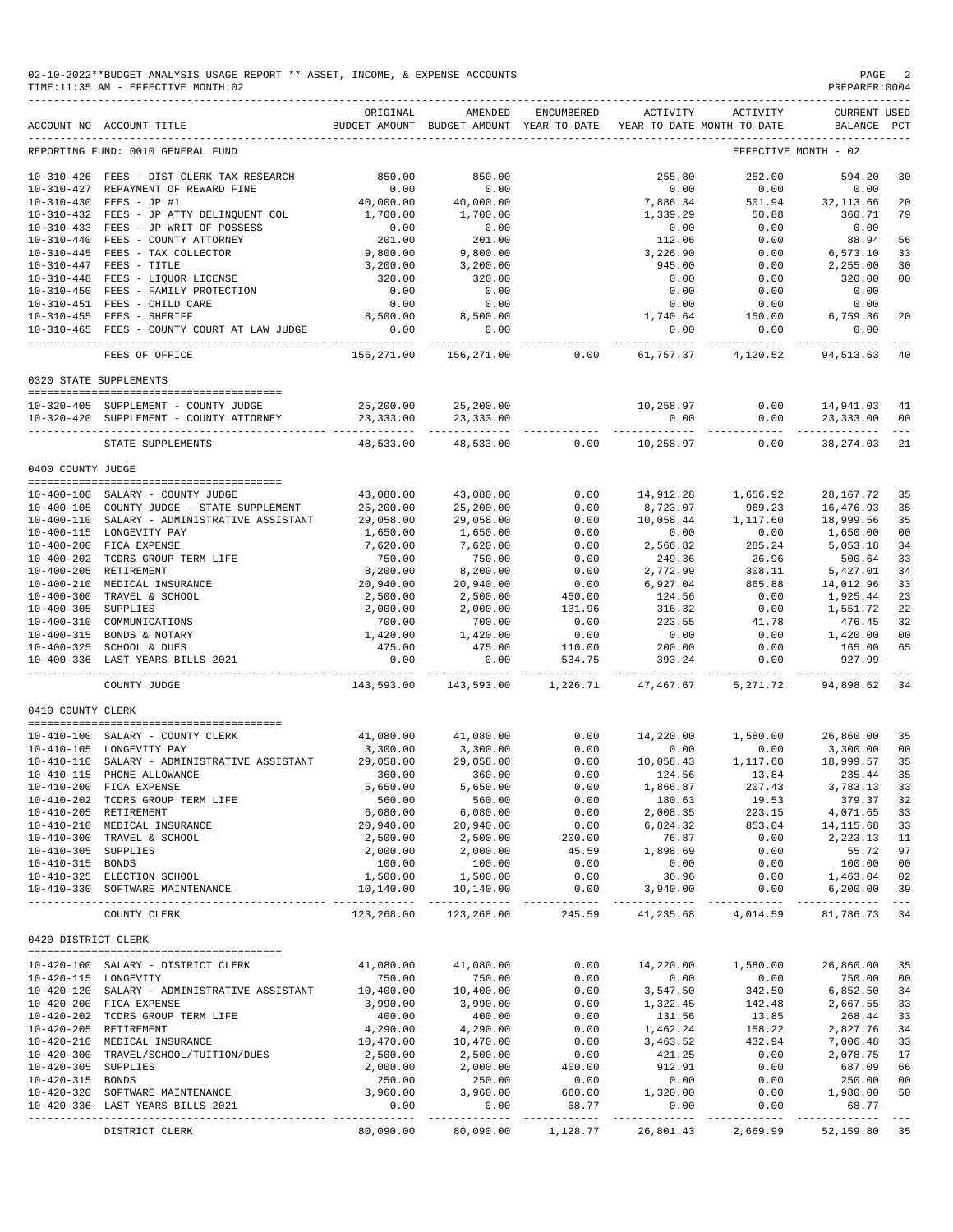02-10-2022**BUDGET ANALYSIS USAGE REPORT ** ASSET, INCOME, & EXPENSE ACCOUNTS
TIME:11:35 AM - EFFECTIVE MONTH:02

PREPARER:0004

| ACCOUNT NO | ACCOUNT-TITLE | ORIGINAL BUDGET-AMOUNT | AMENDED BUDGET-AMOUNT | ENCUMBERED YEAR-TO-DATE | ACTIVITY YEAR-TO-DATE | ACTIVITY MONTH-TO-DATE | CURRENT BALANCE | USED PCT |
|---|---|---|---|---|---|---|---|---|
| REPORTING FUND: 0010 GENERAL FUND | | | | | | | EFFECTIVE MONTH - 02 | |
| 10-310-426 | FEES - DIST CLERK TAX RESEARCH | 850.00 | 850.00 | | 255.80 | 252.00 | 594.20 | 30 |
| 10-310-427 | REPAYMENT OF REWARD FINE | 0.00 | 0.00 | | 0.00 | 0.00 | 0.00 | |
| 10-310-430 | FEES - JP #1 | 40,000.00 | 40,000.00 | | 7,886.34 | 501.94 | 32,113.66 | 20 |
| 10-310-432 | FEES - JP ATTY DELINQUENT COL | 1,700.00 | 1,700.00 | | 1,339.29 | 50.88 | 360.71 | 79 |
| 10-310-433 | FEES - JP WRIT OF POSSESS | 0.00 | 0.00 | | 0.00 | 0.00 | 0.00 | |
| 10-310-440 | FEES - COUNTY ATTORNEY | 201.00 | 201.00 | | 112.06 | 0.00 | 88.94 | 56 |
| 10-310-445 | FEES - TAX COLLECTOR | 9,800.00 | 9,800.00 | | 3,226.90 | 0.00 | 6,573.10 | 33 |
| 10-310-447 | FEES - TITLE | 3,200.00 | 3,200.00 | | 945.00 | 0.00 | 2,255.00 | 30 |
| 10-310-448 | FEES - LIQUOR LICENSE | 320.00 | 320.00 | | 0.00 | 0.00 | 320.00 | 00 |
| 10-310-450 | FEES - FAMILY PROTECTION | 0.00 | 0.00 | | 0.00 | 0.00 | 0.00 | |
| 10-310-451 | FEES - CHILD CARE | 0.00 | 0.00 | | 0.00 | 0.00 | 0.00 | |
| 10-310-455 | FEES - SHERIFF | 8,500.00 | 8,500.00 | | 1,740.64 | 150.00 | 6,759.36 | 20 |
| 10-310-465 | FEES - COUNTY COURT AT LAW JUDGE | 0.00 | 0.00 | | 0.00 | 0.00 | 0.00 | |
| | FEES OF OFFICE | 156,271.00 | 156,271.00 | 0.00 | 61,757.37 | 4,120.52 | 94,513.63 | 40 |
| 0320 STATE SUPPLEMENTS | | | | | | | | |
| 10-320-405 | SUPPLEMENT - COUNTY JUDGE | 25,200.00 | 25,200.00 | | 10,258.97 | 0.00 | 14,941.03 | 41 |
| 10-320-420 | SUPPLEMENT - COUNTY ATTORNEY | 23,333.00 | 23,333.00 | | 0.00 | 0.00 | 23,333.00 | 00 |
| | STATE SUPPLEMENTS | 48,533.00 | 48,533.00 | 0.00 | 10,258.97 | 0.00 | 38,274.03 | 21 |
| 0400 COUNTY JUDGE | | | | | | | | |
| 10-400-100 | SALARY - COUNTY JUDGE | 43,080.00 | 43,080.00 | 0.00 | 14,912.28 | 1,656.92 | 28,167.72 | 35 |
| 10-400-105 | COUNTY JUDGE - STATE SUPPLEMENT | 25,200.00 | 25,200.00 | 0.00 | 8,723.07 | 969.23 | 16,476.93 | 35 |
| 10-400-110 | SALARY - ADMINISTRATIVE ASSISTANT | 29,058.00 | 29,058.00 | 0.00 | 10,058.44 | 1,117.60 | 18,999.56 | 35 |
| 10-400-115 | LONGEVITY PAY | 1,650.00 | 1,650.00 | 0.00 | 0.00 | 0.00 | 1,650.00 | 00 |
| 10-400-200 | FICA EXPENSE | 7,620.00 | 7,620.00 | 0.00 | 2,566.82 | 285.24 | 5,053.18 | 34 |
| 10-400-202 | TCDRS GROUP TERM LIFE | 750.00 | 750.00 | 0.00 | 249.36 | 26.96 | 500.64 | 33 |
| 10-400-205 | RETIREMENT | 8,200.00 | 8,200.00 | 0.00 | 2,772.99 | 308.11 | 5,427.01 | 34 |
| 10-400-210 | MEDICAL INSURANCE | 20,940.00 | 20,940.00 | 0.00 | 6,927.04 | 865.88 | 14,012.96 | 33 |
| 10-400-300 | TRAVEL & SCHOOL | 2,500.00 | 2,500.00 | 450.00 | 124.56 | 0.00 | 1,925.44 | 23 |
| 10-400-305 | SUPPLIES | 2,000.00 | 2,000.00 | 131.96 | 316.32 | 0.00 | 1,551.72 | 22 |
| 10-400-310 | COMMUNICATIONS | 700.00 | 700.00 | 0.00 | 223.55 | 41.78 | 476.45 | 32 |
| 10-400-315 | BONDS & NOTARY | 1,420.00 | 1,420.00 | 0.00 | 0.00 | 0.00 | 1,420.00 | 00 |
| 10-400-325 | SCHOOL & DUES | 475.00 | 475.00 | 110.00 | 200.00 | 0.00 | 165.00 | 65 |
| 10-400-336 | LAST YEARS BILLS 2021 | 0.00 | 0.00 | 534.75 | 393.24 | 0.00 | 927.99- | |
| | COUNTY JUDGE | 143,593.00 | 143,593.00 | 1,226.71 | 47,467.67 | 5,271.72 | 94,898.62 | 34 |
| 0410 COUNTY CLERK | | | | | | | | |
| 10-410-100 | SALARY - COUNTY CLERK | 41,080.00 | 41,080.00 | 0.00 | 14,220.00 | 1,580.00 | 26,860.00 | 35 |
| 10-410-105 | LONGEVITY PAY | 3,300.00 | 3,300.00 | 0.00 | 0.00 | 0.00 | 3,300.00 | 00 |
| 10-410-110 | SALARY - ADMINISTRATIVE ASSISTANT | 29,058.00 | 29,058.00 | 0.00 | 10,058.43 | 1,117.60 | 18,999.57 | 35 |
| 10-410-115 | PHONE ALLOWANCE | 360.00 | 360.00 | 0.00 | 124.56 | 13.84 | 235.44 | 35 |
| 10-410-200 | FICA EXPENSE | 5,650.00 | 5,650.00 | 0.00 | 1,866.87 | 207.43 | 3,783.13 | 33 |
| 10-410-202 | TCDRS GROUP TERM LIFE | 560.00 | 560.00 | 0.00 | 180.63 | 19.53 | 379.37 | 32 |
| 10-410-205 | RETIREMENT | 6,080.00 | 6,080.00 | 0.00 | 2,008.35 | 223.15 | 4,071.65 | 33 |
| 10-410-210 | MEDICAL INSURANCE | 20,940.00 | 20,940.00 | 0.00 | 6,824.32 | 853.04 | 14,115.68 | 33 |
| 10-410-300 | TRAVEL & SCHOOL | 2,500.00 | 2,500.00 | 200.00 | 76.87 | 0.00 | 2,223.13 | 11 |
| 10-410-305 | SUPPLIES | 2,000.00 | 2,000.00 | 45.59 | 1,898.69 | 0.00 | 55.72 | 97 |
| 10-410-315 | BONDS | 100.00 | 100.00 | 0.00 | 0.00 | 0.00 | 100.00 | 00 |
| 10-410-325 | ELECTION SCHOOL | 1,500.00 | 1,500.00 | 0.00 | 36.96 | 0.00 | 1,463.04 | 02 |
| 10-410-330 | SOFTWARE MAINTENANCE | 10,140.00 | 10,140.00 | 0.00 | 3,940.00 | 0.00 | 6,200.00 | 39 |
| | COUNTY CLERK | 123,268.00 | 123,268.00 | 245.59 | 41,235.68 | 4,014.59 | 81,786.73 | 34 |
| 0420 DISTRICT CLERK | | | | | | | | |
| 10-420-100 | SALARY - DISTRICT CLERK | 41,080.00 | 41,080.00 | 0.00 | 14,220.00 | 1,580.00 | 26,860.00 | 35 |
| 10-420-115 | LONGEVITY | 750.00 | 750.00 | 0.00 | 0.00 | 0.00 | 750.00 | 00 |
| 10-420-120 | SALARY - ADMINISTRATIVE ASSISTANT | 10,400.00 | 10,400.00 | 0.00 | 3,547.50 | 342.50 | 6,852.50 | 34 |
| 10-420-200 | FICA EXPENSE | 3,990.00 | 3,990.00 | 0.00 | 1,322.45 | 142.48 | 2,667.55 | 33 |
| 10-420-202 | TCDRS GROUP TERM LIFE | 400.00 | 400.00 | 0.00 | 131.56 | 13.85 | 268.44 | 33 |
| 10-420-205 | RETIREMENT | 4,290.00 | 4,290.00 | 0.00 | 1,462.24 | 158.22 | 2,827.76 | 34 |
| 10-420-210 | MEDICAL INSURANCE | 10,470.00 | 10,470.00 | 0.00 | 3,463.52 | 432.94 | 7,006.48 | 33 |
| 10-420-300 | TRAVEL/SCHOOL/TUITION/DUES | 2,500.00 | 2,500.00 | 0.00 | 421.25 | 0.00 | 2,078.75 | 17 |
| 10-420-305 | SUPPLIES | 2,000.00 | 2,000.00 | 400.00 | 912.91 | 0.00 | 687.09 | 66 |
| 10-420-315 | BONDS | 250.00 | 250.00 | 0.00 | 0.00 | 0.00 | 250.00 | 00 |
| 10-420-320 | SOFTWARE MAINTENANCE | 3,960.00 | 3,960.00 | 660.00 | 1,320.00 | 0.00 | 1,980.00 | 50 |
| 10-420-336 | LAST YEARS BILLS 2021 | 0.00 | 0.00 | 68.77 | 0.00 | 0.00 | 68.77- | |
| | DISTRICT CLERK | 80,090.00 | 80,090.00 | 1,128.77 | 26,801.43 | 2,669.99 | 52,159.80 | 35 |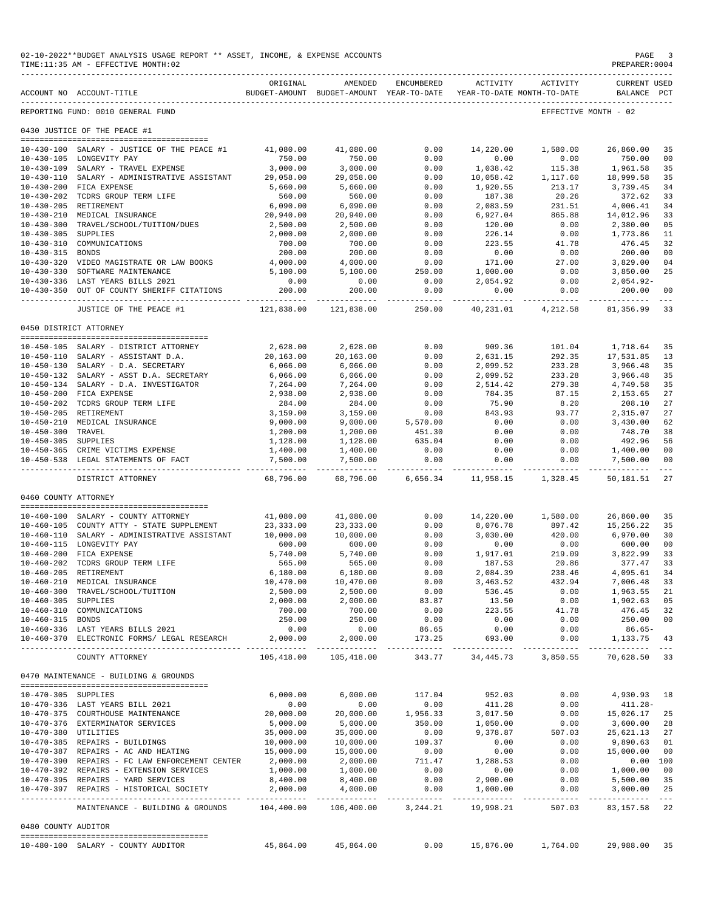02-10-2022**BUDGET ANALYSIS USAGE REPORT ** ASSET, INCOME, & EXPENSE ACCOUNTS
TIME:11:35 AM - EFFECTIVE MONTH:02

| ACCOUNT NO | ACCOUNT-TITLE | ORIGINAL BUDGET-AMOUNT | AMENDED BUDGET-AMOUNT | ENCUMBERED YEAR-TO-DATE | ACTIVITY YEAR-TO-DATE | ACTIVITY MONTH-TO-DATE | CURRENT BALANCE | USED PCT |
|---|---|---|---|---|---|---|---|---|
| REPORTING FUND: 0010 GENERAL FUND | | | | | | EFFECTIVE MONTH - 02 | | |
| **0430 JUSTICE OF THE PEACE #1** | | | | | | | | |
| 10-430-100 | SALARY - JUSTICE OF THE PEACE #1 | 41,080.00 | 41,080.00 | 0.00 | 14,220.00 | 1,580.00 | 26,860.00 | 35 |
| 10-430-105 | LONGEVITY PAY | 750.00 | 750.00 | 0.00 | 0.00 | 0.00 | 750.00 | 00 |
| 10-430-109 | SALARY - TRAVEL EXPENSE | 3,000.00 | 3,000.00 | 0.00 | 1,038.42 | 115.38 | 1,961.58 | 35 |
| 10-430-110 | SALARY - ADMINISTRATIVE ASSISTANT | 29,058.00 | 29,058.00 | 0.00 | 10,058.42 | 1,117.60 | 18,999.58 | 35 |
| 10-430-200 | FICA EXPENSE | 5,660.00 | 5,660.00 | 0.00 | 1,920.55 | 213.17 | 3,739.45 | 34 |
| 10-430-202 | TCDRS GROUP TERM LIFE | 560.00 | 560.00 | 0.00 | 187.38 | 20.26 | 372.62 | 33 |
| 10-430-205 | RETIREMENT | 6,090.00 | 6,090.00 | 0.00 | 2,083.59 | 231.51 | 4,006.41 | 34 |
| 10-430-210 | MEDICAL INSURANCE | 20,940.00 | 20,940.00 | 0.00 | 6,927.04 | 865.88 | 14,012.96 | 33 |
| 10-430-300 | TRAVEL/SCHOOL/TUITION/DUES | 2,500.00 | 2,500.00 | 0.00 | 120.00 | 0.00 | 2,380.00 | 05 |
| 10-430-305 | SUPPLIES | 2,000.00 | 2,000.00 | 0.00 | 226.14 | 0.00 | 1,773.86 | 11 |
| 10-430-310 | COMMUNICATIONS | 700.00 | 700.00 | 0.00 | 223.55 | 41.78 | 476.45 | 32 |
| 10-430-315 | BONDS | 200.00 | 200.00 | 0.00 | 0.00 | 0.00 | 200.00 | 00 |
| 10-430-320 | VIDEO MAGISTRATE OR LAW BOOKS | 4,000.00 | 4,000.00 | 0.00 | 171.00 | 27.00 | 3,829.00 | 04 |
| 10-430-330 | SOFTWARE MAINTENANCE | 5,100.00 | 5,100.00 | 250.00 | 1,000.00 | 0.00 | 3,850.00 | 25 |
| 10-430-336 | LAST YEARS BILLS 2021 | 0.00 | 0.00 | 0.00 | 2,054.92 | 0.00 | 2,054.92- | |
| 10-430-350 | OUT OF COUNTY SHERIFF CITATIONS | 200.00 | 200.00 | 0.00 | 0.00 | 0.00 | 200.00 | 00 |
| | JUSTICE OF THE PEACE #1 | 121,838.00 | 121,838.00 | 250.00 | 40,231.01 | 4,212.58 | 81,356.99 | 33 |
| **0450 DISTRICT ATTORNEY** | | | | | | | | |
| 10-450-105 | SALARY - DISTRICT ATTORNEY | 2,628.00 | 2,628.00 | 0.00 | 909.36 | 101.04 | 1,718.64 | 35 |
| 10-450-110 | SALARY - ASSISTANT D.A. | 20,163.00 | 20,163.00 | 0.00 | 2,631.15 | 292.35 | 17,531.85 | 13 |
| 10-450-130 | SALARY - D.A. SECRETARY | 6,066.00 | 6,066.00 | 0.00 | 2,099.52 | 233.28 | 3,966.48 | 35 |
| 10-450-132 | SALARY - ASST D.A. SECRETARY | 6,066.00 | 6,066.00 | 0.00 | 2,099.52 | 233.28 | 3,966.48 | 35 |
| 10-450-134 | SALARY - D.A. INVESTIGATOR | 7,264.00 | 7,264.00 | 0.00 | 2,514.42 | 279.38 | 4,749.58 | 35 |
| 10-450-200 | FICA EXPENSE | 2,938.00 | 2,938.00 | 0.00 | 784.35 | 87.15 | 2,153.65 | 27 |
| 10-450-202 | TCDRS GROUP TERM LIFE | 284.00 | 284.00 | 0.00 | 75.90 | 8.20 | 208.10 | 27 |
| 10-450-205 | RETIREMENT | 3,159.00 | 3,159.00 | 0.00 | 843.93 | 93.77 | 2,315.07 | 27 |
| 10-450-210 | MEDICAL INSURANCE | 9,000.00 | 9,000.00 | 5,570.00 | 0.00 | 0.00 | 3,430.00 | 62 |
| 10-450-300 | TRAVEL | 1,200.00 | 1,200.00 | 451.30 | 0.00 | 0.00 | 748.70 | 38 |
| 10-450-305 | SUPPLIES | 1,128.00 | 1,128.00 | 635.04 | 0.00 | 0.00 | 492.96 | 56 |
| 10-450-365 | CRIME VICTIMS EXPENSE | 1,400.00 | 1,400.00 | 0.00 | 0.00 | 0.00 | 1,400.00 | 00 |
| 10-450-538 | LEGAL STATEMENTS OF FACT | 7,500.00 | 7,500.00 | 0.00 | 0.00 | 0.00 | 7,500.00 | 00 |
| | DISTRICT ATTORNEY | 68,796.00 | 68,796.00 | 6,656.34 | 11,958.15 | 1,328.45 | 50,181.51 | 27 |
| **0460 COUNTY ATTORNEY** | | | | | | | | |
| 10-460-100 | SALARY - COUNTY ATTORNEY | 41,080.00 | 41,080.00 | 0.00 | 14,220.00 | 1,580.00 | 26,860.00 | 35 |
| 10-460-105 | COUNTY ATTY - STATE SUPPLEMENT | 23,333.00 | 23,333.00 | 0.00 | 8,076.78 | 897.42 | 15,256.22 | 35 |
| 10-460-110 | SALARY - ADMINISTRATIVE ASSISTANT | 10,000.00 | 10,000.00 | 0.00 | 3,030.00 | 420.00 | 6,970.00 | 30 |
| 10-460-115 | LONGEVITY PAY | 600.00 | 600.00 | 0.00 | 0.00 | 0.00 | 600.00 | 00 |
| 10-460-200 | FICA EXPENSE | 5,740.00 | 5,740.00 | 0.00 | 1,917.01 | 219.09 | 3,822.99 | 33 |
| 10-460-202 | TCDRS GROUP TERM LIFE | 565.00 | 565.00 | 0.00 | 187.53 | 20.86 | 377.47 | 33 |
| 10-460-205 | RETIREMENT | 6,180.00 | 6,180.00 | 0.00 | 2,084.39 | 238.46 | 4,095.61 | 34 |
| 10-460-210 | MEDICAL INSURANCE | 10,470.00 | 10,470.00 | 0.00 | 3,463.52 | 432.94 | 7,006.48 | 33 |
| 10-460-300 | TRAVEL/SCHOOL/TUITION | 2,500.00 | 2,500.00 | 0.00 | 536.45 | 0.00 | 1,963.55 | 21 |
| 10-460-305 | SUPPLIES | 2,000.00 | 2,000.00 | 83.87 | 13.50 | 0.00 | 1,902.63 | 05 |
| 10-460-310 | COMMUNICATIONS | 700.00 | 700.00 | 0.00 | 223.55 | 41.78 | 476.45 | 32 |
| 10-460-315 | BONDS | 250.00 | 250.00 | 0.00 | 0.00 | 0.00 | 250.00 | 00 |
| 10-460-336 | LAST YEARS BILLS 2021 | 0.00 | 0.00 | 86.65 | 0.00 | 0.00 | 86.65- | |
| 10-460-370 | ELECTRONIC FORMS/ LEGAL RESEARCH | 2,000.00 | 2,000.00 | 173.25 | 693.00 | 0.00 | 1,133.75 | 43 |
| | COUNTY ATTORNEY | 105,418.00 | 105,418.00 | 343.77 | 34,445.73 | 3,850.55 | 70,628.50 | 33 |
| **0470 MAINTENANCE - BUILDING & GROUNDS** | | | | | | | | |
| 10-470-305 | SUPPLIES | 6,000.00 | 6,000.00 | 117.04 | 952.03 | 0.00 | 4,930.93 | 18 |
| 10-470-336 | LAST YEARS BILL 2021 | 0.00 | 0.00 | 0.00 | 411.28 | 0.00 | 411.28- | |
| 10-470-375 | COURTHOUSE MAINTENANCE | 20,000.00 | 20,000.00 | 1,956.33 | 3,017.50 | 0.00 | 15,026.17 | 25 |
| 10-470-376 | EXTERMINATOR SERVICES | 5,000.00 | 5,000.00 | 350.00 | 1,050.00 | 0.00 | 3,600.00 | 28 |
| 10-470-380 | UTILITIES | 35,000.00 | 35,000.00 | 0.00 | 9,378.87 | 507.03 | 25,621.13 | 27 |
| 10-470-385 | REPAIRS - BUILDINGS | 10,000.00 | 10,000.00 | 109.37 | 0.00 | 0.00 | 9,890.63 | 01 |
| 10-470-387 | REPAIRS - AC AND HEATING | 15,000.00 | 15,000.00 | 0.00 | 0.00 | 0.00 | 15,000.00 | 00 |
| 10-470-390 | REPAIRS - FC LAW ENFORCEMENT CENTER | 2,000.00 | 2,000.00 | 711.47 | 1,288.53 | 0.00 | 0.00 | 100 |
| 10-470-392 | REPAIRS - EXTENSION SERVICES | 1,000.00 | 1,000.00 | 0.00 | 0.00 | 0.00 | 1,000.00 | 00 |
| 10-470-395 | REPAIRS - YARD SERVICES | 8,400.00 | 8,400.00 | 0.00 | 2,900.00 | 0.00 | 5,500.00 | 35 |
| 10-470-397 | REPAIRS - HISTORICAL SOCIETY | 2,000.00 | 4,000.00 | 0.00 | 1,000.00 | 0.00 | 3,000.00 | 25 |
| | MAINTENANCE - BUILDING & GROUNDS | 104,400.00 | 106,400.00 | 3,244.21 | 19,998.21 | 507.03 | 83,157.58 | 22 |
| **0480 COUNTY AUDITOR** | | | | | | | | |
| 10-480-100 | SALARY - COUNTY AUDITOR | 45,864.00 | 45,864.00 | 0.00 | 15,876.00 | 1,764.00 | 29,988.00 | 35 |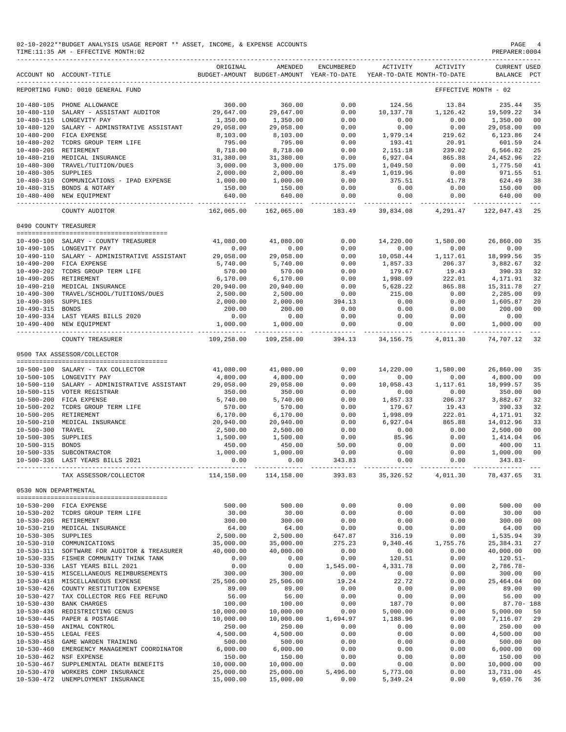02-10-2022**BUDGET ANALYSIS USAGE REPORT ** ASSET, INCOME, & EXPENSE ACCOUNTS
TIME:11:35 AM - EFFECTIVE MONTH:02
PREPARER:0004

| ACCOUNT NO | ACCOUNT-TITLE | ORIGINAL BUDGET-AMOUNT | AMENDED BUDGET-AMOUNT | ENCUMBERED YEAR-TO-DATE | ACTIVITY YEAR-TO-DATE | ACTIVITY MONTH-TO-DATE | CURRENT BALANCE | USED PCT |
|---|---|---|---|---|---|---|---|---|
| REPORTING FUND: 0010 GENERAL FUND | | | | | | EFFECTIVE MONTH - 02 | | |
| 10-480-105 | PHONE ALLOWANCE | 360.00 | 360.00 | 0.00 | 124.56 | 13.84 | 235.44 | 35 |
| 10-480-110 | SALARY - ASSISTANT AUDITOR | 29,647.00 | 29,647.00 | 0.00 | 10,137.78 | 1,126.42 | 19,509.22 | 34 |
| 10-480-115 | LONGEVITY PAY | 1,350.00 | 1,350.00 | 0.00 | 0.00 | 0.00 | 1,350.00 | 00 |
| 10-480-120 | SALARY - ADMINSTRATIVE ASSISTANT | 29,058.00 | 29,058.00 | 0.00 | 0.00 | 0.00 | 29,058.00 | 00 |
| 10-480-200 | FICA EXPENSE | 8,103.00 | 8,103.00 | 0.00 | 1,979.14 | 219.62 | 6,123.86 | 24 |
| 10-480-202 | TCDRS GROUP TERM LIFE | 795.00 | 795.00 | 0.00 | 193.41 | 20.91 | 601.59 | 24 |
| 10-480-205 | RETIREMENT | 8,718.00 | 8,718.00 | 0.00 | 2,151.18 | 239.02 | 6,566.82 | 25 |
| 10-480-210 | MEDICAL INSURANCE | 31,380.00 | 31,380.00 | 0.00 | 6,927.04 | 865.88 | 24,452.96 | 22 |
| 10-480-300 | TRAVEL/TUITION/DUES | 3,000.00 | 3,000.00 | 175.00 | 1,049.50 | 0.00 | 1,775.50 | 41 |
| 10-480-305 | SUPPLIES | 2,000.00 | 2,000.00 | 8.49 | 1,019.96 | 0.00 | 971.55 | 51 |
| 10-480-310 | COMMUNICATIONS - IPAD EXPENSE | 1,000.00 | 1,000.00 | 0.00 | 375.51 | 41.78 | 624.49 | 38 |
| 10-480-315 | BONDS & NOTARY | 150.00 | 150.00 | 0.00 | 0.00 | 0.00 | 150.00 | 00 |
| 10-480-400 | NEW EQUIPMENT | 640.00 | 640.00 | 0.00 | 0.00 | 0.00 | 640.00 | 00 |
| | COUNTY AUDITOR | 162,065.00 | 162,065.00 | 183.49 | 39,834.08 | 4,291.47 | 122,047.43 | 25 |
| 0490 COUNTY TREASURER | | | | | | | | |
| 10-490-100 | SALARY - COUNTY TREASURER | 41,080.00 | 41,080.00 | 0.00 | 14,220.00 | 1,580.00 | 26,860.00 | 35 |
| 10-490-105 | LONGEVITY PAY | 0.00 | 0.00 | 0.00 | 0.00 | 0.00 | 0.00 | |
| 10-490-110 | SALARY - ADMINISTRATIVE ASSISTANT | 29,058.00 | 29,058.00 | 0.00 | 10,058.44 | 1,117.61 | 18,999.56 | 35 |
| 10-490-200 | FICA EXPENSE | 5,740.00 | 5,740.00 | 0.00 | 1,857.33 | 206.37 | 3,882.67 | 32 |
| 10-490-202 | TCDRS GROUP TERM LIFE | 570.00 | 570.00 | 0.00 | 179.67 | 19.43 | 390.33 | 32 |
| 10-490-205 | RETIREMENT | 6,170.00 | 6,170.00 | 0.00 | 1,998.09 | 222.01 | 4,171.91 | 32 |
| 10-490-210 | MEDICAL INSURANCE | 20,940.00 | 20,940.00 | 0.00 | 5,628.22 | 865.88 | 15,311.78 | 27 |
| 10-490-300 | TRAVEL/SCHOOL/TUITIONS/DUES | 2,500.00 | 2,500.00 | 0.00 | 215.00 | 0.00 | 2,285.00 | 09 |
| 10-490-305 | SUPPLIES | 2,000.00 | 2,000.00 | 394.13 | 0.00 | 0.00 | 1,605.87 | 20 |
| 10-490-315 | BONDS | 200.00 | 200.00 | 0.00 | 0.00 | 0.00 | 200.00 | 00 |
| 10-490-334 | LAST YEARS BILLS 2020 | 0.00 | 0.00 | 0.00 | 0.00 | 0.00 | 0.00 | |
| 10-490-400 | NEW EQUIPMENT | 1,000.00 | 1,000.00 | 0.00 | 0.00 | 0.00 | 1,000.00 | 00 |
| | COUNTY TREASURER | 109,258.00 | 109,258.00 | 394.13 | 34,156.75 | 4,011.30 | 74,707.12 | 32 |
| 0500 TAX ASSESSOR/COLLECTOR | | | | | | | | |
| 10-500-100 | SALARY - TAX COLLECTOR | 41,080.00 | 41,080.00 | 0.00 | 14,220.00 | 1,580.00 | 26,860.00 | 35 |
| 10-500-105 | LONGEVITY PAY | 4,800.00 | 4,800.00 | 0.00 | 0.00 | 0.00 | 4,800.00 | 00 |
| 10-500-110 | SALARY - ADMINISTRATIVE ASSISTANT | 29,058.00 | 29,058.00 | 0.00 | 10,058.43 | 1,117.61 | 18,999.57 | 35 |
| 10-500-115 | VOTER REGISTRAR | 350.00 | 350.00 | 0.00 | 0.00 | 0.00 | 350.00 | 00 |
| 10-500-200 | FICA EXPENSE | 5,740.00 | 5,740.00 | 0.00 | 1,857.33 | 206.37 | 3,882.67 | 32 |
| 10-500-202 | TCDRS GROUP TERM LIFE | 570.00 | 570.00 | 0.00 | 179.67 | 19.43 | 390.33 | 32 |
| 10-500-205 | RETIREMENT | 6,170.00 | 6,170.00 | 0.00 | 1,998.09 | 222.01 | 4,171.91 | 32 |
| 10-500-210 | MEDICAL INSURANCE | 20,940.00 | 20,940.00 | 0.00 | 6,927.04 | 865.88 | 14,012.96 | 33 |
| 10-500-300 | TRAVEL | 2,500.00 | 2,500.00 | 0.00 | 0.00 | 0.00 | 2,500.00 | 00 |
| 10-500-305 | SUPPLIES | 1,500.00 | 1,500.00 | 0.00 | 85.96 | 0.00 | 1,414.04 | 06 |
| 10-500-315 | BONDS | 450.00 | 450.00 | 50.00 | 0.00 | 0.00 | 400.00 | 11 |
| 10-500-335 | SUBCONTRACTOR | 1,000.00 | 1,000.00 | 0.00 | 0.00 | 0.00 | 1,000.00 | 00 |
| 10-500-336 | LAST YEARS BILLS 2021 | 0.00 | 0.00 | 343.83 | 0.00 | 0.00 | 343.83- | |
| | TAX ASSESSOR/COLLECTOR | 114,158.00 | 114,158.00 | 393.83 | 35,326.52 | 4,011.30 | 78,437.65 | 31 |
| 0530 NON DEPARTMENTAL | | | | | | | | |
| 10-530-200 | FICA EXPENSE | 500.00 | 500.00 | 0.00 | 0.00 | 0.00 | 500.00 | 00 |
| 10-530-202 | TCDRS GROUP TERM LIFE | 30.00 | 30.00 | 0.00 | 0.00 | 0.00 | 30.00 | 00 |
| 10-530-205 | RETIREMENT | 300.00 | 300.00 | 0.00 | 0.00 | 0.00 | 300.00 | 00 |
| 10-530-210 | MEDICAL INSURANCE | 64.00 | 64.00 | 0.00 | 0.00 | 0.00 | 64.00 | 00 |
| 10-530-305 | SUPPLIES | 2,500.00 | 2,500.00 | 647.87 | 316.19 | 0.00 | 1,535.94 | 39 |
| 10-530-310 | COMMUNICATIONS | 35,000.00 | 35,000.00 | 275.23 | 9,340.46 | 1,755.76 | 25,384.31 | 27 |
| 10-530-311 | SOFTWARE FOR AUDITOR & TREASURER | 40,000.00 | 40,000.00 | 0.00 | 0.00 | 0.00 | 40,000.00 | 00 |
| 10-530-335 | FISHER COMMUNITY THINK TANK | 0.00 | 0.00 | 0.00 | 120.51 | 0.00 | 120.51- | |
| 10-530-336 | LAST YEARS BILL 2021 | 0.00 | 0.00 | 1,545.00- | 4,331.78 | 0.00 | 2,786.78- | |
| 10-530-415 | MISCELLANEOUS REIMBURSEMENTS | 300.00 | 300.00 | 0.00 | 0.00 | 0.00 | 300.00 | 00 |
| 10-530-418 | MISCELLANEOUS EXPENSE | 25,506.00 | 25,506.00 | 19.24 | 22.72 | 0.00 | 25,464.04 | 00 |
| 10-530-426 | COUNTY RESTITUTION EXPENSE | 89.00 | 89.00 | 0.00 | 0.00 | 0.00 | 89.00 | 00 |
| 10-530-427 | TAX COLLECTOR REG FEE REFUND | 56.00 | 56.00 | 0.00 | 0.00 | 0.00 | 56.00 | 00 |
| 10-530-430 | BANK CHARGES | 100.00 | 100.00 | 0.00 | 187.70 | 0.00 | 87.70- | 188 |
| 10-530-436 | REDISTRICTING CENUS | 10,000.00 | 10,000.00 | 0.00 | 5,000.00 | 0.00 | 5,000.00 | 50 |
| 10-530-445 | PAPER & POSTAGE | 10,000.00 | 10,000.00 | 1,694.97 | 1,188.96 | 0.00 | 7,116.07 | 29 |
| 10-530-450 | ANIMAL CONTROL | 250.00 | 250.00 | 0.00 | 0.00 | 0.00 | 250.00 | 00 |
| 10-530-455 | LEGAL FEES | 4,500.00 | 4,500.00 | 0.00 | 0.00 | 0.00 | 4,500.00 | 00 |
| 10-530-458 | GAME WARDEN TRAINING | 500.00 | 500.00 | 0.00 | 0.00 | 0.00 | 500.00 | 00 |
| 10-530-460 | EMERGENCY MANAGEMENT COORDINATOR | 6,000.00 | 6,000.00 | 0.00 | 0.00 | 0.00 | 6,000.00 | 00 |
| 10-530-462 | NSF EXPENSE | 150.00 | 150.00 | 0.00 | 0.00 | 0.00 | 150.00 | 00 |
| 10-530-467 | SUPPLEMENTAL DEATH BENEFITS | 10,000.00 | 10,000.00 | 0.00 | 0.00 | 0.00 | 10,000.00 | 00 |
| 10-530-470 | WORKERS COMP INSURANCE | 25,000.00 | 25,000.00 | 5,496.00 | 5,773.00 | 0.00 | 13,731.00 | 45 |
| 10-530-472 | UNEMPLOYMENT INSURANCE | 15,000.00 | 15,000.00 | 0.00 | 5,349.24 | 0.00 | 9,650.76 | 36 |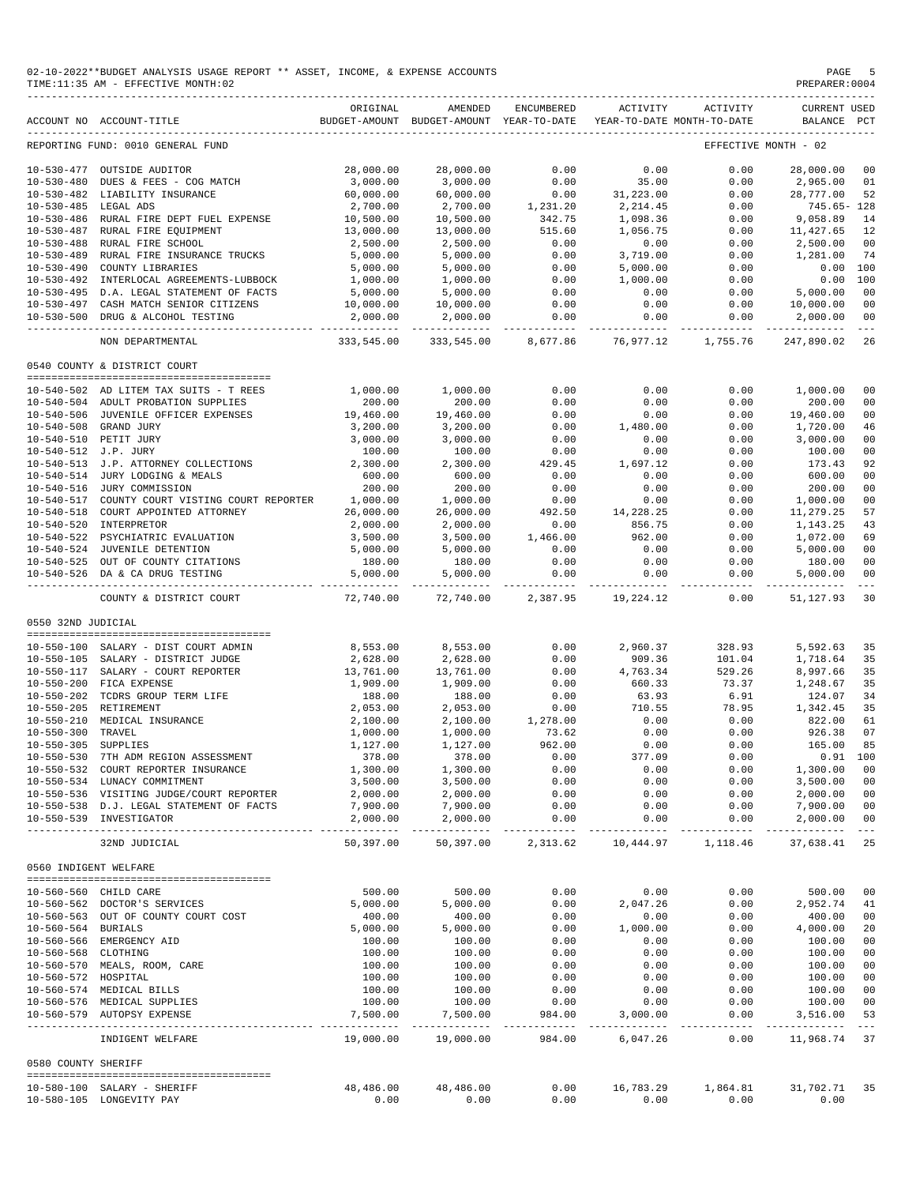02-10-2022**BUDGET ANALYSIS USAGE REPORT ** ASSET, INCOME, & EXPENSE ACCOUNTS
TIME:11:35 AM - EFFECTIVE MONTH:02

REPORTING FUND: 0010 GENERAL FUND — EFFECTIVE MONTH - 02

| ACCOUNT NO | ACCOUNT-TITLE | ORIGINAL BUDGET-AMOUNT | AMENDED BUDGET-AMOUNT | ENCUMBERED YEAR-TO-DATE | ACTIVITY YEAR-TO-DATE | ACTIVITY MONTH-TO-DATE | CURRENT BALANCE | USED PCT |
|---|---|---|---|---|---|---|---|---|
| 10-530-477 | OUTSIDE AUDITOR | 28,000.00 | 28,000.00 | 0.00 | 0.00 | 0.00 | 28,000.00 | 00 |
| 10-530-480 | DUES & FEES - COG MATCH | 3,000.00 | 3,000.00 | 0.00 | 35.00 | 0.00 | 2,965.00 | 01 |
| 10-530-482 | LIABILITY INSURANCE | 60,000.00 | 60,000.00 | 0.00 | 31,223.00 | 0.00 | 28,777.00 | 52 |
| 10-530-485 | LEGAL ADS | 2,700.00 | 2,700.00 | 1,231.20 | 2,214.45 | 0.00 | 745.65- | 128 |
| 10-530-486 | RURAL FIRE DEPT FUEL EXPENSE | 10,500.00 | 10,500.00 | 342.75 | 1,098.36 | 0.00 | 9,058.89 | 14 |
| 10-530-487 | RURAL FIRE EQUIPMENT | 13,000.00 | 13,000.00 | 515.60 | 1,056.75 | 0.00 | 11,427.65 | 12 |
| 10-530-488 | RURAL FIRE SCHOOL | 2,500.00 | 2,500.00 | 0.00 | 0.00 | 0.00 | 2,500.00 | 00 |
| 10-530-489 | RURAL FIRE INSURANCE TRUCKS | 5,000.00 | 5,000.00 | 0.00 | 3,719.00 | 0.00 | 1,281.00 | 74 |
| 10-530-490 | COUNTY LIBRARIES | 5,000.00 | 5,000.00 | 0.00 | 5,000.00 | 0.00 | 0.00 | 100 |
| 10-530-492 | INTERLOCAL AGREEMENTS-LUBBOCK | 1,000.00 | 1,000.00 | 0.00 | 1,000.00 | 0.00 | 0.00 | 100 |
| 10-530-495 | D.A. LEGAL STATEMENT OF FACTS | 5,000.00 | 5,000.00 | 0.00 | 0.00 | 0.00 | 5,000.00 | 00 |
| 10-530-497 | CASH MATCH SENIOR CITIZENS | 10,000.00 | 10,000.00 | 0.00 | 0.00 | 0.00 | 10,000.00 | 00 |
| 10-530-500 | DRUG & ALCOHOL TESTING | 2,000.00 | 2,000.00 | 0.00 | 0.00 | 0.00 | 2,000.00 | 00 |
| | NON DEPARTMENTAL | 333,545.00 | 333,545.00 | 8,677.86 | 76,977.12 | 1,755.76 | 247,890.02 | 26 |

0540 COUNTY & DISTRICT COURT

| ACCOUNT NO | ACCOUNT-TITLE | ORIGINAL BUDGET-AMOUNT | AMENDED BUDGET-AMOUNT | ENCUMBERED YEAR-TO-DATE | ACTIVITY YEAR-TO-DATE | ACTIVITY MONTH-TO-DATE | CURRENT BALANCE | USED PCT |
|---|---|---|---|---|---|---|---|---|
| 10-540-502 | AD LITEM TAX SUITS - T REES | 1,000.00 | 1,000.00 | 0.00 | 0.00 | 0.00 | 1,000.00 | 00 |
| 10-540-504 | ADULT PROBATION SUPPLIES | 200.00 | 200.00 | 0.00 | 0.00 | 0.00 | 200.00 | 00 |
| 10-540-506 | JUVENILE OFFICER EXPENSES | 19,460.00 | 19,460.00 | 0.00 | 0.00 | 0.00 | 19,460.00 | 00 |
| 10-540-508 | GRAND JURY | 3,200.00 | 3,200.00 | 0.00 | 1,480.00 | 0.00 | 1,720.00 | 46 |
| 10-540-510 | PETIT JURY | 3,000.00 | 3,000.00 | 0.00 | 0.00 | 0.00 | 3,000.00 | 00 |
| 10-540-512 | J.P. JURY | 100.00 | 100.00 | 0.00 | 0.00 | 0.00 | 100.00 | 00 |
| 10-540-513 | J.P. ATTORNEY COLLECTIONS | 2,300.00 | 2,300.00 | 429.45 | 1,697.12 | 0.00 | 173.43 | 92 |
| 10-540-514 | JURY LODGING & MEALS | 600.00 | 600.00 | 0.00 | 0.00 | 0.00 | 600.00 | 00 |
| 10-540-516 | JURY COMMISSION | 200.00 | 200.00 | 0.00 | 0.00 | 0.00 | 200.00 | 00 |
| 10-540-517 | COUNTY COURT VISTING COURT REPORTER | 1,000.00 | 1,000.00 | 0.00 | 0.00 | 0.00 | 1,000.00 | 00 |
| 10-540-518 | COURT APPOINTED ATTORNEY | 26,000.00 | 26,000.00 | 492.50 | 14,228.25 | 0.00 | 11,279.25 | 57 |
| 10-540-520 | INTERPRETOR | 2,000.00 | 2,000.00 | 0.00 | 856.75 | 0.00 | 1,143.25 | 43 |
| 10-540-522 | PSYCHIATRIC EVALUATION | 3,500.00 | 3,500.00 | 1,466.00 | 962.00 | 0.00 | 1,072.00 | 69 |
| 10-540-524 | JUVENILE DETENTION | 5,000.00 | 5,000.00 | 0.00 | 0.00 | 0.00 | 5,000.00 | 00 |
| 10-540-525 | OUT OF COUNTY CITATIONS | 180.00 | 180.00 | 0.00 | 0.00 | 0.00 | 180.00 | 00 |
| 10-540-526 | DA & CA DRUG TESTING | 5,000.00 | 5,000.00 | 0.00 | 0.00 | 0.00 | 5,000.00 | 00 |
| | COUNTY & DISTRICT COURT | 72,740.00 | 72,740.00 | 2,387.95 | 19,224.12 | 0.00 | 51,127.93 | 30 |

0550 32ND JUDICIAL

| ACCOUNT NO | ACCOUNT-TITLE | ORIGINAL BUDGET-AMOUNT | AMENDED BUDGET-AMOUNT | ENCUMBERED YEAR-TO-DATE | ACTIVITY YEAR-TO-DATE | ACTIVITY MONTH-TO-DATE | CURRENT BALANCE | USED PCT |
|---|---|---|---|---|---|---|---|---|
| 10-550-100 | SALARY - DIST COURT ADMIN | 8,553.00 | 8,553.00 | 0.00 | 2,960.37 | 328.93 | 5,592.63 | 35 |
| 10-550-105 | SALARY - DISTRICT JUDGE | 2,628.00 | 2,628.00 | 0.00 | 909.36 | 101.04 | 1,718.64 | 35 |
| 10-550-117 | SALARY - COURT REPORTER | 13,761.00 | 13,761.00 | 0.00 | 4,763.34 | 529.26 | 8,997.66 | 35 |
| 10-550-200 | FICA EXPENSE | 1,909.00 | 1,909.00 | 0.00 | 660.33 | 73.37 | 1,248.67 | 35 |
| 10-550-202 | TCDRS GROUP TERM LIFE | 188.00 | 188.00 | 0.00 | 63.93 | 6.91 | 124.07 | 34 |
| 10-550-205 | RETIREMENT | 2,053.00 | 2,053.00 | 0.00 | 710.55 | 78.95 | 1,342.45 | 35 |
| 10-550-210 | MEDICAL INSURANCE | 2,100.00 | 2,100.00 | 1,278.00 | 0.00 | 0.00 | 822.00 | 61 |
| 10-550-300 | TRAVEL | 1,000.00 | 1,000.00 | 73.62 | 0.00 | 0.00 | 926.38 | 07 |
| 10-550-305 | SUPPLIES | 1,127.00 | 1,127.00 | 962.00 | 0.00 | 0.00 | 165.00 | 85 |
| 10-550-530 | 7TH ADM REGION ASSESSMENT | 378.00 | 378.00 | 0.00 | 377.09 | 0.00 | 0.91 | 100 |
| 10-550-532 | COURT REPORTER INSURANCE | 1,300.00 | 1,300.00 | 0.00 | 0.00 | 0.00 | 1,300.00 | 00 |
| 10-550-534 | LUNACY COMMITMENT | 3,500.00 | 3,500.00 | 0.00 | 0.00 | 0.00 | 3,500.00 | 00 |
| 10-550-536 | VISITING JUDGE/COURT REPORTER | 2,000.00 | 2,000.00 | 0.00 | 0.00 | 0.00 | 2,000.00 | 00 |
| 10-550-538 | D.J. LEGAL STATEMENT OF FACTS | 7,900.00 | 7,900.00 | 0.00 | 0.00 | 0.00 | 7,900.00 | 00 |
| 10-550-539 | INVESTIGATOR | 2,000.00 | 2,000.00 | 0.00 | 0.00 | 0.00 | 2,000.00 | 00 |
| | 32ND JUDICIAL | 50,397.00 | 50,397.00 | 2,313.62 | 10,444.97 | 1,118.46 | 37,638.41 | 25 |

0560 INDIGENT WELFARE

| ACCOUNT NO | ACCOUNT-TITLE | ORIGINAL BUDGET-AMOUNT | AMENDED BUDGET-AMOUNT | ENCUMBERED YEAR-TO-DATE | ACTIVITY YEAR-TO-DATE | ACTIVITY MONTH-TO-DATE | CURRENT BALANCE | USED PCT |
|---|---|---|---|---|---|---|---|---|
| 10-560-560 | CHILD CARE | 500.00 | 500.00 | 0.00 | 0.00 | 0.00 | 500.00 | 00 |
| 10-560-562 | DOCTOR'S SERVICES | 5,000.00 | 5,000.00 | 0.00 | 2,047.26 | 0.00 | 2,952.74 | 41 |
| 10-560-563 | OUT OF COUNTY COURT COST | 400.00 | 400.00 | 0.00 | 0.00 | 0.00 | 400.00 | 00 |
| 10-560-564 | BURIALS | 5,000.00 | 5,000.00 | 0.00 | 1,000.00 | 0.00 | 4,000.00 | 20 |
| 10-560-566 | EMERGENCY AID | 100.00 | 100.00 | 0.00 | 0.00 | 0.00 | 100.00 | 00 |
| 10-560-568 | CLOTHING | 100.00 | 100.00 | 0.00 | 0.00 | 0.00 | 100.00 | 00 |
| 10-560-570 | MEALS, ROOM, CARE | 100.00 | 100.00 | 0.00 | 0.00 | 0.00 | 100.00 | 00 |
| 10-560-572 | HOSPITAL | 100.00 | 100.00 | 0.00 | 0.00 | 0.00 | 100.00 | 00 |
| 10-560-574 | MEDICAL BILLS | 100.00 | 100.00 | 0.00 | 0.00 | 0.00 | 100.00 | 00 |
| 10-560-576 | MEDICAL SUPPLIES | 100.00 | 100.00 | 0.00 | 0.00 | 0.00 | 100.00 | 00 |
| 10-560-579 | AUTOPSY EXPENSE | 7,500.00 | 7,500.00 | 984.00 | 3,000.00 | 0.00 | 3,516.00 | 53 |
| | INDIGENT WELFARE | 19,000.00 | 19,000.00 | 984.00 | 6,047.26 | 0.00 | 11,968.74 | 37 |

0580 COUNTY SHERIFF

| ACCOUNT NO | ACCOUNT-TITLE | ORIGINAL BUDGET-AMOUNT | AMENDED BUDGET-AMOUNT | ENCUMBERED YEAR-TO-DATE | ACTIVITY YEAR-TO-DATE | ACTIVITY MONTH-TO-DATE | CURRENT BALANCE | USED PCT |
|---|---|---|---|---|---|---|---|---|
| 10-580-100 | SALARY - SHERIFF | 48,486.00 | 48,486.00 | 0.00 | 16,783.29 | 1,864.81 | 31,702.71 | 35 |
| 10-580-105 | LONGEVITY PAY | 0.00 | 0.00 | 0.00 | 0.00 | 0.00 | 0.00 | |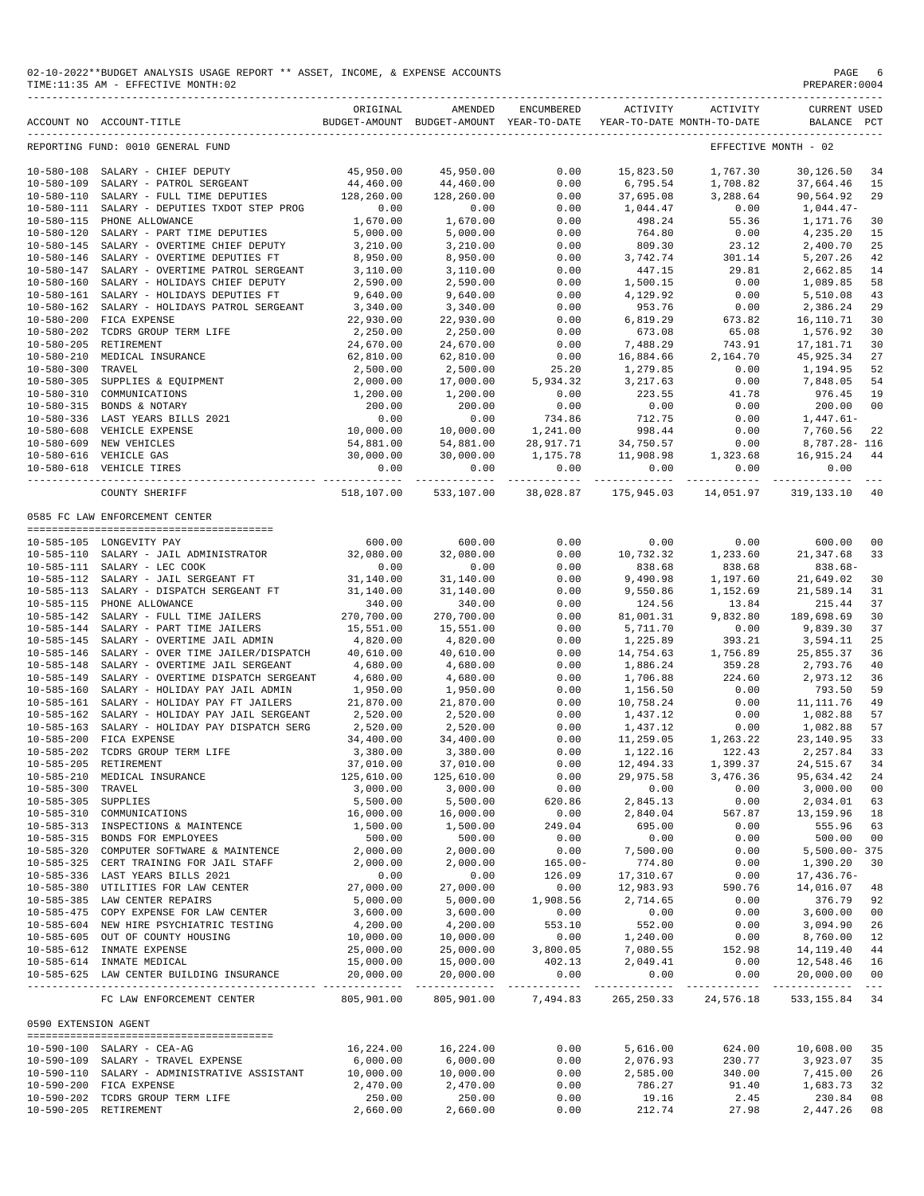02-10-2022**BUDGET ANALYSIS USAGE REPORT ** ASSET, INCOME, & EXPENSE ACCOUNTS
TIME:11:35 AM - EFFECTIVE MONTH:02

PREPARER:0004

| ACCOUNT NO | ACCOUNT-TITLE | ORIGINAL BUDGET-AMOUNT | AMENDED BUDGET-AMOUNT | ENCUMBERED YEAR-TO-DATE | ACTIVITY YEAR-TO-DATE | ACTIVITY MONTH-TO-DATE | CURRENT BALANCE | USED PCT |
|---|---|---|---|---|---|---|---|---|
| REPORTING FUND: 0010 GENERAL FUND | | | | | | EFFECTIVE MONTH - 02 | | |
| 10-580-108 | SALARY - CHIEF DEPUTY | 45,950.00 | 45,950.00 | 0.00 | 15,823.50 | 1,767.30 | 30,126.50 | 34 |
| 10-580-109 | SALARY - PATROL SERGEANT | 44,460.00 | 44,460.00 | 0.00 | 6,795.54 | 1,708.82 | 37,664.46 | 15 |
| 10-580-110 | SALARY - FULL TIME DEPUTIES | 128,260.00 | 128,260.00 | 0.00 | 37,695.08 | 3,288.64 | 90,564.92 | 29 |
| 10-580-111 | SALARY - DEPUTIES TXDOT STEP PROG | 0.00 | 0.00 | 0.00 | 1,044.47 | 0.00 | 1,044.47- | |
| 10-580-115 | PHONE ALLOWANCE | 1,670.00 | 1,670.00 | 0.00 | 498.24 | 55.36 | 1,171.76 | 30 |
| 10-580-120 | SALARY - PART TIME DEPUTIES | 5,000.00 | 5,000.00 | 0.00 | 764.80 | 0.00 | 4,235.20 | 15 |
| 10-580-145 | SALARY - OVERTIME CHIEF DEPUTY | 3,210.00 | 3,210.00 | 0.00 | 809.30 | 23.12 | 2,400.70 | 25 |
| 10-580-146 | SALARY - OVERTIME DEPUTIES FT | 8,950.00 | 8,950.00 | 0.00 | 3,742.74 | 301.14 | 5,207.26 | 42 |
| 10-580-147 | SALARY - OVERTIME PATROL SERGEANT | 3,110.00 | 3,110.00 | 0.00 | 447.15 | 29.81 | 2,662.85 | 14 |
| 10-580-160 | SALARY - HOLIDAYS CHIEF DEPUTY | 2,590.00 | 2,590.00 | 0.00 | 1,500.15 | 0.00 | 1,089.85 | 58 |
| 10-580-161 | SALARY - HOLIDAYS DEPUTIES FT | 9,640.00 | 9,640.00 | 0.00 | 4,129.92 | 0.00 | 5,510.08 | 43 |
| 10-580-162 | SALARY - HOLIDAYS PATROL SERGEANT | 3,340.00 | 3,340.00 | 0.00 | 953.76 | 0.00 | 2,386.24 | 29 |
| 10-580-200 | FICA EXPENSE | 22,930.00 | 22,930.00 | 0.00 | 6,819.29 | 673.82 | 16,110.71 | 30 |
| 10-580-202 | TCDRS GROUP TERM LIFE | 2,250.00 | 2,250.00 | 0.00 | 673.08 | 65.08 | 1,576.92 | 30 |
| 10-580-205 | RETIREMENT | 24,670.00 | 24,670.00 | 0.00 | 7,488.29 | 743.91 | 17,181.71 | 30 |
| 10-580-210 | MEDICAL INSURANCE | 62,810.00 | 62,810.00 | 0.00 | 16,884.66 | 2,164.70 | 45,925.34 | 27 |
| 10-580-300 | TRAVEL | 2,500.00 | 2,500.00 | 25.20 | 1,279.85 | 0.00 | 1,194.95 | 52 |
| 10-580-305 | SUPPLIES & EQUIPMENT | 2,000.00 | 17,000.00 | 5,934.32 | 3,217.63 | 0.00 | 7,848.05 | 54 |
| 10-580-310 | COMMUNICATIONS | 1,200.00 | 1,200.00 | 0.00 | 223.55 | 41.78 | 976.45 | 19 |
| 10-580-315 | BONDS & NOTARY | 200.00 | 200.00 | 0.00 | 0.00 | 0.00 | 200.00 | 00 |
| 10-580-336 | LAST YEARS BILLS 2021 | 0.00 | 0.00 | 734.86 | 712.75 | 0.00 | 1,447.61- | |
| 10-580-608 | VEHICLE EXPENSE | 10,000.00 | 10,000.00 | 1,241.00 | 998.44 | 0.00 | 7,760.56 | 22 |
| 10-580-609 | NEW VEHICLES | 54,881.00 | 54,881.00 | 28,917.71 | 34,750.57 | 0.00 | 8,787.28- | 116 |
| 10-580-616 | VEHICLE GAS | 30,000.00 | 30,000.00 | 1,175.78 | 11,908.98 | 1,323.68 | 16,915.24 | 44 |
| 10-580-618 | VEHICLE TIRES | 0.00 | 0.00 | 0.00 | 0.00 | 0.00 | 0.00 | |
| | COUNTY SHERIFF | 518,107.00 | 533,107.00 | 38,028.87 | 175,945.03 | 14,051.97 | 319,133.10 | 40 |
| 0585 FC LAW ENFORCEMENT CENTER | | | | | | | | |
| 10-585-105 | LONGEVITY PAY | 600.00 | 600.00 | 0.00 | 0.00 | 0.00 | 600.00 | 00 |
| 10-585-110 | SALARY - JAIL ADMINISTRATOR | 32,080.00 | 32,080.00 | 0.00 | 10,732.32 | 1,233.60 | 21,347.68 | 33 |
| 10-585-111 | SALARY - LEC COOK | 0.00 | 0.00 | 0.00 | 838.68 | 838.68 | 838.68- | |
| 10-585-112 | SALARY - JAIL SERGEANT FT | 31,140.00 | 31,140.00 | 0.00 | 9,490.98 | 1,197.60 | 21,649.02 | 30 |
| 10-585-113 | SALARY - DISPATCH SERGEANT FT | 31,140.00 | 31,140.00 | 0.00 | 9,550.86 | 1,152.69 | 21,589.14 | 31 |
| 10-585-115 | PHONE ALLOWANCE | 340.00 | 340.00 | 0.00 | 124.56 | 13.84 | 215.44 | 37 |
| 10-585-142 | SALARY - FULL TIME JAILERS | 270,700.00 | 270,700.00 | 0.00 | 81,001.31 | 9,832.80 | 189,698.69 | 30 |
| 10-585-144 | SALARY - PART TIME JAILERS | 15,551.00 | 15,551.00 | 0.00 | 5,711.70 | 0.00 | 9,839.30 | 37 |
| 10-585-145 | SALARY - OVERTIME JAIL ADMIN | 4,820.00 | 4,820.00 | 0.00 | 1,225.89 | 393.21 | 3,594.11 | 25 |
| 10-585-146 | SALARY - OVER TIME JAILER/DISPATCH | 40,610.00 | 40,610.00 | 0.00 | 14,754.63 | 1,756.89 | 25,855.37 | 36 |
| 10-585-148 | SALARY - OVERTIME JAIL SERGEANT | 4,680.00 | 4,680.00 | 0.00 | 1,886.24 | 359.28 | 2,793.76 | 40 |
| 10-585-149 | SALARY - OVERTIME DISPATCH SERGEANT | 4,680.00 | 4,680.00 | 0.00 | 1,706.88 | 224.60 | 2,973.12 | 36 |
| 10-585-160 | SALARY - HOLIDAY PAY JAIL ADMIN | 1,950.00 | 1,950.00 | 0.00 | 1,156.50 | 0.00 | 793.50 | 59 |
| 10-585-161 | SALARY - HOLIDAY PAY FT JAILERS | 21,870.00 | 21,870.00 | 0.00 | 10,758.24 | 0.00 | 11,111.76 | 49 |
| 10-585-162 | SALARY - HOLIDAY PAY JAIL SERGEANT | 2,520.00 | 2,520.00 | 0.00 | 1,437.12 | 0.00 | 1,082.88 | 57 |
| 10-585-163 | SALARY - HOLIDAY PAY DISPATCH SERG | 2,520.00 | 2,520.00 | 0.00 | 1,437.12 | 0.00 | 1,082.88 | 57 |
| 10-585-200 | FICA EXPENSE | 34,400.00 | 34,400.00 | 0.00 | 11,259.05 | 1,263.22 | 23,140.95 | 33 |
| 10-585-202 | TCDRS GROUP TERM LIFE | 3,380.00 | 3,380.00 | 0.00 | 1,122.16 | 122.43 | 2,257.84 | 33 |
| 10-585-205 | RETIREMENT | 37,010.00 | 37,010.00 | 0.00 | 12,494.33 | 1,399.37 | 24,515.67 | 34 |
| 10-585-210 | MEDICAL INSURANCE | 125,610.00 | 125,610.00 | 0.00 | 29,975.58 | 3,476.36 | 95,634.42 | 24 |
| 10-585-300 | TRAVEL | 3,000.00 | 3,000.00 | 0.00 | 0.00 | 0.00 | 3,000.00 | 00 |
| 10-585-305 | SUPPLIES | 5,500.00 | 5,500.00 | 620.86 | 2,845.13 | 0.00 | 2,034.01 | 63 |
| 10-585-310 | COMMUNICATIONS | 16,000.00 | 16,000.00 | 0.00 | 2,840.04 | 567.87 | 13,159.96 | 18 |
| 10-585-313 | INSPECTIONS & MAINTENCE | 1,500.00 | 1,500.00 | 249.04 | 695.00 | 0.00 | 555.96 | 63 |
| 10-585-315 | BONDS FOR EMPLOYEES | 500.00 | 500.00 | 0.00 | 0.00 | 0.00 | 500.00 | 00 |
| 10-585-320 | COMPUTER SOFTWARE & MAINTENCE | 2,000.00 | 2,000.00 | 0.00 | 7,500.00 | 0.00 | 5,500.00- | 375 |
| 10-585-325 | CERT TRAINING FOR JAIL STAFF | 2,000.00 | 2,000.00 | 165.00- | 774.80 | 0.00 | 1,390.20 | 30 |
| 10-585-336 | LAST YEARS BILLS 2021 | 0.00 | 0.00 | 126.09 | 17,310.67 | 0.00 | 17,436.76- | |
| 10-585-380 | UTILITIES FOR LAW CENTER | 27,000.00 | 27,000.00 | 0.00 | 12,983.93 | 590.76 | 14,016.07 | 48 |
| 10-585-385 | LAW CENTER REPAIRS | 5,000.00 | 5,000.00 | 1,908.56 | 2,714.65 | 0.00 | 376.79 | 92 |
| 10-585-475 | COPY EXPENSE FOR LAW CENTER | 3,600.00 | 3,600.00 | 0.00 | 0.00 | 0.00 | 3,600.00 | 00 |
| 10-585-604 | NEW HIRE PSYCHIATRIC TESTING | 4,200.00 | 4,200.00 | 553.10 | 552.00 | 0.00 | 3,094.90 | 26 |
| 10-585-605 | OUT OF COUNTY HOUSING | 10,000.00 | 10,000.00 | 0.00 | 1,240.00 | 0.00 | 8,760.00 | 12 |
| 10-585-612 | INMATE EXPENSE | 25,000.00 | 25,000.00 | 3,800.05 | 7,080.55 | 152.98 | 14,119.40 | 44 |
| 10-585-614 | INMATE MEDICAL | 15,000.00 | 15,000.00 | 402.13 | 2,049.41 | 0.00 | 12,548.46 | 16 |
| 10-585-625 | LAW CENTER BUILDING INSURANCE | 20,000.00 | 20,000.00 | 0.00 | 0.00 | 0.00 | 20,000.00 | 00 |
| | FC LAW ENFORCEMENT CENTER | 805,901.00 | 805,901.00 | 7,494.83 | 265,250.33 | 24,576.18 | 533,155.84 | 34 |
| 0590 EXTENSION AGENT | | | | | | | | |
| 10-590-100 | SALARY - CEA-AG | 16,224.00 | 16,224.00 | 0.00 | 5,616.00 | 624.00 | 10,608.00 | 35 |
| 10-590-109 | SALARY - TRAVEL EXPENSE | 6,000.00 | 6,000.00 | 0.00 | 2,076.93 | 230.77 | 3,923.07 | 35 |
| 10-590-110 | SALARY - ADMINISTRATIVE ASSISTANT | 10,000.00 | 10,000.00 | 0.00 | 2,585.00 | 340.00 | 7,415.00 | 26 |
| 10-590-200 | FICA EXPENSE | 2,470.00 | 2,470.00 | 0.00 | 786.27 | 91.40 | 1,683.73 | 32 |
| 10-590-202 | TCDRS GROUP TERM LIFE | 250.00 | 250.00 | 0.00 | 19.16 | 2.45 | 230.84 | 08 |
| 10-590-205 | RETIREMENT | 2,660.00 | 2,660.00 | 0.00 | 212.74 | 27.98 | 2,447.26 | 08 |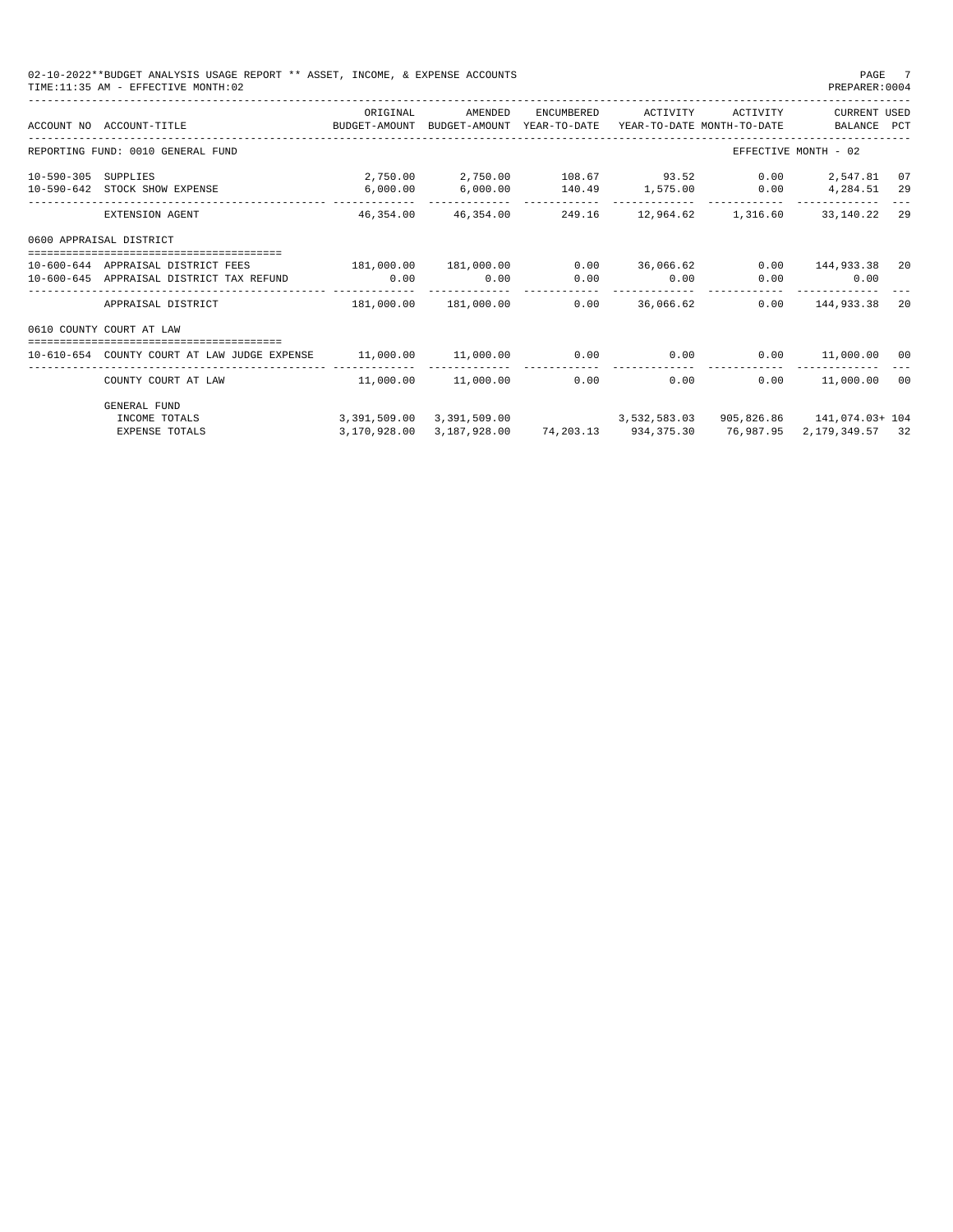REPORTING FUND: 0010 GENERAL FUND — EFFECTIVE MONTH - 02

| ACCOUNT NO | ACCOUNT-TITLE | ORIGINAL BUDGET-AMOUNT | AMENDED BUDGET-AMOUNT | ENCUMBERED YEAR-TO-DATE | ACTIVITY YEAR-TO-DATE | ACTIVITY MONTH-TO-DATE | CURRENT BALANCE | USED PCT |
|---|---|---|---|---|---|---|---|---|
| 10-590-305 | SUPPLIES | 2,750.00 | 2,750.00 | 108.67 | 93.52 | 0.00 | 2,547.81 | 07 |
| 10-590-642 | STOCK SHOW EXPENSE | 6,000.00 | 6,000.00 | 140.49 | 1,575.00 | 0.00 | 4,284.51 | 29 |
| | EXTENSION AGENT | 46,354.00 | 46,354.00 | 249.16 | 12,964.62 | 1,316.60 | 33,140.22 | 29 |
| **0600 APPRAISAL DISTRICT** | | | | | | | | |
| 10-600-644 | APPRAISAL DISTRICT FEES | 181,000.00 | 181,000.00 | 0.00 | 36,066.62 | 0.00 | 144,933.38 | 20 |
| 10-600-645 | APPRAISAL DISTRICT TAX REFUND | 0.00 | 0.00 | 0.00 | 0.00 | 0.00 | 0.00 | |
| | APPRAISAL DISTRICT | 181,000.00 | 181,000.00 | 0.00 | 36,066.62 | 0.00 | 144,933.38 | 20 |
| **0610 COUNTY COURT AT LAW** | | | | | | | | |
| 10-610-654 | COUNTY COURT AT LAW JUDGE EXPENSE | 11,000.00 | 11,000.00 | 0.00 | 0.00 | 0.00 | 11,000.00 | 00 |
| | COUNTY COURT AT LAW | 11,000.00 | 11,000.00 | 0.00 | 0.00 | 0.00 | 11,000.00 | 00 |
| **GENERAL FUND** | | | | | | | | |
| | INCOME TOTALS | 3,391,509.00 | 3,391,509.00 | | 3,532,583.03 | 905,826.86 | 141,074.03+ | 104 |
| | EXPENSE TOTALS | 3,170,928.00 | 3,187,928.00 | 74,203.13 | 934,375.30 | 76,987.95 | 2,179,349.57 | 32 |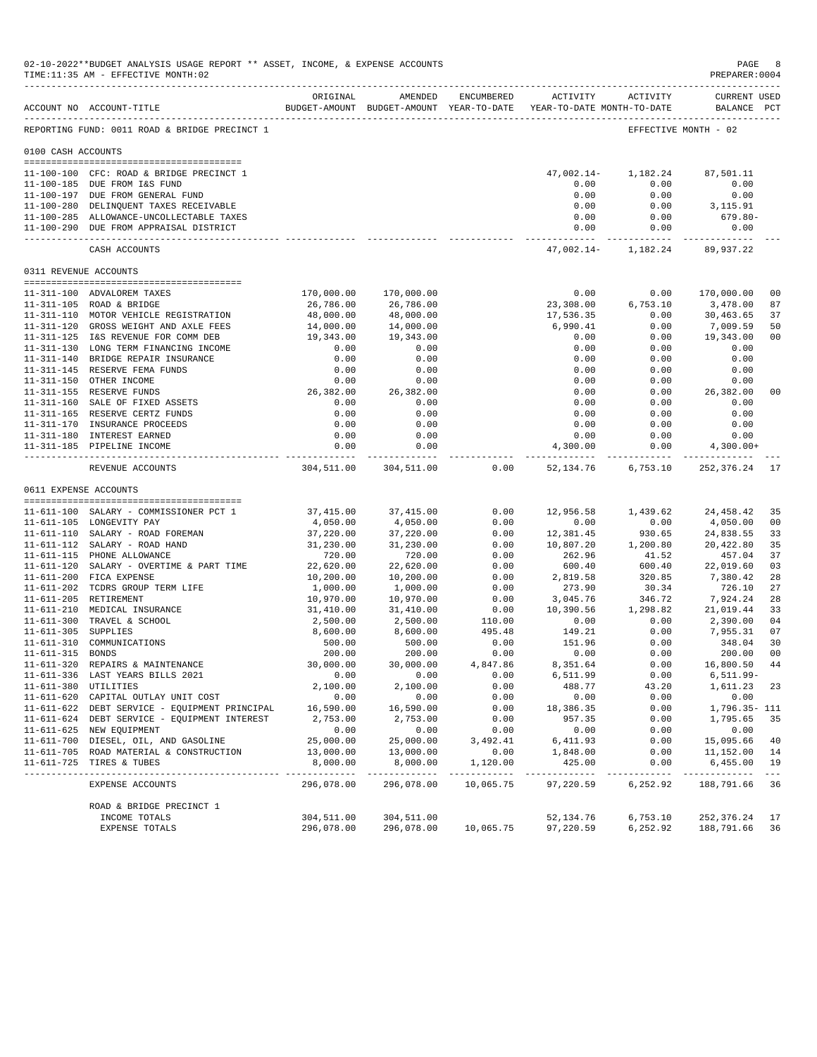02-10-2022**BUDGET ANALYSIS USAGE REPORT ** ASSET, INCOME, & EXPENSE ACCOUNTS
TIME:11:35 AM - EFFECTIVE MONTH:02

PREPARER:0004

REPORTING FUND: 0011 ROAD & BRIDGE PRECINCT 1 — EFFECTIVE MONTH - 02

| ACCOUNT NO | ACCOUNT-TITLE | ORIGINAL BUDGET-AMOUNT | AMENDED BUDGET-AMOUNT | ENCUMBERED YEAR-TO-DATE | ACTIVITY YEAR-TO-DATE | ACTIVITY MONTH-TO-DATE | CURRENT BALANCE | USED PCT |
|---|---|---|---|---|---|---|---|---|
| **0100 CASH ACCOUNTS** | | | | | | | | |
| 11-100-100 | CFC: ROAD & BRIDGE PRECINCT 1 | | | | 47,002.14- | 1,182.24 | 87,501.11 | |
| 11-100-185 | DUE FROM I&S FUND | | | | 0.00 | 0.00 | 0.00 | |
| 11-100-197 | DUE FROM GENERAL FUND | | | | 0.00 | 0.00 | 0.00 | |
| 11-100-280 | DELINQUENT TAXES RECEIVABLE | | | | 0.00 | 0.00 | 3,115.91 | |
| 11-100-285 | ALLOWANCE-UNCOLLECTABLE TAXES | | | | 0.00 | 0.00 | 679.80- | |
| 11-100-290 | DUE FROM APPRAISAL DISTRICT | | | | 0.00 | 0.00 | 0.00 | |
| | CASH ACCOUNTS | | | | 47,002.14- | 1,182.24 | 89,937.22 | |
| **0311 REVENUE ACCOUNTS** | | | | | | | | |
| 11-311-100 | ADVALOREM TAXES | 170,000.00 | 170,000.00 | | 0.00 | 0.00 | 170,000.00 | 00 |
| 11-311-105 | ROAD & BRIDGE | 26,786.00 | 26,786.00 | | 23,308.00 | 6,753.10 | 3,478.00 | 87 |
| 11-311-110 | MOTOR VEHICLE REGISTRATION | 48,000.00 | 48,000.00 | | 17,536.35 | 0.00 | 30,463.65 | 37 |
| 11-311-120 | GROSS WEIGHT AND AXLE FEES | 14,000.00 | 14,000.00 | | 6,990.41 | 0.00 | 7,009.59 | 50 |
| 11-311-125 | I&S REVENUE FOR COMM DEB | 19,343.00 | 19,343.00 | | 0.00 | 0.00 | 19,343.00 | 00 |
| 11-311-130 | LONG TERM FINANCING INCOME | 0.00 | 0.00 | | 0.00 | 0.00 | 0.00 | |
| 11-311-140 | BRIDGE REPAIR INSURANCE | 0.00 | 0.00 | | 0.00 | 0.00 | 0.00 | |
| 11-311-145 | RESERVE FEMA FUNDS | 0.00 | 0.00 | | 0.00 | 0.00 | 0.00 | |
| 11-311-150 | OTHER INCOME | 0.00 | 0.00 | | 0.00 | 0.00 | 0.00 | |
| 11-311-155 | RESERVE FUNDS | 26,382.00 | 26,382.00 | | 0.00 | 0.00 | 26,382.00 | 00 |
| 11-311-160 | SALE OF FIXED ASSETS | 0.00 | 0.00 | | 0.00 | 0.00 | 0.00 | |
| 11-311-165 | RESERVE CERTZ FUNDS | 0.00 | 0.00 | | 0.00 | 0.00 | 0.00 | |
| 11-311-170 | INSURANCE PROCEEDS | 0.00 | 0.00 | | 0.00 | 0.00 | 0.00 | |
| 11-311-180 | INTEREST EARNED | 0.00 | 0.00 | | 0.00 | 0.00 | 0.00 | |
| 11-311-185 | PIPELINE INCOME | 0.00 | 0.00 | | 4,300.00 | 0.00 | 4,300.00+ | |
| | REVENUE ACCOUNTS | 304,511.00 | 304,511.00 | 0.00 | 52,134.76 | 6,753.10 | 252,376.24 | 17 |
| **0611 EXPENSE ACCOUNTS** | | | | | | | | |
| 11-611-100 | SALARY - COMMISSIONER PCT 1 | 37,415.00 | 37,415.00 | 0.00 | 12,956.58 | 1,439.62 | 24,458.42 | 35 |
| 11-611-105 | LONGEVITY PAY | 4,050.00 | 4,050.00 | 0.00 | 0.00 | 0.00 | 4,050.00 | 00 |
| 11-611-110 | SALARY - ROAD FOREMAN | 37,220.00 | 37,220.00 | 0.00 | 12,381.45 | 930.65 | 24,838.55 | 33 |
| 11-611-112 | SALARY - ROAD HAND | 31,230.00 | 31,230.00 | 0.00 | 10,807.20 | 1,200.80 | 20,422.80 | 35 |
| 11-611-115 | PHONE ALLOWANCE | 720.00 | 720.00 | 0.00 | 262.96 | 41.52 | 457.04 | 37 |
| 11-611-120 | SALARY - OVERTIME & PART TIME | 22,620.00 | 22,620.00 | 0.00 | 600.40 | 600.40 | 22,019.60 | 03 |
| 11-611-200 | FICA EXPENSE | 10,200.00 | 10,200.00 | 0.00 | 2,819.58 | 320.85 | 7,380.42 | 28 |
| 11-611-202 | TCDRS GROUP TERM LIFE | 1,000.00 | 1,000.00 | 0.00 | 273.90 | 30.34 | 726.10 | 27 |
| 11-611-205 | RETIREMENT | 10,970.00 | 10,970.00 | 0.00 | 3,045.76 | 346.72 | 7,924.24 | 28 |
| 11-611-210 | MEDICAL INSURANCE | 31,410.00 | 31,410.00 | 0.00 | 10,390.56 | 1,298.82 | 21,019.44 | 33 |
| 11-611-300 | TRAVEL & SCHOOL | 2,500.00 | 2,500.00 | 110.00 | 0.00 | 0.00 | 2,390.00 | 04 |
| 11-611-305 | SUPPLIES | 8,600.00 | 8,600.00 | 495.48 | 149.21 | 0.00 | 7,955.31 | 07 |
| 11-611-310 | COMMUNICATIONS | 500.00 | 500.00 | 0.00 | 151.96 | 0.00 | 348.04 | 30 |
| 11-611-315 | BONDS | 200.00 | 200.00 | 0.00 | 0.00 | 0.00 | 200.00 | 00 |
| 11-611-320 | REPAIRS & MAINTENANCE | 30,000.00 | 30,000.00 | 4,847.86 | 8,351.64 | 0.00 | 16,800.50 | 44 |
| 11-611-336 | LAST YEARS BILLS 2021 | 0.00 | 0.00 | 0.00 | 6,511.99 | 0.00 | 6,511.99- | |
| 11-611-380 | UTILITIES | 2,100.00 | 2,100.00 | 0.00 | 488.77 | 43.20 | 1,611.23 | 23 |
| 11-611-620 | CAPITAL OUTLAY UNIT COST | 0.00 | 0.00 | 0.00 | 0.00 | 0.00 | 0.00 | |
| 11-611-622 | DEBT SERVICE - EQUIPMENT PRINCIPAL | 16,590.00 | 16,590.00 | 0.00 | 18,386.35 | 0.00 | 1,796.35- | 111 |
| 11-611-624 | DEBT SERVICE - EQUIPMENT INTEREST | 2,753.00 | 2,753.00 | 0.00 | 957.35 | 0.00 | 1,795.65 | 35 |
| 11-611-625 | NEW EQUIPMENT | 0.00 | 0.00 | 0.00 | 0.00 | 0.00 | 0.00 | |
| 11-611-700 | DIESEL, OIL, AND GASOLINE | 25,000.00 | 25,000.00 | 3,492.41 | 6,411.93 | 0.00 | 15,095.66 | 40 |
| 11-611-705 | ROAD MATERIAL & CONSTRUCTION | 13,000.00 | 13,000.00 | 0.00 | 1,848.00 | 0.00 | 11,152.00 | 14 |
| 11-611-725 | TIRES & TUBES | 8,000.00 | 8,000.00 | 1,120.00 | 425.00 | 0.00 | 6,455.00 | 19 |
| | EXPENSE ACCOUNTS | 296,078.00 | 296,078.00 | 10,065.75 | 97,220.59 | 6,252.92 | 188,791.66 | 36 |
| | ROAD & BRIDGE PRECINCT 1 | | | | | | | |
| | INCOME TOTALS | 304,511.00 | 304,511.00 | | 52,134.76 | 6,753.10 | 252,376.24 | 17 |
| | EXPENSE TOTALS | 296,078.00 | 296,078.00 | 10,065.75 | 97,220.59 | 6,252.92 | 188,791.66 | 36 |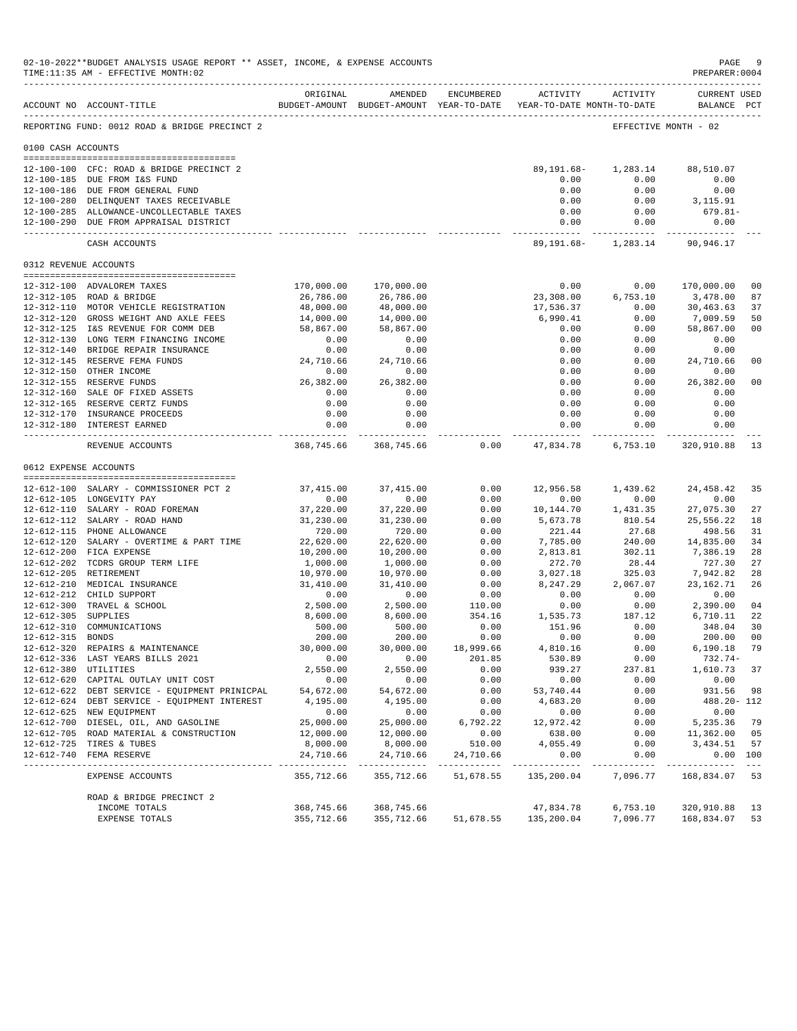02-10-2022**BUDGET ANALYSIS USAGE REPORT ** ASSET, INCOME, & EXPENSE ACCOUNTS
TIME:11:35 AM - EFFECTIVE MONTH:02

PREPARER:0004

| ACCOUNT NO | ACCOUNT-TITLE | ORIGINAL BUDGET-AMOUNT | AMENDED BUDGET-AMOUNT | ENCUMBERED YEAR-TO-DATE | ACTIVITY YEAR-TO-DATE | ACTIVITY MONTH-TO-DATE | CURRENT BALANCE | USED PCT |
|---|---|---|---|---|---|---|---|---|
| REPORTING FUND: 0012 ROAD & BRIDGE PRECINCT 2 | | | | | | EFFECTIVE MONTH - 02 | | |
| **0100 CASH ACCOUNTS** | | | | | | | | |
| 12-100-100 | CFC: ROAD & BRIDGE PRECINCT 2 | | | | 89,191.68- | 1,283.14 | 88,510.07 | |
| 12-100-185 | DUE FROM I&S FUND | | | | 0.00 | 0.00 | 0.00 | |
| 12-100-186 | DUE FROM GENERAL FUND | | | | 0.00 | 0.00 | 0.00 | |
| 12-100-280 | DELINQUENT TAXES RECEIVABLE | | | | 0.00 | 0.00 | 3,115.91 | |
| 12-100-285 | ALLOWANCE-UNCOLLECTABLE TAXES | | | | 0.00 | 0.00 | 679.81- | |
| 12-100-290 | DUE FROM APPRAISAL DISTRICT | | | | 0.00 | 0.00 | 0.00 | |
| | CASH ACCOUNTS | | | | 89,191.68- | 1,283.14 | 90,946.17 | |
| **0312 REVENUE ACCOUNTS** | | | | | | | | |
| 12-312-100 | ADVALOREM TAXES | 170,000.00 | 170,000.00 | | 0.00 | 0.00 | 170,000.00 | 00 |
| 12-312-105 | ROAD & BRIDGE | 26,786.00 | 26,786.00 | | 23,308.00 | 6,753.10 | 3,478.00 | 87 |
| 12-312-110 | MOTOR VEHICLE REGISTRATION | 48,000.00 | 48,000.00 | | 17,536.37 | 0.00 | 30,463.63 | 37 |
| 12-312-120 | GROSS WEIGHT AND AXLE FEES | 14,000.00 | 14,000.00 | | 6,990.41 | 0.00 | 7,009.59 | 50 |
| 12-312-125 | I&S REVENUE FOR COMM DEB | 58,867.00 | 58,867.00 | | 0.00 | 0.00 | 58,867.00 | 00 |
| 12-312-130 | LONG TERM FINANCING INCOME | 0.00 | 0.00 | | 0.00 | 0.00 | 0.00 | |
| 12-312-140 | BRIDGE REPAIR INSURANCE | 0.00 | 0.00 | | 0.00 | 0.00 | 0.00 | |
| 12-312-145 | RESERVE FEMA FUNDS | 24,710.66 | 24,710.66 | | 0.00 | 0.00 | 24,710.66 | 00 |
| 12-312-150 | OTHER INCOME | 0.00 | 0.00 | | 0.00 | 0.00 | 0.00 | |
| 12-312-155 | RESERVE FUNDS | 26,382.00 | 26,382.00 | | 0.00 | 0.00 | 26,382.00 | 00 |
| 12-312-160 | SALE OF FIXED ASSETS | 0.00 | 0.00 | | 0.00 | 0.00 | 0.00 | |
| 12-312-165 | RESERVE CERTZ FUNDS | 0.00 | 0.00 | | 0.00 | 0.00 | 0.00 | |
| 12-312-170 | INSURANCE PROCEEDS | 0.00 | 0.00 | | 0.00 | 0.00 | 0.00 | |
| 12-312-180 | INTEREST EARNED | 0.00 | 0.00 | | 0.00 | 0.00 | 0.00 | |
| | REVENUE ACCOUNTS | 368,745.66 | 368,745.66 | 0.00 | 47,834.78 | 6,753.10 | 320,910.88 | 13 |
| **0612 EXPENSE ACCOUNTS** | | | | | | | | |
| 12-612-100 | SALARY - COMMISSIONER PCT 2 | 37,415.00 | 37,415.00 | 0.00 | 12,956.58 | 1,439.62 | 24,458.42 | 35 |
| 12-612-105 | LONGEVITY PAY | 0.00 | 0.00 | 0.00 | 0.00 | 0.00 | 0.00 | |
| 12-612-110 | SALARY - ROAD FOREMAN | 37,220.00 | 37,220.00 | 0.00 | 10,144.70 | 1,431.35 | 27,075.30 | 27 |
| 12-612-112 | SALARY - ROAD HAND | 31,230.00 | 31,230.00 | 0.00 | 5,673.78 | 810.54 | 25,556.22 | 18 |
| 12-612-115 | PHONE ALLOWANCE | 720.00 | 720.00 | 0.00 | 221.44 | 27.68 | 498.56 | 31 |
| 12-612-120 | SALARY - OVERTIME & PART TIME | 22,620.00 | 22,620.00 | 0.00 | 7,785.00 | 240.00 | 14,835.00 | 34 |
| 12-612-200 | FICA EXPENSE | 10,200.00 | 10,200.00 | 0.00 | 2,813.81 | 302.11 | 7,386.19 | 28 |
| 12-612-202 | TCDRS GROUP TERM LIFE | 1,000.00 | 1,000.00 | 0.00 | 272.70 | 28.44 | 727.30 | 27 |
| 12-612-205 | RETIREMENT | 10,970.00 | 10,970.00 | 0.00 | 3,027.18 | 325.03 | 7,942.82 | 28 |
| 12-612-210 | MEDICAL INSURANCE | 31,410.00 | 31,410.00 | 0.00 | 8,247.29 | 2,067.07 | 23,162.71 | 26 |
| 12-612-212 | CHILD SUPPORT | 0.00 | 0.00 | 0.00 | 0.00 | 0.00 | 0.00 | |
| 12-612-300 | TRAVEL & SCHOOL | 2,500.00 | 2,500.00 | 110.00 | 0.00 | 0.00 | 2,390.00 | 04 |
| 12-612-305 | SUPPLIES | 8,600.00 | 8,600.00 | 354.16 | 1,535.73 | 187.12 | 6,710.11 | 22 |
| 12-612-310 | COMMUNICATIONS | 500.00 | 500.00 | 0.00 | 151.96 | 0.00 | 348.04 | 30 |
| 12-612-315 | BONDS | 200.00 | 200.00 | 0.00 | 0.00 | 0.00 | 200.00 | 00 |
| 12-612-320 | REPAIRS & MAINTENANCE | 30,000.00 | 30,000.00 | 18,999.66 | 4,810.16 | 0.00 | 6,190.18 | 79 |
| 12-612-336 | LAST YEARS BILLS 2021 | 0.00 | 0.00 | 201.85 | 530.89 | 0.00 | 732.74- | |
| 12-612-380 | UTILITIES | 2,550.00 | 2,550.00 | 0.00 | 939.27 | 237.81 | 1,610.73 | 37 |
| 12-612-620 | CAPITAL OUTLAY UNIT COST | 0.00 | 0.00 | 0.00 | 0.00 | 0.00 | 0.00 | |
| 12-612-622 | DEBT SERVICE - EQUIPMENT PRINICPAL | 54,672.00 | 54,672.00 | 0.00 | 53,740.44 | 0.00 | 931.56 | 98 |
| 12-612-624 | DEBT SERVICE - EQUIPMENT INTEREST | 4,195.00 | 4,195.00 | 0.00 | 4,683.20 | 0.00 | 488.20- | 112 |
| 12-612-625 | NEW EQUIPMENT | 0.00 | 0.00 | 0.00 | 0.00 | 0.00 | 0.00 | |
| 12-612-700 | DIESEL, OIL, AND GASOLINE | 25,000.00 | 25,000.00 | 6,792.22 | 12,972.42 | 0.00 | 5,235.36 | 79 |
| 12-612-705 | ROAD MATERIAL & CONSTRUCTION | 12,000.00 | 12,000.00 | 0.00 | 638.00 | 0.00 | 11,362.00 | 05 |
| 12-612-725 | TIRES & TUBES | 8,000.00 | 8,000.00 | 510.00 | 4,055.49 | 0.00 | 3,434.51 | 57 |
| 12-612-740 | FEMA RESERVE | 24,710.66 | 24,710.66 | 24,710.66 | 0.00 | 0.00 | 0.00 | 100 |
| | EXPENSE ACCOUNTS | 355,712.66 | 355,712.66 | 51,678.55 | 135,200.04 | 7,096.77 | 168,834.07 | 53 |
| | ROAD & BRIDGE PRECINCT 2 | | | | | | | |
| | INCOME TOTALS | 368,745.66 | 368,745.66 | | 47,834.78 | 6,753.10 | 320,910.88 | 13 |
| | EXPENSE TOTALS | 355,712.66 | 355,712.66 | 51,678.55 | 135,200.04 | 7,096.77 | 168,834.07 | 53 |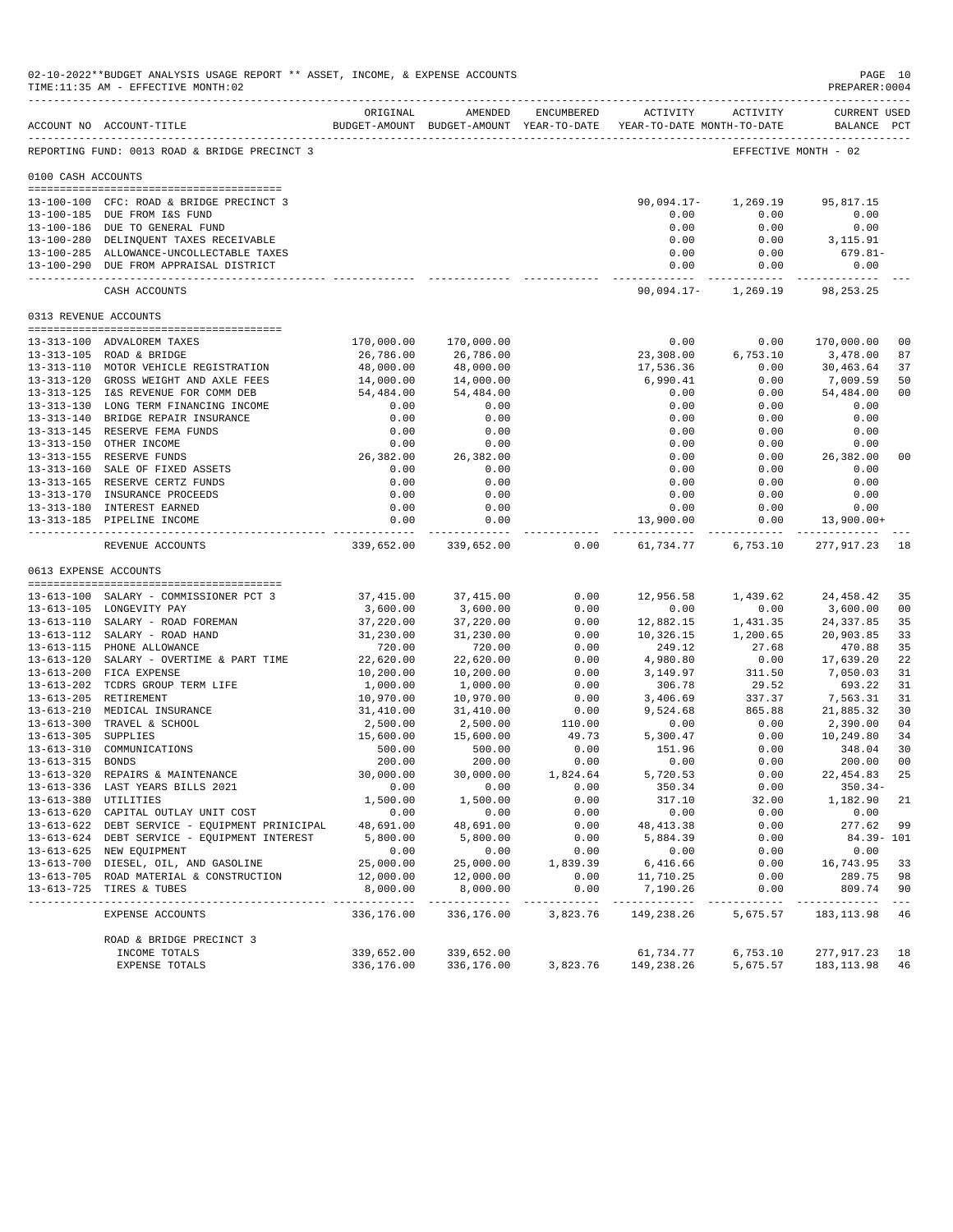02-10-2022**BUDGET ANALYSIS USAGE REPORT ** ASSET, INCOME, & EXPENSE ACCOUNTS

TIME:11:35 AM - EFFECTIVE MONTH:02

PREPARER:0004

REPORTING FUND: 0013 ROAD & BRIDGE PRECINCT 3 — EFFECTIVE MONTH - 02

| ACCOUNT NO | ACCOUNT-TITLE | ORIGINAL BUDGET-AMOUNT | AMENDED BUDGET-AMOUNT | ENCUMBERED YEAR-TO-DATE | ACTIVITY YEAR-TO-DATE | ACTIVITY MONTH-TO-DATE | CURRENT USED BALANCE | PCT |
|---|---|---|---|---|---|---|---|---|
| **0100 CASH ACCOUNTS** | | | | | | | | |
| 13-100-100 | CFC: ROAD & BRIDGE PRECINCT 3 | | | | 90,094.17- | 1,269.19 | 95,817.15 | |
| 13-100-185 | DUE FROM I&S FUND | | | | 0.00 | 0.00 | 0.00 | |
| 13-100-186 | DUE TO GENERAL FUND | | | | 0.00 | 0.00 | 0.00 | |
| 13-100-280 | DELINQUENT TAXES RECEIVABLE | | | | 0.00 | 0.00 | 3,115.91 | |
| 13-100-285 | ALLOWANCE-UNCOLLECTABLE TAXES | | | | 0.00 | 0.00 | 679.81- | |
| 13-100-290 | DUE FROM APPRAISAL DISTRICT | | | | 0.00 | 0.00 | 0.00 | |
| | CASH ACCOUNTS | | | | 90,094.17- | 1,269.19 | 98,253.25 | |
| **0313 REVENUE ACCOUNTS** | | | | | | | | |
| 13-313-100 | ADVALOREM TAXES | 170,000.00 | 170,000.00 | | 0.00 | 0.00 | 170,000.00 | 00 |
| 13-313-105 | ROAD & BRIDGE | 26,786.00 | 26,786.00 | | 23,308.00 | 6,753.10 | 3,478.00 | 87 |
| 13-313-110 | MOTOR VEHICLE REGISTRATION | 48,000.00 | 48,000.00 | | 17,536.36 | 0.00 | 30,463.64 | 37 |
| 13-313-120 | GROSS WEIGHT AND AXLE FEES | 14,000.00 | 14,000.00 | | 6,990.41 | 0.00 | 7,009.59 | 50 |
| 13-313-125 | I&S REVENUE FOR COMM DEB | 54,484.00 | 54,484.00 | | 0.00 | 0.00 | 54,484.00 | 00 |
| 13-313-130 | LONG TERM FINANCING INCOME | 0.00 | 0.00 | | 0.00 | 0.00 | 0.00 | |
| 13-313-140 | BRIDGE REPAIR INSURANCE | 0.00 | 0.00 | | 0.00 | 0.00 | 0.00 | |
| 13-313-145 | RESERVE FEMA FUNDS | 0.00 | 0.00 | | 0.00 | 0.00 | 0.00 | |
| 13-313-150 | OTHER INCOME | 0.00 | 0.00 | | 0.00 | 0.00 | 0.00 | |
| 13-313-155 | RESERVE FUNDS | 26,382.00 | 26,382.00 | | 0.00 | 0.00 | 26,382.00 | 00 |
| 13-313-160 | SALE OF FIXED ASSETS | 0.00 | 0.00 | | 0.00 | 0.00 | 0.00 | |
| 13-313-165 | RESERVE CERTZ FUNDS | 0.00 | 0.00 | | 0.00 | 0.00 | 0.00 | |
| 13-313-170 | INSURANCE PROCEEDS | 0.00 | 0.00 | | 0.00 | 0.00 | 0.00 | |
| 13-313-180 | INTEREST EARNED | 0.00 | 0.00 | | 0.00 | 0.00 | 0.00 | |
| 13-313-185 | PIPELINE INCOME | 0.00 | 0.00 | | 13,900.00 | 0.00 | 13,900.00+ | |
| | REVENUE ACCOUNTS | 339,652.00 | 339,652.00 | 0.00 | 61,734.77 | 6,753.10 | 277,917.23 | 18 |
| **0613 EXPENSE ACCOUNTS** | | | | | | | | |
| 13-613-100 | SALARY - COMMISSIONER PCT 3 | 37,415.00 | 37,415.00 | 0.00 | 12,956.58 | 1,439.62 | 24,458.42 | 35 |
| 13-613-105 | LONGEVITY PAY | 3,600.00 | 3,600.00 | 0.00 | 0.00 | 0.00 | 3,600.00 | 00 |
| 13-613-110 | SALARY - ROAD FOREMAN | 37,220.00 | 37,220.00 | 0.00 | 12,882.15 | 1,431.35 | 24,337.85 | 35 |
| 13-613-112 | SALARY - ROAD HAND | 31,230.00 | 31,230.00 | 0.00 | 10,326.15 | 1,200.65 | 20,903.85 | 33 |
| 13-613-115 | PHONE ALLOWANCE | 720.00 | 720.00 | 0.00 | 249.12 | 27.68 | 470.88 | 35 |
| 13-613-120 | SALARY - OVERTIME & PART TIME | 22,620.00 | 22,620.00 | 0.00 | 4,980.80 | 0.00 | 17,639.20 | 22 |
| 13-613-200 | FICA EXPENSE | 10,200.00 | 10,200.00 | 0.00 | 3,149.97 | 311.50 | 7,050.03 | 31 |
| 13-613-202 | TCDRS GROUP TERM LIFE | 1,000.00 | 1,000.00 | 0.00 | 306.78 | 29.52 | 693.22 | 31 |
| 13-613-205 | RETIREMENT | 10,970.00 | 10,970.00 | 0.00 | 3,406.69 | 337.37 | 7,563.31 | 31 |
| 13-613-210 | MEDICAL INSURANCE | 31,410.00 | 31,410.00 | 0.00 | 9,524.68 | 865.88 | 21,885.32 | 30 |
| 13-613-300 | TRAVEL & SCHOOL | 2,500.00 | 2,500.00 | 110.00 | 0.00 | 0.00 | 2,390.00 | 04 |
| 13-613-305 | SUPPLIES | 15,600.00 | 15,600.00 | 49.73 | 5,300.47 | 0.00 | 10,249.80 | 34 |
| 13-613-310 | COMMUNICATIONS | 500.00 | 500.00 | 0.00 | 151.96 | 0.00 | 348.04 | 30 |
| 13-613-315 | BONDS | 200.00 | 200.00 | 0.00 | 0.00 | 0.00 | 200.00 | 00 |
| 13-613-320 | REPAIRS & MAINTENANCE | 30,000.00 | 30,000.00 | 1,824.64 | 5,720.53 | 0.00 | 22,454.83 | 25 |
| 13-613-336 | LAST YEARS BILLS 2021 | 0.00 | 0.00 | 0.00 | 350.34 | 0.00 | 350.34- | |
| 13-613-380 | UTILITIES | 1,500.00 | 1,500.00 | 0.00 | 317.10 | 32.00 | 1,182.90 | 21 |
| 13-613-620 | CAPITAL OUTLAY UNIT COST | 0.00 | 0.00 | 0.00 | 0.00 | 0.00 | 0.00 | |
| 13-613-622 | DEBT SERVICE - EQUIPMENT PRINICIPAL | 48,691.00 | 48,691.00 | 0.00 | 48,413.38 | 0.00 | 277.62 | 99 |
| 13-613-624 | DEBT SERVICE - EQUIPMENT INTEREST | 5,800.00 | 5,800.00 | 0.00 | 5,884.39 | 0.00 | 84.39- | 101 |
| 13-613-625 | NEW EQUIPMENT | 0.00 | 0.00 | 0.00 | 0.00 | 0.00 | 0.00 | |
| 13-613-700 | DIESEL, OIL, AND GASOLINE | 25,000.00 | 25,000.00 | 1,839.39 | 6,416.66 | 0.00 | 16,743.95 | 33 |
| 13-613-705 | ROAD MATERIAL & CONSTRUCTION | 12,000.00 | 12,000.00 | 0.00 | 11,710.25 | 0.00 | 289.75 | 98 |
| 13-613-725 | TIRES & TUBES | 8,000.00 | 8,000.00 | 0.00 | 7,190.26 | 0.00 | 809.74 | 90 |
| | EXPENSE ACCOUNTS | 336,176.00 | 336,176.00 | 3,823.76 | 149,238.26 | 5,675.57 | 183,113.98 | 46 |
| | ROAD & BRIDGE PRECINCT 3 | | | | | | | |
| | INCOME TOTALS | 339,652.00 | 339,652.00 | | 61,734.77 | 6,753.10 | 277,917.23 | 18 |
| | EXPENSE TOTALS | 336,176.00 | 336,176.00 | 3,823.76 | 149,238.26 | 5,675.57 | 183,113.98 | 46 |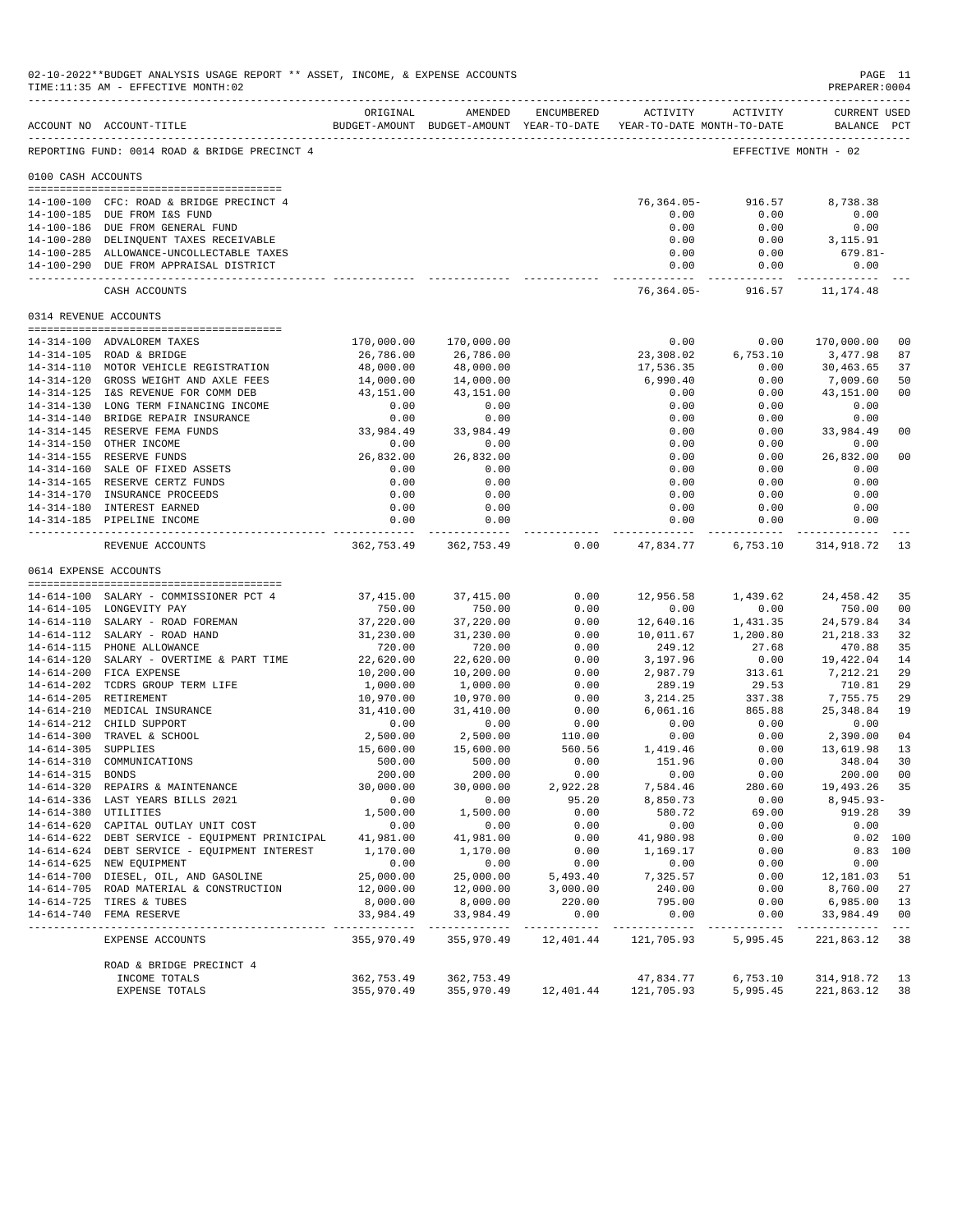02-10-2022**BUDGET ANALYSIS USAGE REPORT ** ASSET, INCOME, & EXPENSE ACCOUNTS
TIME:11:35 AM - EFFECTIVE MONTH:02
PREPARER:0004

REPORTING FUND: 0014 ROAD & BRIDGE PRECINCT 4 — EFFECTIVE MONTH - 02

| ACCOUNT NO | ACCOUNT-TITLE | ORIGINAL BUDGET-AMOUNT | AMENDED BUDGET-AMOUNT | ENCUMBERED YEAR-TO-DATE | ACTIVITY YEAR-TO-DATE | ACTIVITY MONTH-TO-DATE | CURRENT BALANCE | USED PCT |
|---|---|---|---|---|---|---|---|---|
| **0100 CASH ACCOUNTS** | | | | | | | | |
| 14-100-100 | CFC: ROAD & BRIDGE PRECINCT 4 | | | | 76,364.05- | 916.57 | 8,738.38 | |
| 14-100-185 | DUE FROM I&S FUND | | | | 0.00 | 0.00 | 0.00 | |
| 14-100-186 | DUE FROM GENERAL FUND | | | | 0.00 | 0.00 | 0.00 | |
| 14-100-280 | DELINQUENT TAXES RECEIVABLE | | | | 0.00 | 0.00 | 3,115.91 | |
| 14-100-285 | ALLOWANCE-UNCOLLECTABLE TAXES | | | | 0.00 | 0.00 | 679.81- | |
| 14-100-290 | DUE FROM APPRAISAL DISTRICT | | | | 0.00 | 0.00 | 0.00 | |
| | CASH ACCOUNTS | | | | 76,364.05- | 916.57 | 11,174.48 | |
| **0314 REVENUE ACCOUNTS** | | | | | | | | |
| 14-314-100 | ADVALOREM TAXES | 170,000.00 | 170,000.00 | | 0.00 | 0.00 | 170,000.00 | 00 |
| 14-314-105 | ROAD & BRIDGE | 26,786.00 | 26,786.00 | | 23,308.02 | 6,753.10 | 3,477.98 | 87 |
| 14-314-110 | MOTOR VEHICLE REGISTRATION | 48,000.00 | 48,000.00 | | 17,536.35 | 0.00 | 30,463.65 | 37 |
| 14-314-120 | GROSS WEIGHT AND AXLE FEES | 14,000.00 | 14,000.00 | | 6,990.40 | 0.00 | 7,009.60 | 50 |
| 14-314-125 | I&S REVENUE FOR COMM DEB | 43,151.00 | 43,151.00 | | 0.00 | 0.00 | 43,151.00 | 00 |
| 14-314-130 | LONG TERM FINANCING INCOME | 0.00 | 0.00 | | 0.00 | 0.00 | 0.00 | |
| 14-314-140 | BRIDGE REPAIR INSURANCE | 0.00 | 0.00 | | 0.00 | 0.00 | 0.00 | |
| 14-314-145 | RESERVE FEMA FUNDS | 33,984.49 | 33,984.49 | | 0.00 | 0.00 | 33,984.49 | 00 |
| 14-314-150 | OTHER INCOME | 0.00 | 0.00 | | 0.00 | 0.00 | 0.00 | |
| 14-314-155 | RESERVE FUNDS | 26,832.00 | 26,832.00 | | 0.00 | 0.00 | 26,832.00 | 00 |
| 14-314-160 | SALE OF FIXED ASSETS | 0.00 | 0.00 | | 0.00 | 0.00 | 0.00 | |
| 14-314-165 | RESERVE CERTZ FUNDS | 0.00 | 0.00 | | 0.00 | 0.00 | 0.00 | |
| 14-314-170 | INSURANCE PROCEEDS | 0.00 | 0.00 | | 0.00 | 0.00 | 0.00 | |
| 14-314-180 | INTEREST EARNED | 0.00 | 0.00 | | 0.00 | 0.00 | 0.00 | |
| 14-314-185 | PIPELINE INCOME | 0.00 | 0.00 | | 0.00 | 0.00 | 0.00 | |
| | REVENUE ACCOUNTS | 362,753.49 | 362,753.49 | 0.00 | 47,834.77 | 6,753.10 | 314,918.72 | 13 |
| **0614 EXPENSE ACCOUNTS** | | | | | | | | |
| 14-614-100 | SALARY - COMMISSIONER PCT 4 | 37,415.00 | 37,415.00 | 0.00 | 12,956.58 | 1,439.62 | 24,458.42 | 35 |
| 14-614-105 | LONGEVITY PAY | 750.00 | 750.00 | 0.00 | 0.00 | 0.00 | 750.00 | 00 |
| 14-614-110 | SALARY - ROAD FOREMAN | 37,220.00 | 37,220.00 | 0.00 | 12,640.16 | 1,431.35 | 24,579.84 | 34 |
| 14-614-112 | SALARY - ROAD HAND | 31,230.00 | 31,230.00 | 0.00 | 10,011.67 | 1,200.80 | 21,218.33 | 32 |
| 14-614-115 | PHONE ALLOWANCE | 720.00 | 720.00 | 0.00 | 249.12 | 27.68 | 470.88 | 35 |
| 14-614-120 | SALARY - OVERTIME & PART TIME | 22,620.00 | 22,620.00 | 0.00 | 3,197.96 | 0.00 | 19,422.04 | 14 |
| 14-614-200 | FICA EXPENSE | 10,200.00 | 10,200.00 | 0.00 | 2,987.79 | 313.61 | 7,212.21 | 29 |
| 14-614-202 | TCDRS GROUP TERM LIFE | 1,000.00 | 1,000.00 | 0.00 | 289.19 | 29.53 | 710.81 | 29 |
| 14-614-205 | RETIREMENT | 10,970.00 | 10,970.00 | 0.00 | 3,214.25 | 337.38 | 7,755.75 | 29 |
| 14-614-210 | MEDICAL INSURANCE | 31,410.00 | 31,410.00 | 0.00 | 6,061.16 | 865.88 | 25,348.84 | 19 |
| 14-614-212 | CHILD SUPPORT | 0.00 | 0.00 | 0.00 | 0.00 | 0.00 | 0.00 | |
| 14-614-300 | TRAVEL & SCHOOL | 2,500.00 | 2,500.00 | 110.00 | 0.00 | 0.00 | 2,390.00 | 04 |
| 14-614-305 | SUPPLIES | 15,600.00 | 15,600.00 | 560.56 | 1,419.46 | 0.00 | 13,619.98 | 13 |
| 14-614-310 | COMMUNICATIONS | 500.00 | 500.00 | 0.00 | 151.96 | 0.00 | 348.04 | 30 |
| 14-614-315 | BONDS | 200.00 | 200.00 | 0.00 | 0.00 | 0.00 | 200.00 | 00 |
| 14-614-320 | REPAIRS & MAINTENANCE | 30,000.00 | 30,000.00 | 2,922.28 | 7,584.46 | 280.60 | 19,493.26 | 35 |
| 14-614-336 | LAST YEARS BILLS 2021 | 0.00 | 0.00 | 95.20 | 8,850.73 | 0.00 | 8,945.93- | |
| 14-614-380 | UTILITIES | 1,500.00 | 1,500.00 | 0.00 | 580.72 | 69.00 | 919.28 | 39 |
| 14-614-620 | CAPITAL OUTLAY UNIT COST | 0.00 | 0.00 | 0.00 | 0.00 | 0.00 | 0.00 | |
| 14-614-622 | DEBT SERVICE - EQUIPMENT PRINICIPAL | 41,981.00 | 41,981.00 | 0.00 | 41,980.98 | 0.00 | 0.02 | 100 |
| 14-614-624 | DEBT SERVICE - EQUIPMENT INTEREST | 1,170.00 | 1,170.00 | 0.00 | 1,169.17 | 0.00 | 0.83 | 100 |
| 14-614-625 | NEW EQUIPMENT | 0.00 | 0.00 | 0.00 | 0.00 | 0.00 | 0.00 | |
| 14-614-700 | DIESEL, OIL, AND GASOLINE | 25,000.00 | 25,000.00 | 5,493.40 | 7,325.57 | 0.00 | 12,181.03 | 51 |
| 14-614-705 | ROAD MATERIAL & CONSTRUCTION | 12,000.00 | 12,000.00 | 3,000.00 | 240.00 | 0.00 | 8,760.00 | 27 |
| 14-614-725 | TIRES & TUBES | 8,000.00 | 8,000.00 | 220.00 | 795.00 | 0.00 | 6,985.00 | 13 |
| 14-614-740 | FEMA RESERVE | 33,984.49 | 33,984.49 | 0.00 | 0.00 | 0.00 | 33,984.49 | 00 |
| | EXPENSE ACCOUNTS | 355,970.49 | 355,970.49 | 12,401.44 | 121,705.93 | 5,995.45 | 221,863.12 | 38 |
| | ROAD & BRIDGE PRECINCT 4 | | | | | | | |
| | INCOME TOTALS | 362,753.49 | 362,753.49 | | 47,834.77 | 6,753.10 | 314,918.72 | 13 |
| | EXPENSE TOTALS | 355,970.49 | 355,970.49 | 12,401.44 | 121,705.93 | 5,995.45 | 221,863.12 | 38 |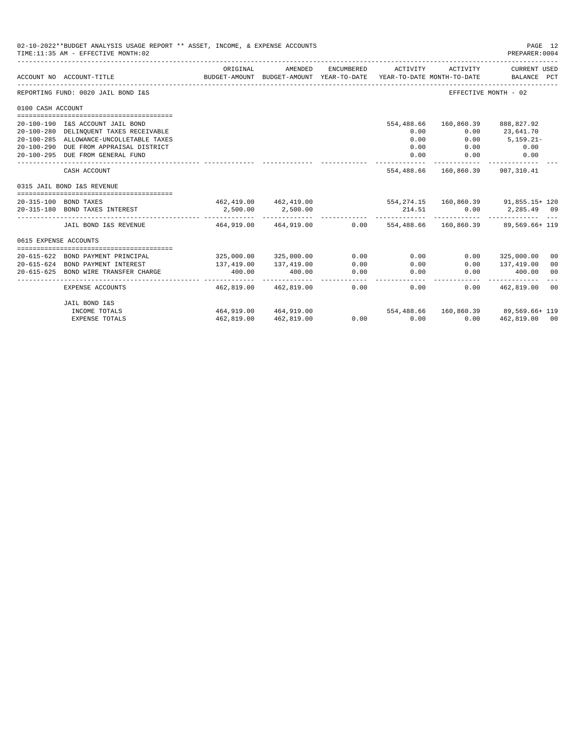02-10-2022**BUDGET ANALYSIS USAGE REPORT ** ASSET, INCOME, & EXPENSE ACCOUNTS
TIME:11:35 AM - EFFECTIVE MONTH:02

PREPARER:0004

| ACCOUNT NO | ACCOUNT-TITLE | ORIGINAL BUDGET-AMOUNT | AMENDED BUDGET-AMOUNT | ENCUMBERED YEAR-TO-DATE | ACTIVITY YEAR-TO-DATE | ACTIVITY MONTH-TO-DATE | CURRENT USED BALANCE | PCT |
|---|---|---|---|---|---|---|---|---|
| REPORTING FUND: 0020 JAIL BOND I&S | | | | | | EFFECTIVE MONTH - 02 | | |
| 0100 CASH ACCOUNT | | | | | | | | |
| 20-100-190 | I&S ACCOUNT JAIL BOND | | | | 554,488.66 | 160,860.39 | 888,827.92 | |
| 20-100-280 | DELINQUENT TAXES RECEIVABLE | | | | 0.00 | 0.00 | 23,641.70 | |
| 20-100-285 | ALLOWANCE-UNCOLLETABLE TAXES | | | | 0.00 | 0.00 | 5,159.21- | |
| 20-100-290 | DUE FROM APPRAISAL DISTRICT | | | | 0.00 | 0.00 | 0.00 | |
| 20-100-295 | DUE FROM GENERAL FUND | | | | 0.00 | 0.00 | 0.00 | |
| | CASH ACCOUNT | | | | 554,488.66 | 160,860.39 | 907,310.41 | |
| 0315 JAIL BOND I&S REVENUE | | | | | | | | |
| 20-315-100 | BOND TAXES | 462,419.00 | 462,419.00 | | 554,274.15 | 160,860.39 | 91,855.15+ | 120 |
| 20-315-180 | BOND TAXES INTEREST | 2,500.00 | 2,500.00 | | 214.51 | 0.00 | 2,285.49 | 09 |
| | JAIL BOND I&S REVENUE | 464,919.00 | 464,919.00 | 0.00 | 554,488.66 | 160,860.39 | 89,569.66+ | 119 |
| 0615 EXPENSE ACCOUNTS | | | | | | | | |
| 20-615-622 | BOND PAYMENT PRINCIPAL | 325,000.00 | 325,000.00 | 0.00 | 0.00 | 0.00 | 325,000.00 | 00 |
| 20-615-624 | BOND PAYMENT INTEREST | 137,419.00 | 137,419.00 | 0.00 | 0.00 | 0.00 | 137,419.00 | 00 |
| 20-615-625 | BOND WIRE TRANSFER CHARGE | 400.00 | 400.00 | 0.00 | 0.00 | 0.00 | 400.00 | 00 |
| | EXPENSE ACCOUNTS | 462,819.00 | 462,819.00 | 0.00 | 0.00 | 0.00 | 462,819.00 | 00 |
| | JAIL BOND I&S | | | | | | | |
| | INCOME TOTALS | 464,919.00 | 464,919.00 | | 554,488.66 | 160,860.39 | 89,569.66+ | 119 |
| | EXPENSE TOTALS | 462,819.00 | 462,819.00 | 0.00 | 0.00 | 0.00 | 462,819.00 | 00 |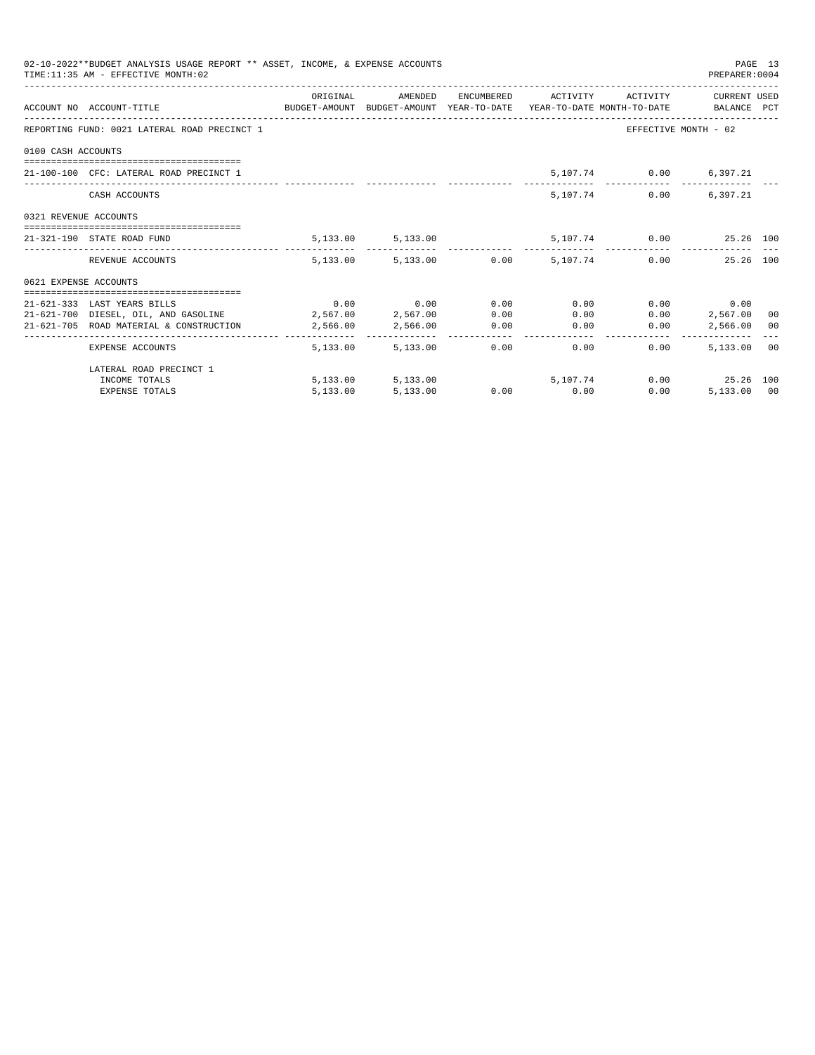02-10-2022**BUDGET ANALYSIS USAGE REPORT ** ASSET, INCOME, & EXPENSE ACCOUNTS

TIME:11:35 AM - EFFECTIVE MONTH:02

PREPARER:0004

| ACCOUNT NO | ACCOUNT-TITLE | ORIGINAL BUDGET-AMOUNT | AMENDED BUDGET-AMOUNT | ENCUMBERED YEAR-TO-DATE | ACTIVITY YEAR-TO-DATE | ACTIVITY MONTH-TO-DATE | CURRENT USED BALANCE | PCT |
|---|---|---|---|---|---|---|---|---|
| REPORTING FUND: 0021 LATERAL ROAD PRECINCT 1 | | | | | | EFFECTIVE MONTH - 02 | | |
| 0100 CASH ACCOUNTS | | | | | | | | |
| 21-100-100 | CFC: LATERAL ROAD PRECINCT 1 | | | | 5,107.74 | 0.00 | 6,397.21 | |
| | CASH ACCOUNTS | | | | 5,107.74 | 0.00 | 6,397.21 | |
| 0321 REVENUE ACCOUNTS | | | | | | | | |
| 21-321-190 | STATE ROAD FUND | 5,133.00 | 5,133.00 | | 5,107.74 | 0.00 | 25.26 | 100 |
| | REVENUE ACCOUNTS | 5,133.00 | 5,133.00 | 0.00 | 5,107.74 | 0.00 | 25.26 | 100 |
| 0621 EXPENSE ACCOUNTS | | | | | | | | |
| 21-621-333 | LAST YEARS BILLS | 0.00 | 0.00 | 0.00 | 0.00 | 0.00 | 0.00 | |
| 21-621-700 | DIESEL, OIL, AND GASOLINE | 2,567.00 | 2,567.00 | 0.00 | 0.00 | 0.00 | 2,567.00 | 00 |
| 21-621-705 | ROAD MATERIAL & CONSTRUCTION | 2,566.00 | 2,566.00 | 0.00 | 0.00 | 0.00 | 2,566.00 | 00 |
| | EXPENSE ACCOUNTS | 5,133.00 | 5,133.00 | 0.00 | 0.00 | 0.00 | 5,133.00 | 00 |
| | LATERAL ROAD PRECINCT 1 | | | | | | | |
| | INCOME TOTALS | 5,133.00 | 5,133.00 | | 5,107.74 | 0.00 | 25.26 | 100 |
| | EXPENSE TOTALS | 5,133.00 | 5,133.00 | 0.00 | 0.00 | 0.00 | 5,133.00 | 00 |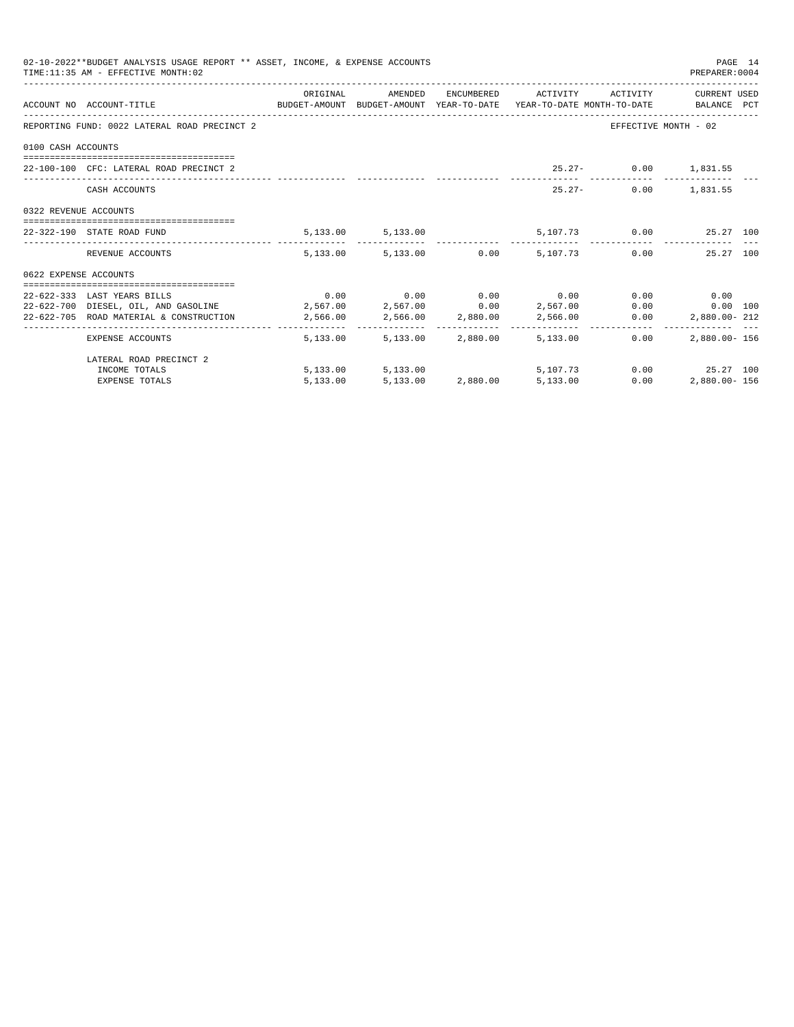02-10-2022**BUDGET ANALYSIS USAGE REPORT ** ASSET, INCOME, & EXPENSE ACCOUNTS

TIME:11:35 AM - EFFECTIVE MONTH:02

PREPARER:0004

| ACCOUNT NO | ACCOUNT-TITLE | ORIGINAL BUDGET-AMOUNT | AMENDED BUDGET-AMOUNT | ENCUMBERED YEAR-TO-DATE | ACTIVITY YEAR-TO-DATE | ACTIVITY MONTH-TO-DATE | CURRENT USED BALANCE | PCT |
|---|---|---|---|---|---|---|---|---|
| REPORTING FUND: 0022 LATERAL ROAD PRECINCT 2 | | | | | | | EFFECTIVE MONTH - 02 | |
| 0100 CASH ACCOUNTS | | | | | | | | |
| 22-100-100 | CFC: LATERAL ROAD PRECINCT 2 | | | | 25.27- | 0.00 | 1,831.55 | |
| | CASH ACCOUNTS | | | | 25.27- | 0.00 | 1,831.55 | |
| 0322 REVENUE ACCOUNTS | | | | | | | | |
| 22-322-190 | STATE ROAD FUND | 5,133.00 | 5,133.00 | | 5,107.73 | 0.00 | 25.27 | 100 |
| | REVENUE ACCOUNTS | 5,133.00 | 5,133.00 | 0.00 | 5,107.73 | 0.00 | 25.27 | 100 |
| 0622 EXPENSE ACCOUNTS | | | | | | | | |
| 22-622-333 | LAST YEARS BILLS | 0.00 | 0.00 | 0.00 | 0.00 | 0.00 | 0.00 | |
| 22-622-700 | DIESEL, OIL, AND GASOLINE | 2,567.00 | 2,567.00 | 0.00 | 2,567.00 | 0.00 | 0.00 | 100 |
| 22-622-705 | ROAD MATERIAL & CONSTRUCTION | 2,566.00 | 2,566.00 | 2,880.00 | 2,566.00 | 0.00 | 2,880.00- | 212 |
| | EXPENSE ACCOUNTS | 5,133.00 | 5,133.00 | 2,880.00 | 5,133.00 | 0.00 | 2,880.00- | 156 |
| | LATERAL ROAD PRECINCT 2 | | | | | | | |
| | INCOME TOTALS | 5,133.00 | 5,133.00 | | 5,107.73 | 0.00 | 25.27 | 100 |
| | EXPENSE TOTALS | 5,133.00 | 5,133.00 | 2,880.00 | 5,133.00 | 0.00 | 2,880.00- | 156 |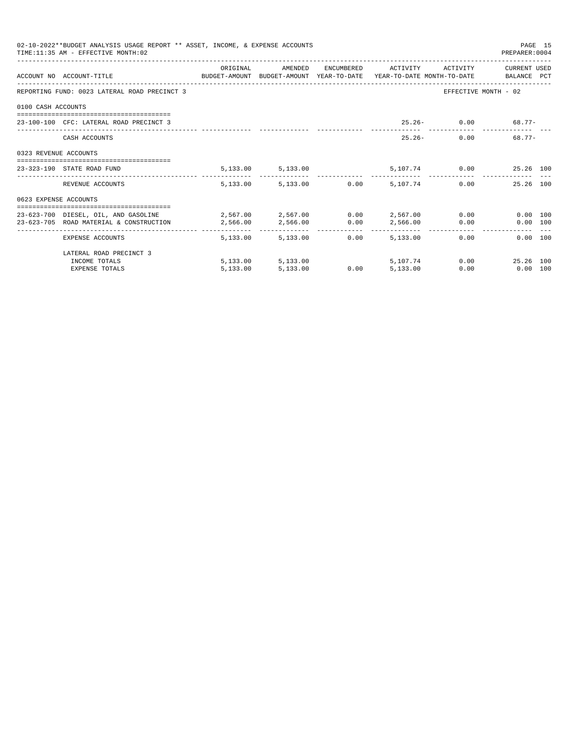02-10-2022**BUDGET ANALYSIS USAGE REPORT ** ASSET, INCOME, & EXPENSE ACCOUNTS

TIME:11:35 AM - EFFECTIVE MONTH:02

PREPARER:0004

| ACCOUNT NO | ACCOUNT-TITLE | ORIGINAL BUDGET-AMOUNT | AMENDED BUDGET-AMOUNT | ENCUMBERED YEAR-TO-DATE | ACTIVITY YEAR-TO-DATE | ACTIVITY MONTH-TO-DATE | CURRENT USED BALANCE | PCT |
|---|---|---|---|---|---|---|---|---|
| REPORTING FUND: 0023 LATERAL ROAD PRECINCT 3 | | | | | | EFFECTIVE MONTH - 02 | | |
| 0100 CASH ACCOUNTS | | | | | | | | |
| 23-100-100 | CFC: LATERAL ROAD PRECINCT 3 | | | | 25.26- | 0.00 | 68.77- | |
| | CASH ACCOUNTS | | | | 25.26- | 0.00 | 68.77- | |
| 0323 REVENUE ACCOUNTS | | | | | | | | |
| 23-323-190 | STATE ROAD FUND | 5,133.00 | 5,133.00 | | 5,107.74 | 0.00 | 25.26 | 100 |
| | REVENUE ACCOUNTS | 5,133.00 | 5,133.00 | 0.00 | 5,107.74 | 0.00 | 25.26 | 100 |
| 0623 EXPENSE ACCOUNTS | | | | | | | | |
| 23-623-700 | DIESEL, OIL, AND GASOLINE | 2,567.00 | 2,567.00 | 0.00 | 2,567.00 | 0.00 | 0.00 | 100 |
| 23-623-705 | ROAD MATERIAL & CONSTRUCTION | 2,566.00 | 2,566.00 | 0.00 | 2,566.00 | 0.00 | 0.00 | 100 |
| | EXPENSE ACCOUNTS | 5,133.00 | 5,133.00 | 0.00 | 5,133.00 | 0.00 | 0.00 | 100 |
| | LATERAL ROAD PRECINCT 3 | | | | | | | |
| | INCOME TOTALS | 5,133.00 | 5,133.00 | | 5,107.74 | 0.00 | 25.26 | 100 |
| | EXPENSE TOTALS | 5,133.00 | 5,133.00 | 0.00 | 5,133.00 | 0.00 | 0.00 | 100 |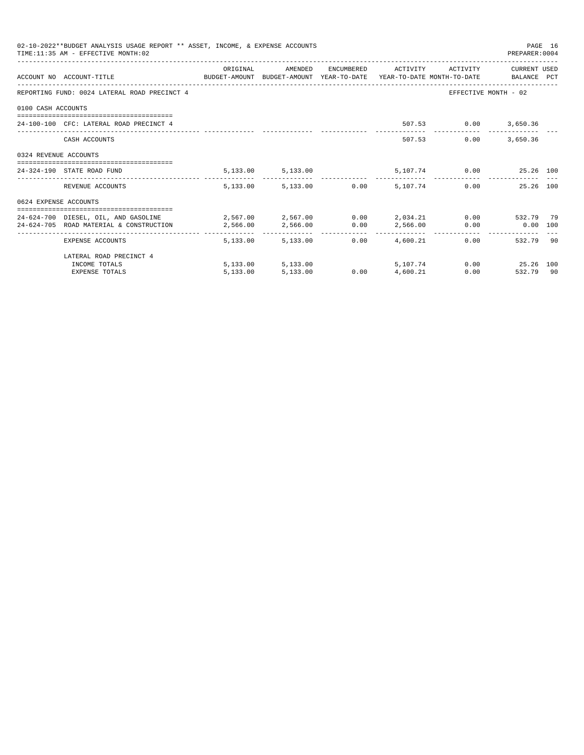02-10-2022**BUDGET ANALYSIS USAGE REPORT ** ASSET, INCOME, & EXPENSE ACCOUNTS

TIME:11:35 AM - EFFECTIVE MONTH:02

PREPARER:0004

| ACCOUNT NO | ACCOUNT-TITLE | ORIGINAL BUDGET-AMOUNT | AMENDED BUDGET-AMOUNT | ENCUMBERED YEAR-TO-DATE | ACTIVITY YEAR-TO-DATE | ACTIVITY MONTH-TO-DATE | CURRENT USED BALANCE | PCT |
|---|---|---|---|---|---|---|---|---|
| REPORTING FUND: 0024 LATERAL ROAD PRECINCT 4 | | | | | | EFFECTIVE MONTH - 02 | | |
| 0100 CASH ACCOUNTS | | | | | | | | |
| 24-100-100 | CFC: LATERAL ROAD PRECINCT 4 | | | | 507.53 | 0.00 | 3,650.36 | |
| | CASH ACCOUNTS | | | | 507.53 | 0.00 | 3,650.36 | |
| 0324 REVENUE ACCOUNTS | | | | | | | | |
| 24-324-190 | STATE ROAD FUND | 5,133.00 | 5,133.00 | | 5,107.74 | 0.00 | 25.26 | 100 |
| | REVENUE ACCOUNTS | 5,133.00 | 5,133.00 | 0.00 | 5,107.74 | 0.00 | 25.26 | 100 |
| 0624 EXPENSE ACCOUNTS | | | | | | | | |
| 24-624-700 | DIESEL, OIL, AND GASOLINE | 2,567.00 | 2,567.00 | 0.00 | 2,034.21 | 0.00 | 532.79 | 79 |
| 24-624-705 | ROAD MATERIAL & CONSTRUCTION | 2,566.00 | 2,566.00 | 0.00 | 2,566.00 | 0.00 | 0.00 | 100 |
| | EXPENSE ACCOUNTS | 5,133.00 | 5,133.00 | 0.00 | 4,600.21 | 0.00 | 532.79 | 90 |
| | LATERAL ROAD PRECINCT 4 | | | | | | | |
| | INCOME TOTALS | 5,133.00 | 5,133.00 | | 5,107.74 | 0.00 | 25.26 | 100 |
| | EXPENSE TOTALS | 5,133.00 | 5,133.00 | 0.00 | 4,600.21 | 0.00 | 532.79 | 90 |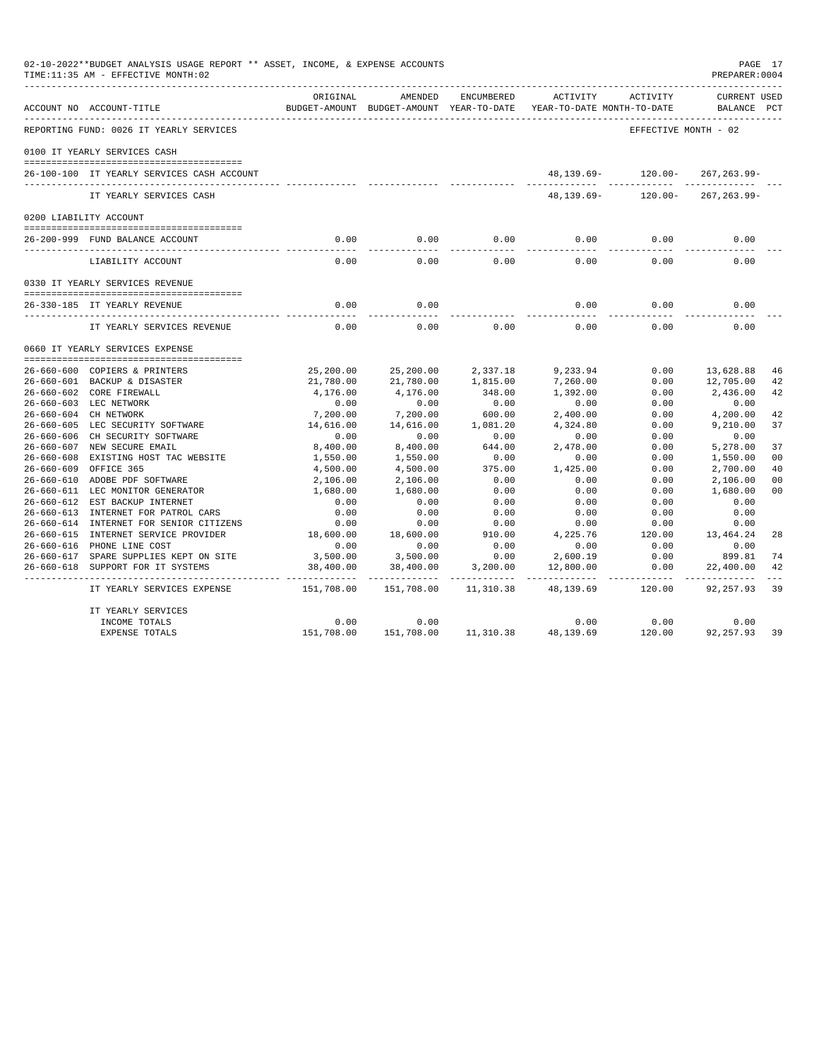02-10-2022**BUDGET ANALYSIS USAGE REPORT ** ASSET, INCOME, & EXPENSE ACCOUNTS
TIME:11:35 AM - EFFECTIVE MONTH:02
PREPARER:0004

| ACCOUNT NO | ACCOUNT-TITLE | ORIGINAL BUDGET-AMOUNT | AMENDED BUDGET-AMOUNT | ENCUMBERED YEAR-TO-DATE | ACTIVITY YEAR-TO-DATE | ACTIVITY MONTH-TO-DATE | CURRENT USED BALANCE | PCT |
|---|---|---|---|---|---|---|---|---|
| REPORTING FUND: 0026 IT YEARLY SERVICES | | | | | | EFFECTIVE MONTH - 02 | | |
| 0100 IT YEARLY SERVICES CASH | | | | | | | | |
| 26-100-100 | IT YEARLY SERVICES CASH ACCOUNT | | | | 48,139.69- | 120.00- | 267,263.99- | |
| | IT YEARLY SERVICES CASH | | | | 48,139.69- | 120.00- | 267,263.99- | |
| 0200 LIABILITY ACCOUNT | | | | | | | | |
| 26-200-999 | FUND BALANCE ACCOUNT | 0.00 | 0.00 | 0.00 | 0.00 | 0.00 | 0.00 | |
| | LIABILITY ACCOUNT | 0.00 | 0.00 | 0.00 | 0.00 | 0.00 | 0.00 | |
| 0330 IT YEARLY SERVICES REVENUE | | | | | | | | |
| 26-330-185 | IT YEARLY REVENUE | 0.00 | 0.00 | | 0.00 | 0.00 | 0.00 | |
| | IT YEARLY SERVICES REVENUE | 0.00 | 0.00 | 0.00 | 0.00 | 0.00 | 0.00 | |
| 0660 IT YEARLY SERVICES EXPENSE | | | | | | | | |
| 26-660-600 | COPIERS & PRINTERS | 25,200.00 | 25,200.00 | 2,337.18 | 9,233.94 | 0.00 | 13,628.88 | 46 |
| 26-660-601 | BACKUP & DISASTER | 21,780.00 | 21,780.00 | 1,815.00 | 7,260.00 | 0.00 | 12,705.00 | 42 |
| 26-660-602 | CORE FIREWALL | 4,176.00 | 4,176.00 | 348.00 | 1,392.00 | 0.00 | 2,436.00 | 42 |
| 26-660-603 | LEC NETWORK | 0.00 | 0.00 | 0.00 | 0.00 | 0.00 | 0.00 | |
| 26-660-604 | CH NETWORK | 7,200.00 | 7,200.00 | 600.00 | 2,400.00 | 0.00 | 4,200.00 | 42 |
| 26-660-605 | LEC SECURITY SOFTWARE | 14,616.00 | 14,616.00 | 1,081.20 | 4,324.80 | 0.00 | 9,210.00 | 37 |
| 26-660-606 | CH SECURITY SOFTWARE | 0.00 | 0.00 | 0.00 | 0.00 | 0.00 | 0.00 | |
| 26-660-607 | NEW SECURE EMAIL | 8,400.00 | 8,400.00 | 644.00 | 2,478.00 | 0.00 | 5,278.00 | 37 |
| 26-660-608 | EXISTING HOST TAC WEBSITE | 1,550.00 | 1,550.00 | 0.00 | 0.00 | 0.00 | 1,550.00 | 00 |
| 26-660-609 | OFFICE 365 | 4,500.00 | 4,500.00 | 375.00 | 1,425.00 | 0.00 | 2,700.00 | 40 |
| 26-660-610 | ADOBE PDF SOFTWARE | 2,106.00 | 2,106.00 | 0.00 | 0.00 | 0.00 | 2,106.00 | 00 |
| 26-660-611 | LEC MONITOR GENERATOR | 1,680.00 | 1,680.00 | 0.00 | 0.00 | 0.00 | 1,680.00 | 00 |
| 26-660-612 | EST BACKUP INTERNET | 0.00 | 0.00 | 0.00 | 0.00 | 0.00 | 0.00 | |
| 26-660-613 | INTERNET FOR PATROL CARS | 0.00 | 0.00 | 0.00 | 0.00 | 0.00 | 0.00 | |
| 26-660-614 | INTERNET FOR SENIOR CITIZENS | 0.00 | 0.00 | 0.00 | 0.00 | 0.00 | 0.00 | |
| 26-660-615 | INTERNET SERVICE PROVIDER | 18,600.00 | 18,600.00 | 910.00 | 4,225.76 | 120.00 | 13,464.24 | 28 |
| 26-660-616 | PHONE LINE COST | 0.00 | 0.00 | 0.00 | 0.00 | 0.00 | 0.00 | |
| 26-660-617 | SPARE SUPPLIES KEPT ON SITE | 3,500.00 | 3,500.00 | 0.00 | 2,600.19 | 0.00 | 899.81 | 74 |
| 26-660-618 | SUPPORT FOR IT SYSTEMS | 38,400.00 | 38,400.00 | 3,200.00 | 12,800.00 | 0.00 | 22,400.00 | 42 |
| | IT YEARLY SERVICES EXPENSE | 151,708.00 | 151,708.00 | 11,310.38 | 48,139.69 | 120.00 | 92,257.93 | 39 |
| | IT YEARLY SERVICES | | | | | | | |
| | INCOME TOTALS | 0.00 | 0.00 | | 0.00 | 0.00 | 0.00 | |
| | EXPENSE TOTALS | 151,708.00 | 151,708.00 | 11,310.38 | 48,139.69 | 120.00 | 92,257.93 | 39 |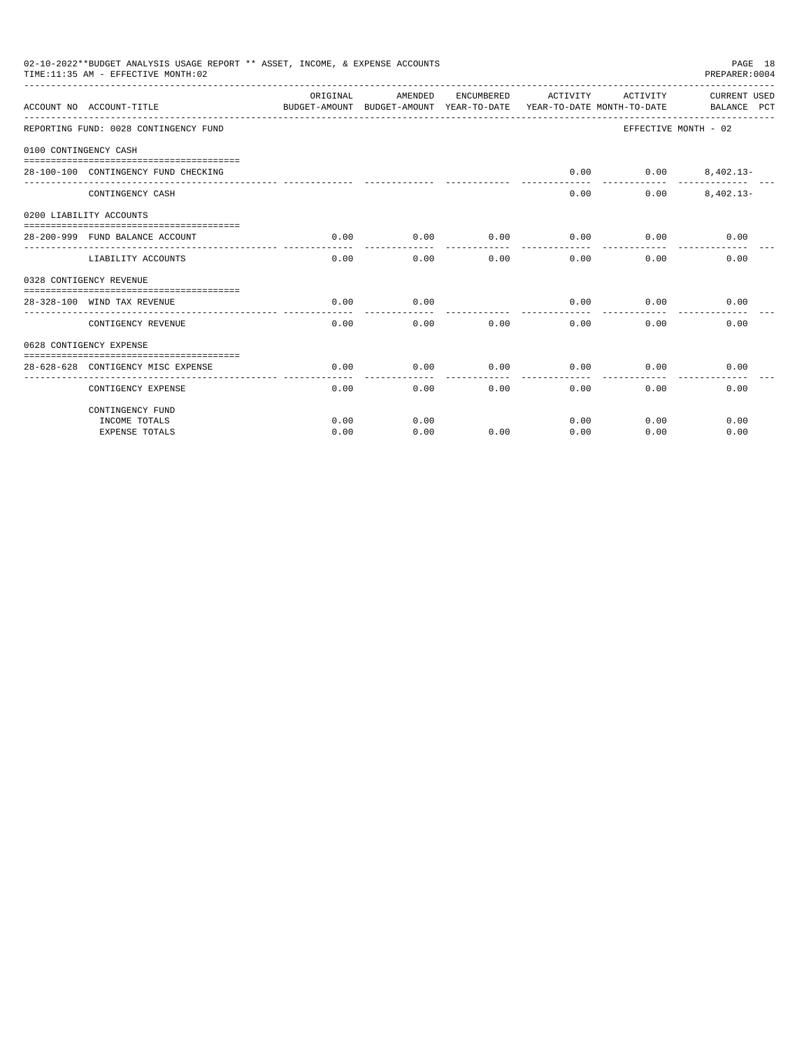02-10-2022**BUDGET ANALYSIS USAGE REPORT ** ASSET, INCOME, & EXPENSE ACCOUNTS
TIME:11:35 AM - EFFECTIVE MONTH:02

PREPARER:0004

| ACCOUNT NO | ACCOUNT-TITLE | ORIGINAL BUDGET-AMOUNT | AMENDED BUDGET-AMOUNT | ENCUMBERED YEAR-TO-DATE | ACTIVITY YEAR-TO-DATE | ACTIVITY MONTH-TO-DATE | CURRENT USED BALANCE | PCT |
|---|---|---|---|---|---|---|---|---|
| REPORTING FUND: 0028 CONTINGENCY FUND | | | | | | EFFECTIVE MONTH - 02 | | |
| 0100 CONTINGENCY CASH | | | | | | | | |
| 28-100-100 | CONTINGENCY FUND CHECKING | | | | 0.00 | 0.00 | 8,402.13- | |
| | CONTINGENCY CASH | | | | 0.00 | 0.00 | 8,402.13- | |
| 0200 LIABILITY ACCOUNTS | | | | | | | | |
| 28-200-999 | FUND BALANCE ACCOUNT | 0.00 | 0.00 | 0.00 | 0.00 | 0.00 | 0.00 | |
| | LIABILITY ACCOUNTS | 0.00 | 0.00 | 0.00 | 0.00 | 0.00 | 0.00 | |
| 0328 CONTIGENCY REVENUE | | | | | | | | |
| 28-328-100 | WIND TAX REVENUE | 0.00 | 0.00 | | 0.00 | 0.00 | 0.00 | |
| | CONTIGENCY REVENUE | 0.00 | 0.00 | 0.00 | 0.00 | 0.00 | 0.00 | |
| 0628 CONTIGENCY EXPENSE | | | | | | | | |
| 28-628-628 | CONTIGENCY MISC EXPENSE | 0.00 | 0.00 | 0.00 | 0.00 | 0.00 | 0.00 | |
| | CONTIGENCY EXPENSE | 0.00 | 0.00 | 0.00 | 0.00 | 0.00 | 0.00 | |
| | CONTINGENCY FUND | | | | | | | |
| | INCOME TOTALS | 0.00 | 0.00 | | 0.00 | 0.00 | 0.00 | |
| | EXPENSE TOTALS | 0.00 | 0.00 | 0.00 | 0.00 | 0.00 | 0.00 | |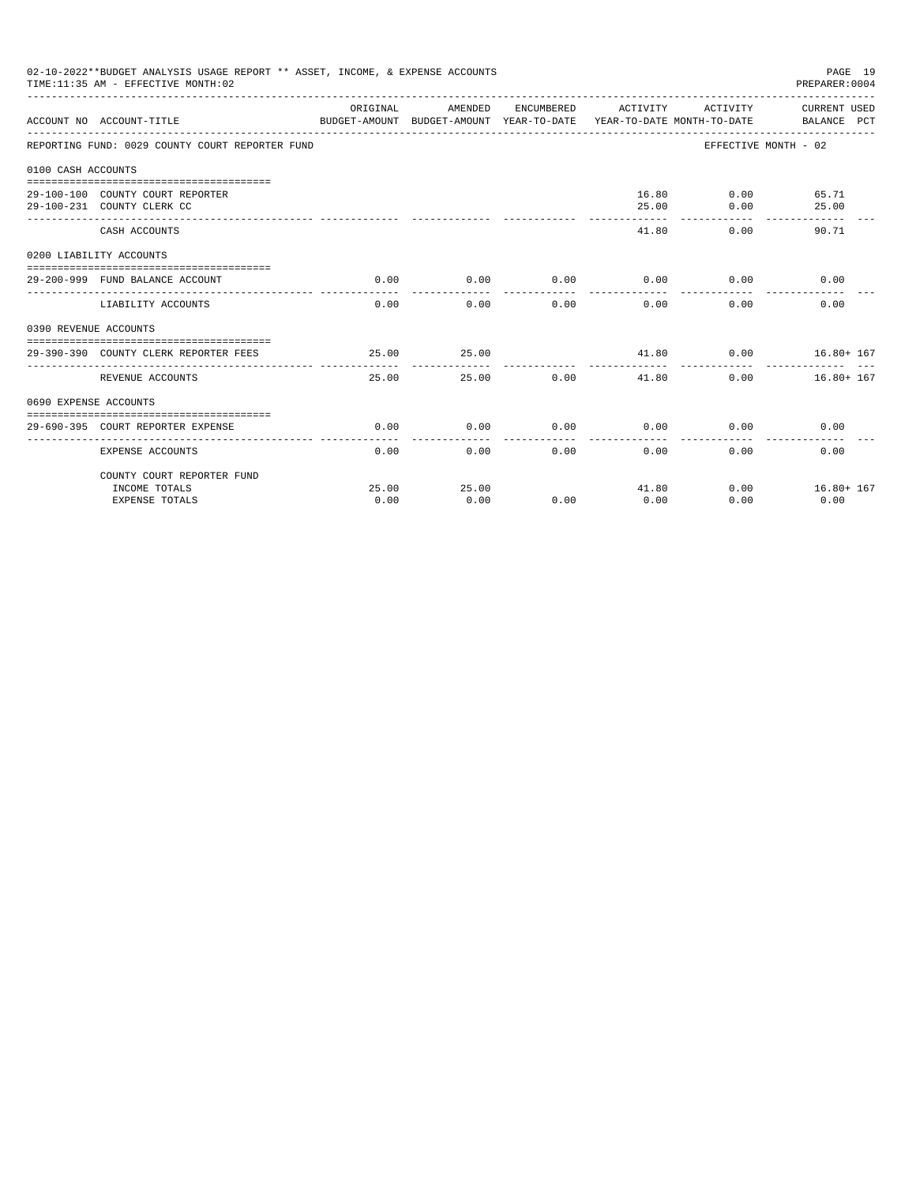02-10-2022**BUDGET ANALYSIS USAGE REPORT ** ASSET, INCOME, & EXPENSE ACCOUNTS
TIME:11:35 AM - EFFECTIVE MONTH:02

| ACCOUNT NO ACCOUNT-TITLE | ORIGINAL BUDGET-AMOUNT | AMENDED BUDGET-AMOUNT | ENCUMBERED YEAR-TO-DATE | ACTIVITY YEAR-TO-DATE | ACTIVITY MONTH-TO-DATE | CURRENT USED BALANCE PCT |
|---|---|---|---|---|---|---|
| REPORTING FUND: 0029 COUNTY COURT REPORTER FUND | | | | | | EFFECTIVE MONTH - 02 |
| 0100 CASH ACCOUNTS | | | | | | |
| 29-100-100 COUNTY COURT REPORTER | | | | 16.80 | 0.00 | 65.71 |
| 29-100-231 COUNTY CLERK CC | | | | 25.00 | 0.00 | 25.00 |
| CASH ACCOUNTS | | | | 41.80 | 0.00 | 90.71 |
| 0200 LIABILITY ACCOUNTS | | | | | | |
| 29-200-999 FUND BALANCE ACCOUNT | 0.00 | 0.00 | 0.00 | 0.00 | 0.00 | 0.00 |
| LIABILITY ACCOUNTS | 0.00 | 0.00 | 0.00 | 0.00 | 0.00 | 0.00 |
| 0390 REVENUE ACCOUNTS | | | | | | |
| 29-390-390 COUNTY CLERK REPORTER FEES | 25.00 | 25.00 | | 41.80 | 0.00 | 16.80+ 167 |
| REVENUE ACCOUNTS | 25.00 | 25.00 | 0.00 | 41.80 | 0.00 | 16.80+ 167 |
| 0690 EXPENSE ACCOUNTS | | | | | | |
| 29-690-395 COURT REPORTER EXPENSE | 0.00 | 0.00 | 0.00 | 0.00 | 0.00 | 0.00 |
| EXPENSE ACCOUNTS | 0.00 | 0.00 | 0.00 | 0.00 | 0.00 | 0.00 |
| COUNTY COURT REPORTER FUND | | | | | | |
| INCOME TOTALS | 25.00 | 25.00 | | 41.80 | 0.00 | 16.80+ 167 |
| EXPENSE TOTALS | 0.00 | 0.00 | 0.00 | 0.00 | 0.00 | 0.00 |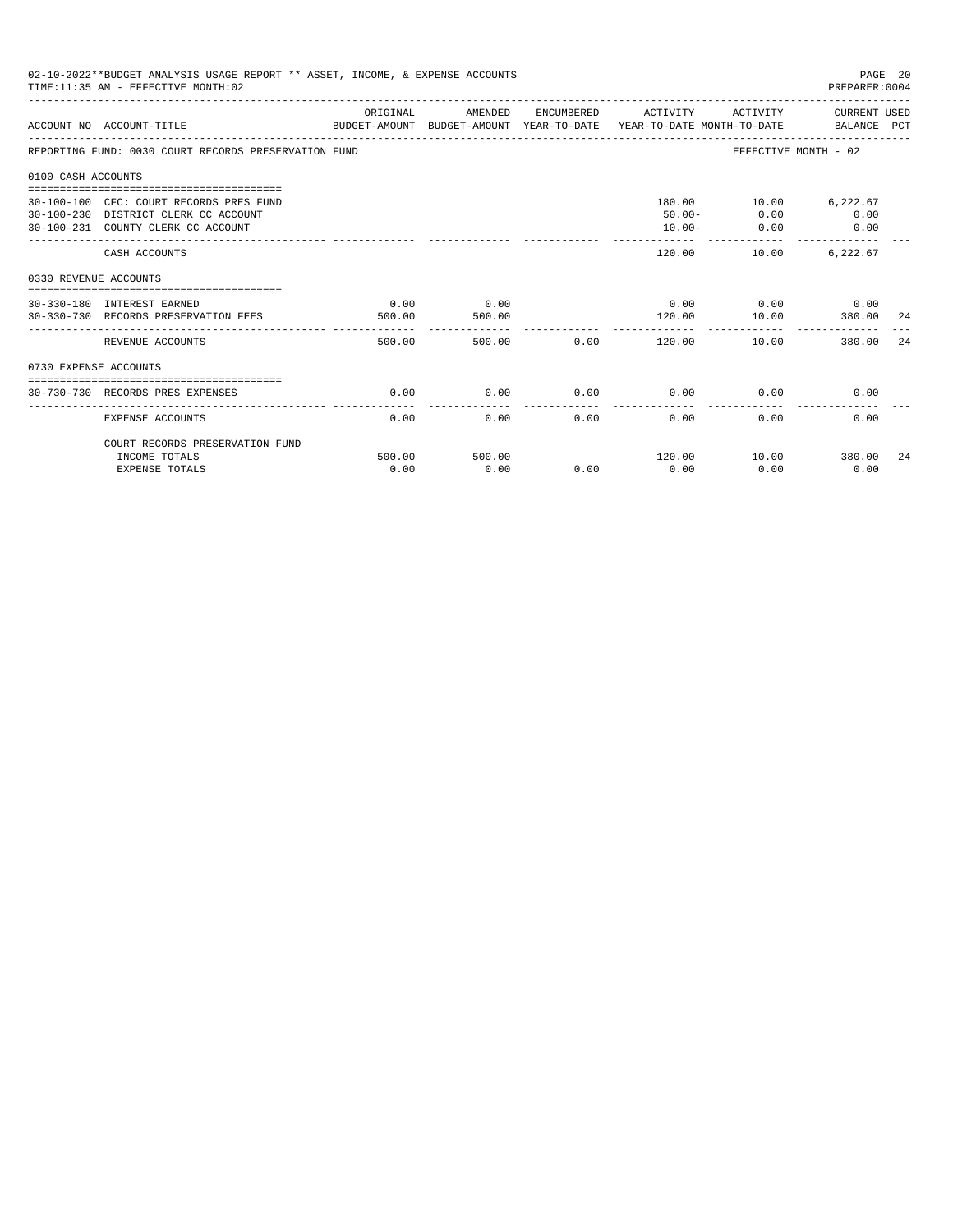02-10-2022**BUDGET ANALYSIS USAGE REPORT ** ASSET, INCOME, & EXPENSE ACCOUNTS

TIME:11:35 AM - EFFECTIVE MONTH:02

PREPARER:0004

| ACCOUNT NO | ACCOUNT-TITLE | ORIGINAL BUDGET-AMOUNT | AMENDED BUDGET-AMOUNT | ENCUMBERED YEAR-TO-DATE | ACTIVITY YEAR-TO-DATE | ACTIVITY MONTH-TO-DATE | CURRENT USED BALANCE | PCT |
|---|---|---|---|---|---|---|---|---|
| REPORTING FUND: 0030 COURT RECORDS PRESERVATION FUND | | | | | | EFFECTIVE MONTH - 02 | | |
| 0100 CASH ACCOUNTS | | | | | | | | |
| 30-100-100 | CFC: COURT RECORDS PRES FUND | | | | 180.00 | 10.00 | 6,222.67 | |
| 30-100-230 | DISTRICT CLERK CC ACCOUNT | | | | 50.00- | 0.00 | 0.00 | |
| 30-100-231 | COUNTY CLERK CC ACCOUNT | | | | 10.00- | 0.00 | 0.00 | |
| | CASH ACCOUNTS | | | | 120.00 | 10.00 | 6,222.67 | |
| 0330 REVENUE ACCOUNTS | | | | | | | | |
| 30-330-180 | INTEREST EARNED | 0.00 | 0.00 | | 0.00 | 0.00 | 0.00 | |
| 30-330-730 | RECORDS PRESERVATION FEES | 500.00 | 500.00 | | 120.00 | 10.00 | 380.00 | 24 |
| | REVENUE ACCOUNTS | 500.00 | 500.00 | 0.00 | 120.00 | 10.00 | 380.00 | 24 |
| 0730 EXPENSE ACCOUNTS | | | | | | | | |
| 30-730-730 | RECORDS PRES EXPENSES | 0.00 | 0.00 | 0.00 | 0.00 | 0.00 | 0.00 | |
| | EXPENSE ACCOUNTS | 0.00 | 0.00 | 0.00 | 0.00 | 0.00 | 0.00 | |
| | COURT RECORDS PRESERVATION FUND | | | | | | | |
| | INCOME TOTALS | 500.00 | 500.00 | | 120.00 | 10.00 | 380.00 | 24 |
| | EXPENSE TOTALS | 0.00 | 0.00 | 0.00 | 0.00 | 0.00 | 0.00 | |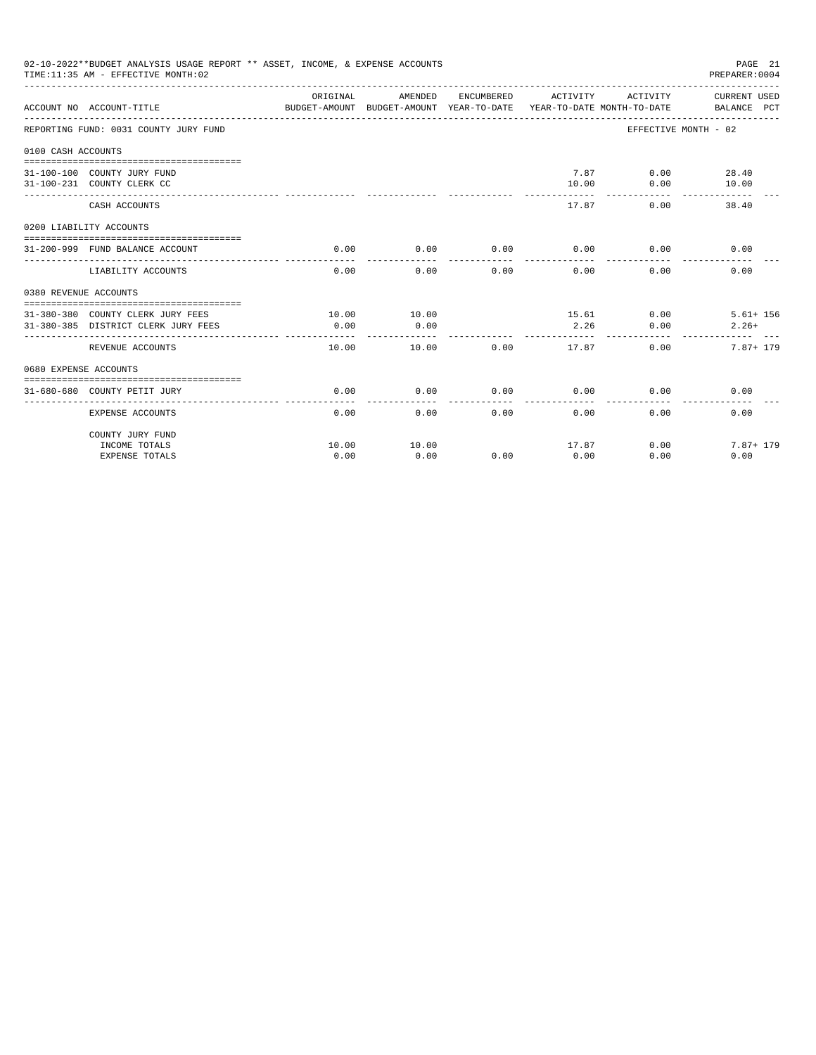02-10-2022**BUDGET ANALYSIS USAGE REPORT ** ASSET, INCOME, & EXPENSE ACCOUNTS
TIME:11:35 AM - EFFECTIVE MONTH:02

PREPARER:0004

| ACCOUNT NO | ACCOUNT-TITLE | ORIGINAL BUDGET-AMOUNT | AMENDED BUDGET-AMOUNT | ENCUMBERED YEAR-TO-DATE | ACTIVITY YEAR-TO-DATE | ACTIVITY MONTH-TO-DATE | CURRENT USED BALANCE | PCT |
|---|---|---|---|---|---|---|---|---|
| REPORTING FUND: 0031 COUNTY JURY FUND | | | | | | EFFECTIVE MONTH - 02 | | |
| 0100 CASH ACCOUNTS | | | | | | | | |
| 31-100-100 | COUNTY JURY FUND | | | | 7.87 | 0.00 | 28.40 | |
| 31-100-231 | COUNTY CLERK CC | | | | 10.00 | 0.00 | 10.00 | |
| | CASH ACCOUNTS | | | | 17.87 | 0.00 | 38.40 | |
| 0200 LIABILITY ACCOUNTS | | | | | | | | |
| 31-200-999 | FUND BALANCE ACCOUNT | 0.00 | 0.00 | 0.00 | 0.00 | 0.00 | 0.00 | |
| | LIABILITY ACCOUNTS | 0.00 | 0.00 | 0.00 | 0.00 | 0.00 | 0.00 | |
| 0380 REVENUE ACCOUNTS | | | | | | | | |
| 31-380-380 | COUNTY CLERK JURY FEES | 10.00 | 10.00 | | 15.61 | 0.00 | 5.61+ | 156 |
| 31-380-385 | DISTRICT CLERK JURY FEES | 0.00 | 0.00 | | 2.26 | 0.00 | 2.26+ | |
| | REVENUE ACCOUNTS | 10.00 | 10.00 | 0.00 | 17.87 | 0.00 | 7.87+ | 179 |
| 0680 EXPENSE ACCOUNTS | | | | | | | | |
| 31-680-680 | COUNTY PETIT JURY | 0.00 | 0.00 | 0.00 | 0.00 | 0.00 | 0.00 | |
| | EXPENSE ACCOUNTS | 0.00 | 0.00 | 0.00 | 0.00 | 0.00 | 0.00 | |
| | COUNTY JURY FUND | | | | | | | |
| | INCOME TOTALS | 10.00 | 10.00 | | 17.87 | 0.00 | 7.87+ | 179 |
| | EXPENSE TOTALS | 0.00 | 0.00 | 0.00 | 0.00 | 0.00 | 0.00 | |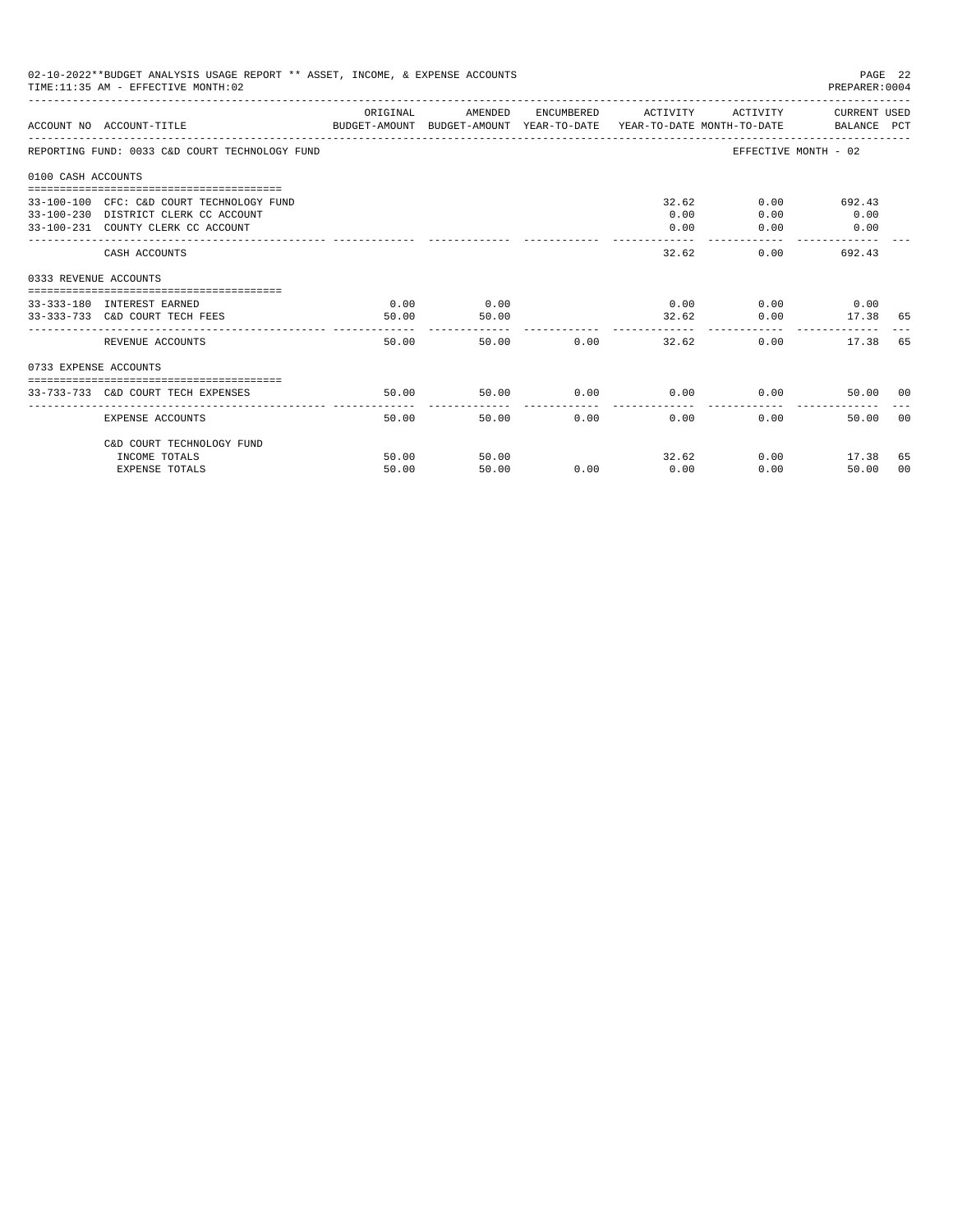02-10-2022**BUDGET ANALYSIS USAGE REPORT ** ASSET, INCOME, & EXPENSE ACCOUNTS
TIME:11:35 AM - EFFECTIVE MONTH:02

PREPARER:0004

| ACCOUNT NO | ACCOUNT-TITLE | ORIGINAL BUDGET-AMOUNT | AMENDED BUDGET-AMOUNT | ENCUMBERED YEAR-TO-DATE | ACTIVITY YEAR-TO-DATE | ACTIVITY MONTH-TO-DATE | CURRENT BALANCE | USED PCT |
|---|---|---|---|---|---|---|---|---|
| REPORTING FUND: 0033 C&D COURT TECHNOLOGY FUND | | | | | | EFFECTIVE MONTH - 02 | | |
| 0100 CASH ACCOUNTS | | | | | | | | |
| 33-100-100 | CFC: C&D COURT TECHNOLOGY FUND | | | | 32.62 | 0.00 | 692.43 | |
| 33-100-230 | DISTRICT CLERK CC ACCOUNT | | | | 0.00 | 0.00 | 0.00 | |
| 33-100-231 | COUNTY CLERK CC ACCOUNT | | | | 0.00 | 0.00 | 0.00 | |
| | CASH ACCOUNTS | | | | 32.62 | 0.00 | 692.43 | |
| 0333 REVENUE ACCOUNTS | | | | | | | | |
| 33-333-180 | INTEREST EARNED | 0.00 | 0.00 | | 0.00 | 0.00 | 0.00 | |
| 33-333-733 | C&D COURT TECH FEES | 50.00 | 50.00 | | 32.62 | 0.00 | 17.38 | 65 |
| | REVENUE ACCOUNTS | 50.00 | 50.00 | 0.00 | 32.62 | 0.00 | 17.38 | 65 |
| 0733 EXPENSE ACCOUNTS | | | | | | | | |
| 33-733-733 | C&D COURT TECH EXPENSES | 50.00 | 50.00 | 0.00 | 0.00 | 0.00 | 50.00 | 00 |
| | EXPENSE ACCOUNTS | 50.00 | 50.00 | 0.00 | 0.00 | 0.00 | 50.00 | 00 |
| | C&D COURT TECHNOLOGY FUND | | | | | | | |
| | INCOME TOTALS | 50.00 | 50.00 | | 32.62 | 0.00 | 17.38 | 65 |
| | EXPENSE TOTALS | 50.00 | 50.00 | 0.00 | 0.00 | 0.00 | 50.00 | 00 |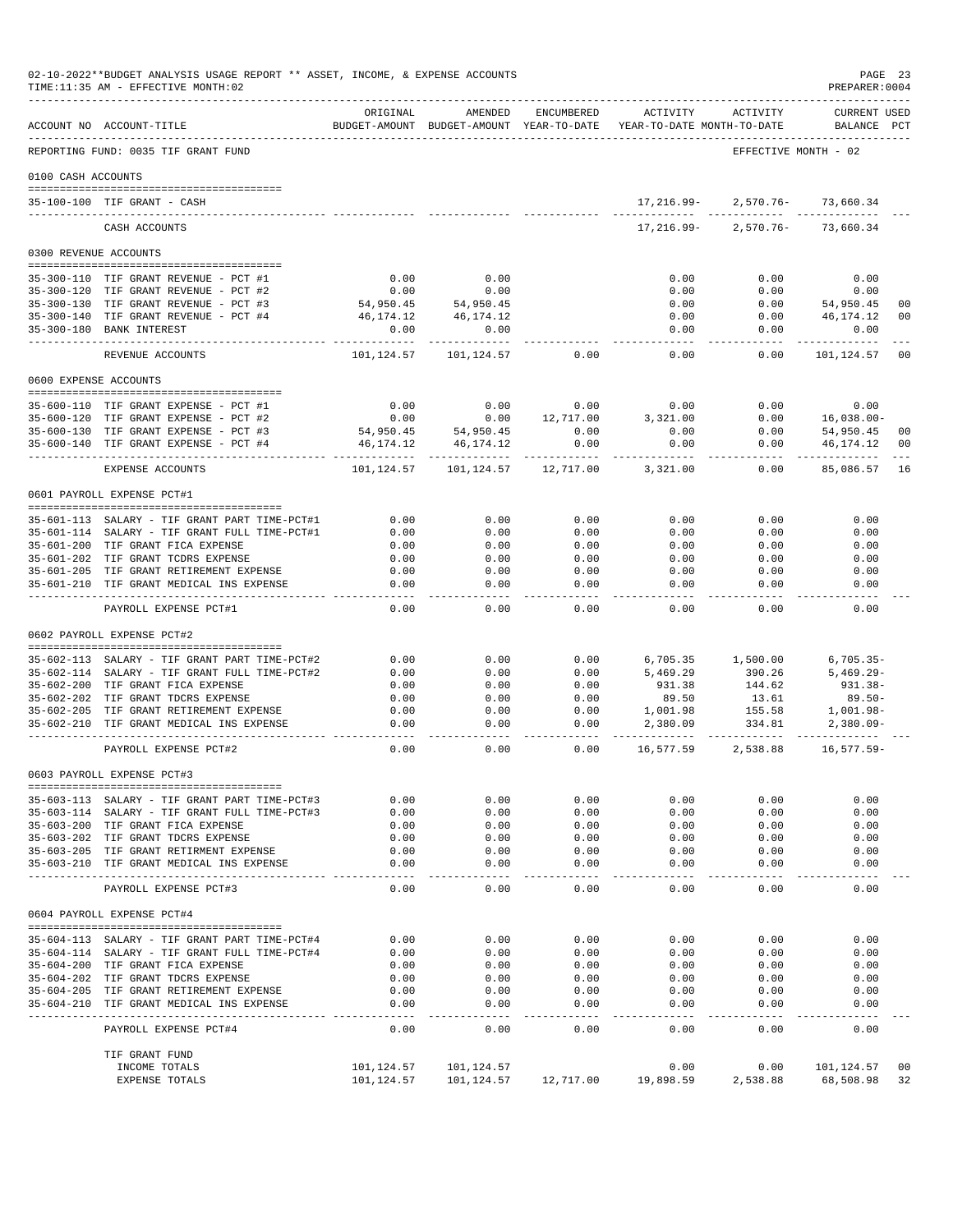02-10-2022**BUDGET ANALYSIS USAGE REPORT ** ASSET, INCOME, & EXPENSE ACCOUNTS
TIME:11:35 AM - EFFECTIVE MONTH:02
PREPARER:0004

| ACCOUNT NO | ACCOUNT-TITLE | ORIGINAL BUDGET-AMOUNT | AMENDED BUDGET-AMOUNT | ENCUMBERED YEAR-TO-DATE | ACTIVITY YEAR-TO-DATE | ACTIVITY MONTH-TO-DATE | CURRENT USED BALANCE | PCT |
|---|---|---|---|---|---|---|---|---|
| REPORTING FUND: 0035 TIF GRANT FUND | | | | | | EFFECTIVE MONTH - 02 | | |
| 0100 CASH ACCOUNTS | | | | | | | | |
| 35-100-100 | TIF GRANT - CASH | | | | 17,216.99- | 2,570.76- | 73,660.34 | |
| | CASH ACCOUNTS | | | | 17,216.99- | 2,570.76- | 73,660.34 | |
| 0300 REVENUE ACCOUNTS | | | | | | | | |
| 35-300-110 | TIF GRANT REVENUE - PCT #1 | 0.00 | 0.00 | | 0.00 | 0.00 | 0.00 | |
| 35-300-120 | TIF GRANT REVENUE - PCT #2 | 0.00 | 0.00 | | 0.00 | 0.00 | 0.00 | |
| 35-300-130 | TIF GRANT REVENUE - PCT #3 | 54,950.45 | 54,950.45 | | 0.00 | 0.00 | 54,950.45 | 00 |
| 35-300-140 | TIF GRANT REVENUE - PCT #4 | 46,174.12 | 46,174.12 | | 0.00 | 0.00 | 46,174.12 | 00 |
| 35-300-180 | BANK INTEREST | 0.00 | 0.00 | | 0.00 | 0.00 | 0.00 | |
| | REVENUE ACCOUNTS | 101,124.57 | 101,124.57 | 0.00 | 0.00 | 0.00 | 101,124.57 | 00 |
| 0600 EXPENSE ACCOUNTS | | | | | | | | |
| 35-600-110 | TIF GRANT EXPENSE - PCT #1 | 0.00 | 0.00 | 0.00 | 0.00 | 0.00 | 0.00 | |
| 35-600-120 | TIF GRANT EXPENSE - PCT #2 | 0.00 | 0.00 | 12,717.00 | 3,321.00 | 0.00 | 16,038.00- | |
| 35-600-130 | TIF GRANT EXPENSE - PCT #3 | 54,950.45 | 54,950.45 | 0.00 | 0.00 | 0.00 | 54,950.45 | 00 |
| 35-600-140 | TIF GRANT EXPENSE - PCT #4 | 46,174.12 | 46,174.12 | 0.00 | 0.00 | 0.00 | 46,174.12 | 00 |
| | EXPENSE ACCOUNTS | 101,124.57 | 101,124.57 | 12,717.00 | 3,321.00 | 0.00 | 85,086.57 | 16 |
| 0601 PAYROLL EXPENSE PCT#1 | | | | | | | | |
| 35-601-113 | SALARY - TIF GRANT PART TIME-PCT#1 | 0.00 | 0.00 | 0.00 | 0.00 | 0.00 | 0.00 | |
| 35-601-114 | SALARY - TIF GRANT FULL TIME-PCT#1 | 0.00 | 0.00 | 0.00 | 0.00 | 0.00 | 0.00 | |
| 35-601-200 | TIF GRANT FICA EXPENSE | 0.00 | 0.00 | 0.00 | 0.00 | 0.00 | 0.00 | |
| 35-601-202 | TIF GRANT TCDRS EXPENSE | 0.00 | 0.00 | 0.00 | 0.00 | 0.00 | 0.00 | |
| 35-601-205 | TIF GRANT RETIREMENT EXPENSE | 0.00 | 0.00 | 0.00 | 0.00 | 0.00 | 0.00 | |
| 35-601-210 | TIF GRANT MEDICAL INS EXPENSE | 0.00 | 0.00 | 0.00 | 0.00 | 0.00 | 0.00 | |
| | PAYROLL EXPENSE PCT#1 | 0.00 | 0.00 | 0.00 | 0.00 | 0.00 | 0.00 | |
| 0602 PAYROLL EXPENSE PCT#2 | | | | | | | | |
| 35-602-113 | SALARY - TIF GRANT PART TIME-PCT#2 | 0.00 | 0.00 | 0.00 | 6,705.35 | 1,500.00 | 6,705.35- | |
| 35-602-114 | SALARY - TIF GRANT FULL TIME-PCT#2 | 0.00 | 0.00 | 0.00 | 5,469.29 | 390.26 | 5,469.29- | |
| 35-602-200 | TIF GRANT FICA EXPENSE | 0.00 | 0.00 | 0.00 | 931.38 | 144.62 | 931.38- | |
| 35-602-202 | TIF GRANT TDCRS EXPENSE | 0.00 | 0.00 | 0.00 | 89.50 | 13.61 | 89.50- | |
| 35-602-205 | TIF GRANT RETIREMENT EXPENSE | 0.00 | 0.00 | 0.00 | 1,001.98 | 155.58 | 1,001.98- | |
| 35-602-210 | TIF GRANT MEDICAL INS EXPENSE | 0.00 | 0.00 | 0.00 | 2,380.09 | 334.81 | 2,380.09- | |
| | PAYROLL EXPENSE PCT#2 | 0.00 | 0.00 | 0.00 | 16,577.59 | 2,538.88 | 16,577.59- | |
| 0603 PAYROLL EXPENSE PCT#3 | | | | | | | | |
| 35-603-113 | SALARY - TIF GRANT PART TIME-PCT#3 | 0.00 | 0.00 | 0.00 | 0.00 | 0.00 | 0.00 | |
| 35-603-114 | SALARY - TIF GRANT FULL TIME-PCT#3 | 0.00 | 0.00 | 0.00 | 0.00 | 0.00 | 0.00 | |
| 35-603-200 | TIF GRANT FICA EXPENSE | 0.00 | 0.00 | 0.00 | 0.00 | 0.00 | 0.00 | |
| 35-603-202 | TIF GRANT TDCRS EXPENSE | 0.00 | 0.00 | 0.00 | 0.00 | 0.00 | 0.00 | |
| 35-603-205 | TIF GRANT RETIRMENT EXPENSE | 0.00 | 0.00 | 0.00 | 0.00 | 0.00 | 0.00 | |
| 35-603-210 | TIF GRANT MEDICAL INS EXPENSE | 0.00 | 0.00 | 0.00 | 0.00 | 0.00 | 0.00 | |
| | PAYROLL EXPENSE PCT#3 | 0.00 | 0.00 | 0.00 | 0.00 | 0.00 | 0.00 | |
| 0604 PAYROLL EXPENSE PCT#4 | | | | | | | | |
| 35-604-113 | SALARY - TIF GRANT PART TIME-PCT#4 | 0.00 | 0.00 | 0.00 | 0.00 | 0.00 | 0.00 | |
| 35-604-114 | SALARY - TIF GRANT FULL TIME-PCT#4 | 0.00 | 0.00 | 0.00 | 0.00 | 0.00 | 0.00 | |
| 35-604-200 | TIF GRANT FICA EXPENSE | 0.00 | 0.00 | 0.00 | 0.00 | 0.00 | 0.00 | |
| 35-604-202 | TIF GRANT TDCRS EXPENSE | 0.00 | 0.00 | 0.00 | 0.00 | 0.00 | 0.00 | |
| 35-604-205 | TIF GRANT RETIREMENT EXPENSE | 0.00 | 0.00 | 0.00 | 0.00 | 0.00 | 0.00 | |
| 35-604-210 | TIF GRANT MEDICAL INS EXPENSE | 0.00 | 0.00 | 0.00 | 0.00 | 0.00 | 0.00 | |
| | PAYROLL EXPENSE PCT#4 | 0.00 | 0.00 | 0.00 | 0.00 | 0.00 | 0.00 | |
| | TIF GRANT FUND | | | | | | | |
| | INCOME TOTALS | 101,124.57 | 101,124.57 | | 0.00 | 0.00 | 101,124.57 | 00 |
| | EXPENSE TOTALS | 101,124.57 | 101,124.57 | 12,717.00 | 19,898.59 | 2,538.88 | 68,508.98 | 32 |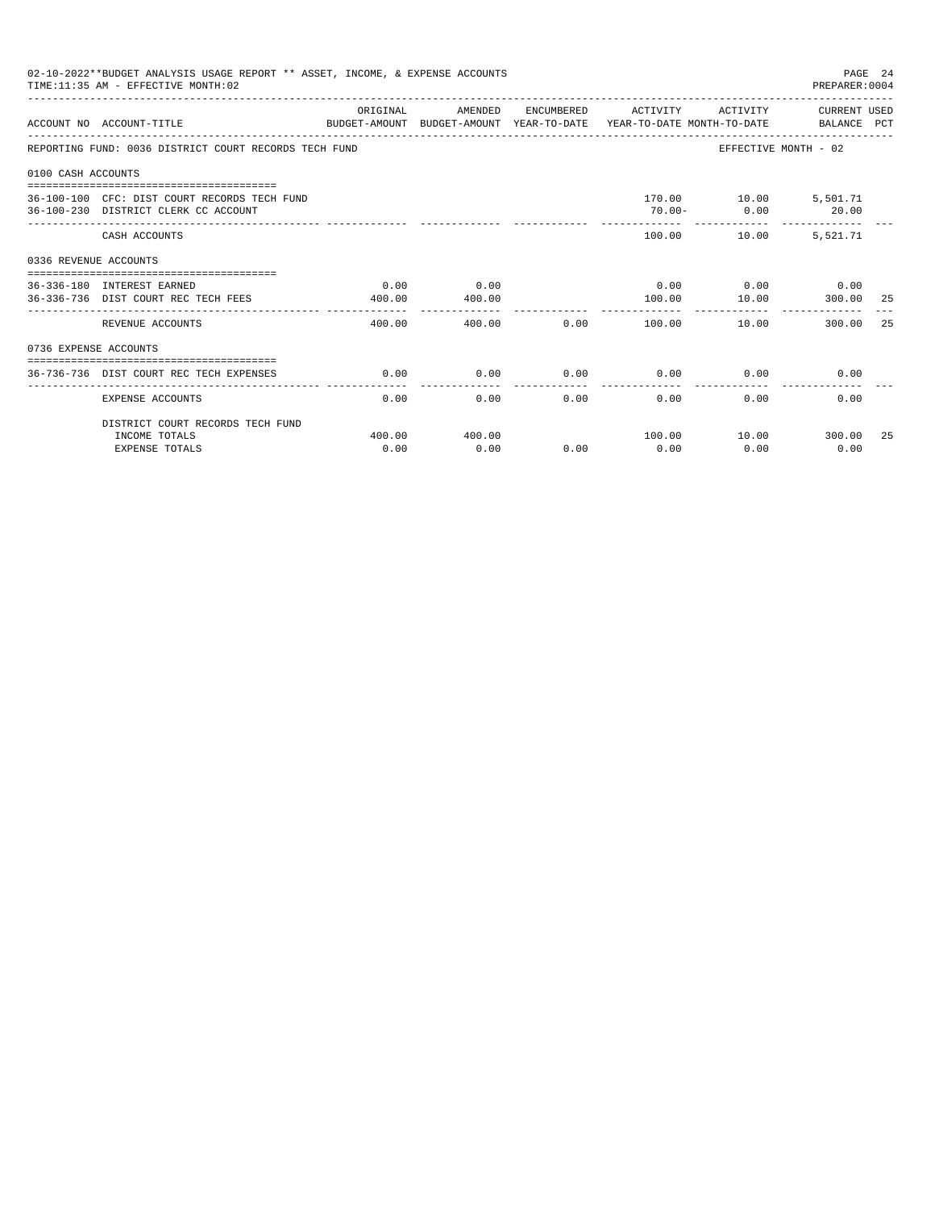02-10-2022**BUDGET ANALYSIS USAGE REPORT ** ASSET, INCOME, & EXPENSE ACCOUNTS

TIME:11:35 AM - EFFECTIVE MONTH:02

PREPARER:0004

| ACCOUNT NO | ACCOUNT-TITLE | ORIGINAL BUDGET-AMOUNT | AMENDED BUDGET-AMOUNT | ENCUMBERED YEAR-TO-DATE | ACTIVITY YEAR-TO-DATE | ACTIVITY MONTH-TO-DATE | CURRENT USED BALANCE | PCT |
|---|---|---|---|---|---|---|---|---|
| REPORTING FUND: 0036 DISTRICT COURT RECORDS TECH FUND | | | | | | EFFECTIVE MONTH - 02 | | |
| 0100 CASH ACCOUNTS | | | | | | | | |
| 36-100-100 | CFC: DIST COURT RECORDS TECH FUND | | | | 170.00 | 10.00 | 5,501.71 | |
| 36-100-230 | DISTRICT CLERK CC ACCOUNT | | | | 70.00- | 0.00 | 20.00 | |
| | CASH ACCOUNTS | | | | 100.00 | 10.00 | 5,521.71 | |
| 0336 REVENUE ACCOUNTS | | | | | | | | |
| 36-336-180 | INTEREST EARNED | 0.00 | 0.00 | | 0.00 | 0.00 | 0.00 | |
| 36-336-736 | DIST COURT REC TECH FEES | 400.00 | 400.00 | | 100.00 | 10.00 | 300.00 | 25 |
| | REVENUE ACCOUNTS | 400.00 | 400.00 | 0.00 | 100.00 | 10.00 | 300.00 | 25 |
| 0736 EXPENSE ACCOUNTS | | | | | | | | |
| 36-736-736 | DIST COURT REC TECH EXPENSES | 0.00 | 0.00 | 0.00 | 0.00 | 0.00 | 0.00 | |
| | EXPENSE ACCOUNTS | 0.00 | 0.00 | 0.00 | 0.00 | 0.00 | 0.00 | |
| | DISTRICT COURT RECORDS TECH FUND | | | | | | | |
| | INCOME TOTALS | 400.00 | 400.00 | | 100.00 | 10.00 | 300.00 | 25 |
| | EXPENSE TOTALS | 0.00 | 0.00 | 0.00 | 0.00 | 0.00 | 0.00 | |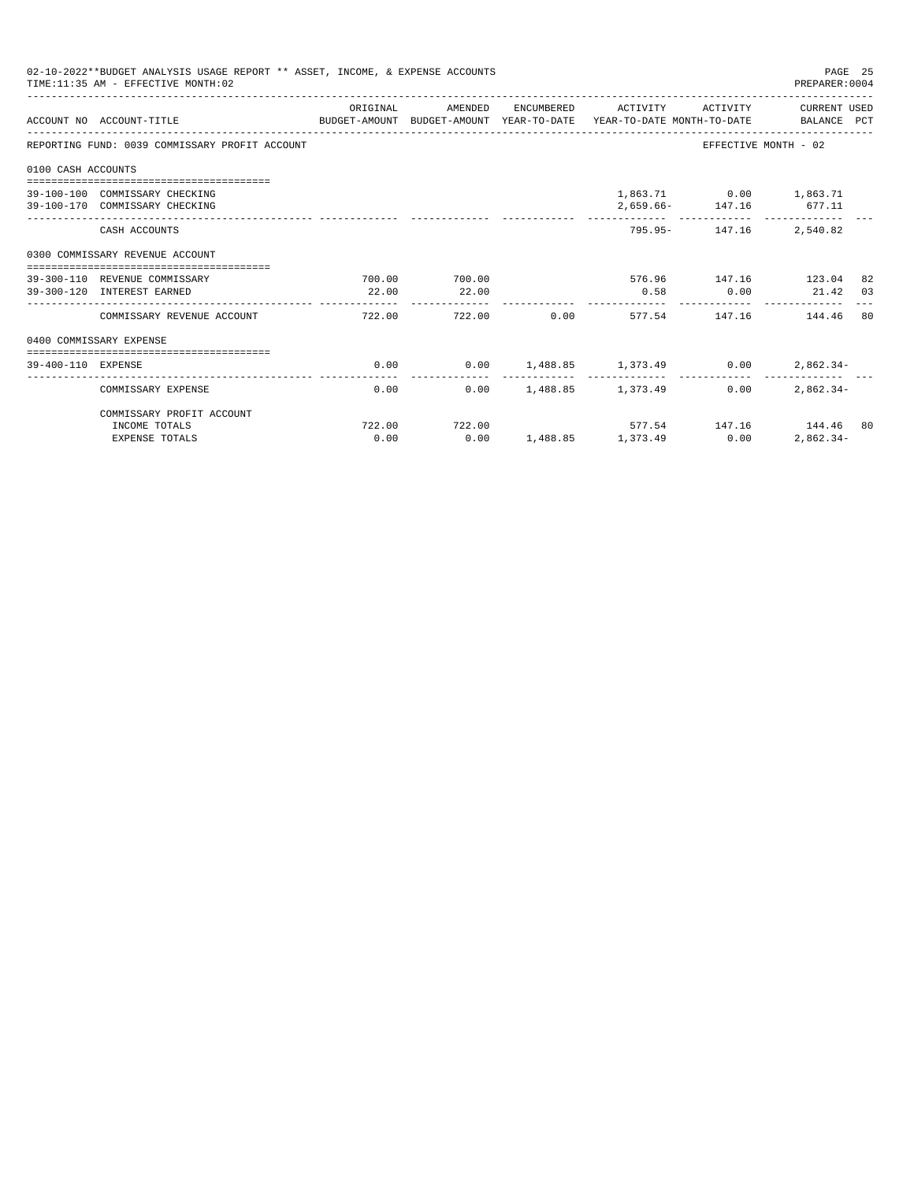02-10-2022**BUDGET ANALYSIS USAGE REPORT ** ASSET, INCOME, & EXPENSE ACCOUNTS
TIME:11:35 AM - EFFECTIVE MONTH:02
PREPARER:0004

REPORTING FUND: 0039 COMMISSARY PROFIT ACCOUNT — EFFECTIVE MONTH - 02

| ACCOUNT NO | ACCOUNT-TITLE | ORIGINAL BUDGET-AMOUNT | AMENDED BUDGET-AMOUNT | ENCUMBERED YEAR-TO-DATE | ACTIVITY YEAR-TO-DATE | ACTIVITY MONTH-TO-DATE | CURRENT USED BALANCE | PCT |
|---|---|---|---|---|---|---|---|---|
| **0100 CASH ACCOUNTS** | | | | | | | | |
| 39-100-100 | COMMISSARY CHECKING | | | | 1,863.71 | 0.00 | 1,863.71 | |
| 39-100-170 | COMMISSARY CHECKING | | | | 2,659.66- | 147.16 | 677.11 | |
| | CASH ACCOUNTS | | | | 795.95- | 147.16 | 2,540.82 | |
| **0300 COMMISSARY REVENUE ACCOUNT** | | | | | | | | |
| 39-300-110 | REVENUE COMMISSARY | 700.00 | 700.00 | | 576.96 | 147.16 | 123.04 | 82 |
| 39-300-120 | INTEREST EARNED | 22.00 | 22.00 | | 0.58 | 0.00 | 21.42 | 03 |
| | COMMISSARY REVENUE ACCOUNT | 722.00 | 722.00 | 0.00 | 577.54 | 147.16 | 144.46 | 80 |
| **0400 COMMISSARY EXPENSE** | | | | | | | | |
| 39-400-110 | EXPENSE | 0.00 | 0.00 | 1,488.85 | 1,373.49 | 0.00 | 2,862.34- | |
| | COMMISSARY EXPENSE | 0.00 | 0.00 | 1,488.85 | 1,373.49 | 0.00 | 2,862.34- | |
| | COMMISSARY PROFIT ACCOUNT | | | | | | | |
| | INCOME TOTALS | 722.00 | 722.00 | | 577.54 | 147.16 | 144.46 | 80 |
| | EXPENSE TOTALS | 0.00 | 0.00 | 1,488.85 | 1,373.49 | 0.00 | 2,862.34- | |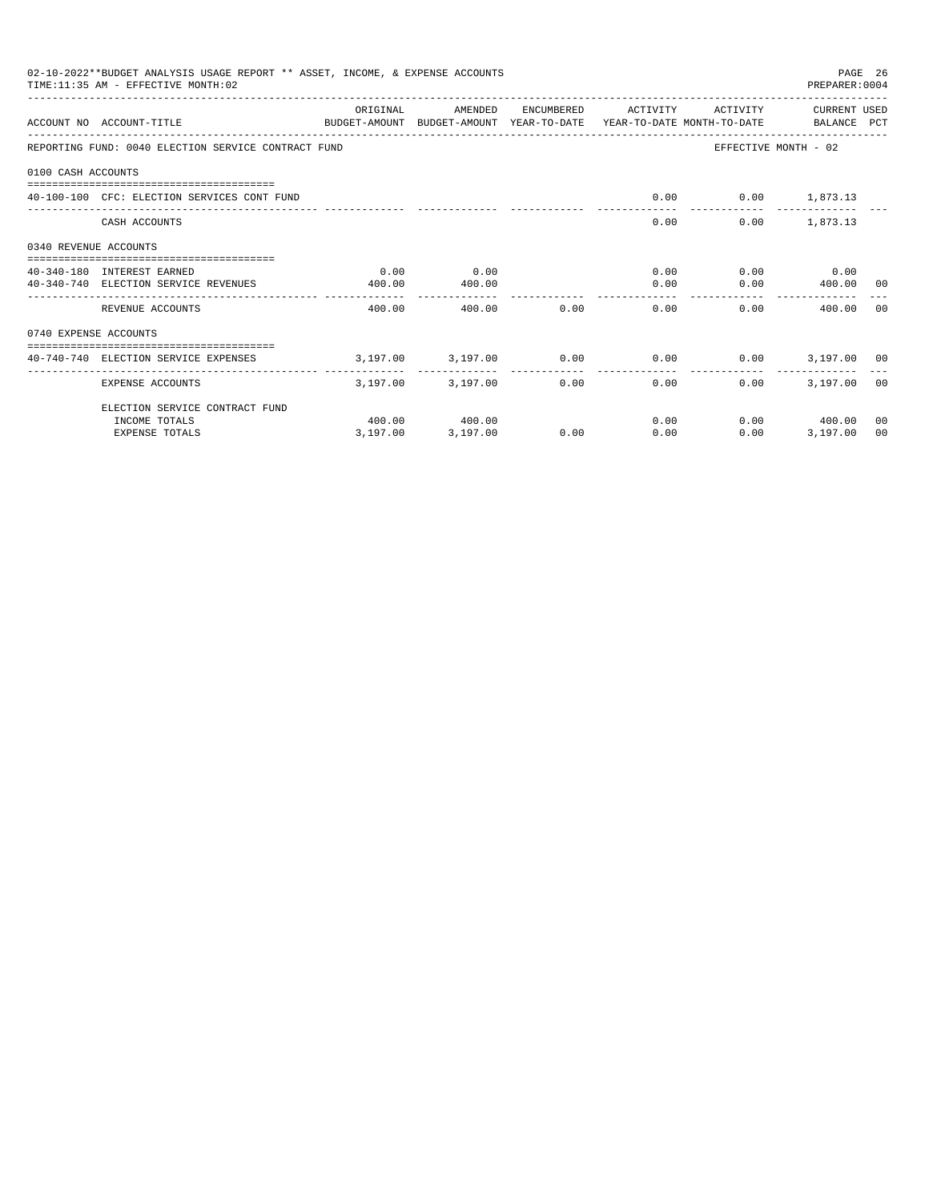02-10-2022**BUDGET ANALYSIS USAGE REPORT ** ASSET, INCOME, & EXPENSE ACCOUNTS

TIME:11:35 AM - EFFECTIVE MONTH:02

| ACCOUNT NO | ACCOUNT-TITLE | ORIGINAL BUDGET-AMOUNT | AMENDED BUDGET-AMOUNT | ENCUMBERED YEAR-TO-DATE | ACTIVITY YEAR-TO-DATE | ACTIVITY MONTH-TO-DATE | CURRENT USED BALANCE | PCT |
|---|---|---|---|---|---|---|---|---|
| REPORTING FUND: 0040 ELECTION SERVICE CONTRACT FUND | | | | | | EFFECTIVE MONTH - 02 | | |
| 0100 CASH ACCOUNTS | | | | | | | | |
| 40-100-100 | CFC: ELECTION SERVICES CONT FUND | | | | 0.00 | 0.00 | 1,873.13 | |
| | CASH ACCOUNTS | | | | 0.00 | 0.00 | 1,873.13 | |
| 0340 REVENUE ACCOUNTS | | | | | | | | |
| 40-340-180 | INTEREST EARNED | 0.00 | 0.00 | | 0.00 | 0.00 | 0.00 | |
| 40-340-740 | ELECTION SERVICE REVENUES | 400.00 | 400.00 | | 0.00 | 0.00 | 400.00 | 00 |
| | REVENUE ACCOUNTS | 400.00 | 400.00 | 0.00 | 0.00 | 0.00 | 400.00 | 00 |
| 0740 EXPENSE ACCOUNTS | | | | | | | | |
| 40-740-740 | ELECTION SERVICE EXPENSES | 3,197.00 | 3,197.00 | 0.00 | 0.00 | 0.00 | 3,197.00 | 00 |
| | EXPENSE ACCOUNTS | 3,197.00 | 3,197.00 | 0.00 | 0.00 | 0.00 | 3,197.00 | 00 |
| | ELECTION SERVICE CONTRACT FUND | | | | | | | |
| | INCOME TOTALS | 400.00 | 400.00 | | 0.00 | 0.00 | 400.00 | 00 |
| | EXPENSE TOTALS | 3,197.00 | 3,197.00 | 0.00 | 0.00 | 0.00 | 3,197.00 | 00 |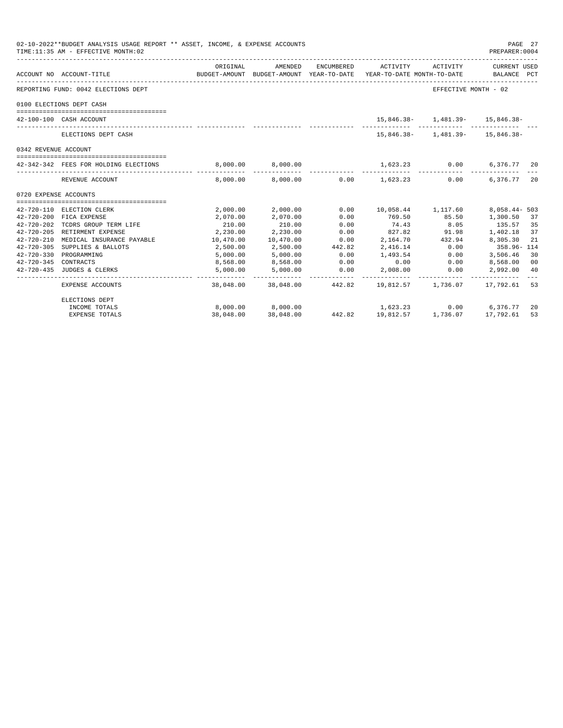02-10-2022**BUDGET ANALYSIS USAGE REPORT ** ASSET, INCOME, & EXPENSE ACCOUNTS

TIME:11:35 AM - EFFECTIVE MONTH:02

PREPARER:0004

| ACCOUNT NO | ACCOUNT-TITLE | ORIGINAL BUDGET-AMOUNT | AMENDED BUDGET-AMOUNT | ENCUMBERED YEAR-TO-DATE | ACTIVITY YEAR-TO-DATE | ACTIVITY MONTH-TO-DATE | CURRENT USED BALANCE | PCT |
|---|---|---|---|---|---|---|---|---|
| REPORTING FUND: 0042 ELECTIONS DEPT | | | | | | | EFFECTIVE MONTH - 02 | |
| 0100 ELECTIONS DEPT CASH | | | | | | | | |
| 42-100-100 | CASH ACCOUNT | | | | 15,846.38- | 1,481.39- | 15,846.38- | |
| | ELECTIONS DEPT CASH | | | | 15,846.38- | 1,481.39- | 15,846.38- | |
| 0342 REVENUE ACCOUNT | | | | | | | | |
| 42-342-342 | FEES FOR HOLDING ELECTIONS | 8,000.00 | 8,000.00 | | 1,623.23 | 0.00 | 6,376.77 | 20 |
| | REVENUE ACCOUNT | 8,000.00 | 8,000.00 | 0.00 | 1,623.23 | 0.00 | 6,376.77 | 20 |
| 0720 EXPENSE ACCOUNTS | | | | | | | | |
| 42-720-110 | ELECTION CLERK | 2,000.00 | 2,000.00 | 0.00 | 10,058.44 | 1,117.60 | 8,058.44- | 503 |
| 42-720-200 | FICA EXPENSE | 2,070.00 | 2,070.00 | 0.00 | 769.50 | 85.50 | 1,300.50 | 37 |
| 42-720-202 | TCDRS GROUP TERM LIFE | 210.00 | 210.00 | 0.00 | 74.43 | 8.05 | 135.57 | 35 |
| 42-720-205 | RETIREMENT EXPENSE | 2,230.00 | 2,230.00 | 0.00 | 827.82 | 91.98 | 1,402.18 | 37 |
| 42-720-210 | MEDICAL INSURANCE PAYABLE | 10,470.00 | 10,470.00 | 0.00 | 2,164.70 | 432.94 | 8,305.30 | 21 |
| 42-720-305 | SUPPLIES & BALLOTS | 2,500.00 | 2,500.00 | 442.82 | 2,416.14 | 0.00 | 358.96- | 114 |
| 42-720-330 | PROGRAMMING | 5,000.00 | 5,000.00 | 0.00 | 1,493.54 | 0.00 | 3,506.46 | 30 |
| 42-720-345 | CONTRACTS | 8,568.00 | 8,568.00 | 0.00 | 0.00 | 0.00 | 8,568.00 | 00 |
| 42-720-435 | JUDGES & CLERKS | 5,000.00 | 5,000.00 | 0.00 | 2,008.00 | 0.00 | 2,992.00 | 40 |
| | EXPENSE ACCOUNTS | 38,048.00 | 38,048.00 | 442.82 | 19,812.57 | 1,736.07 | 17,792.61 | 53 |
| | ELECTIONS DEPT | | | | | | | |
| | INCOME TOTALS | 8,000.00 | 8,000.00 | | 1,623.23 | 0.00 | 6,376.77 | 20 |
| | EXPENSE TOTALS | 38,048.00 | 38,048.00 | 442.82 | 19,812.57 | 1,736.07 | 17,792.61 | 53 |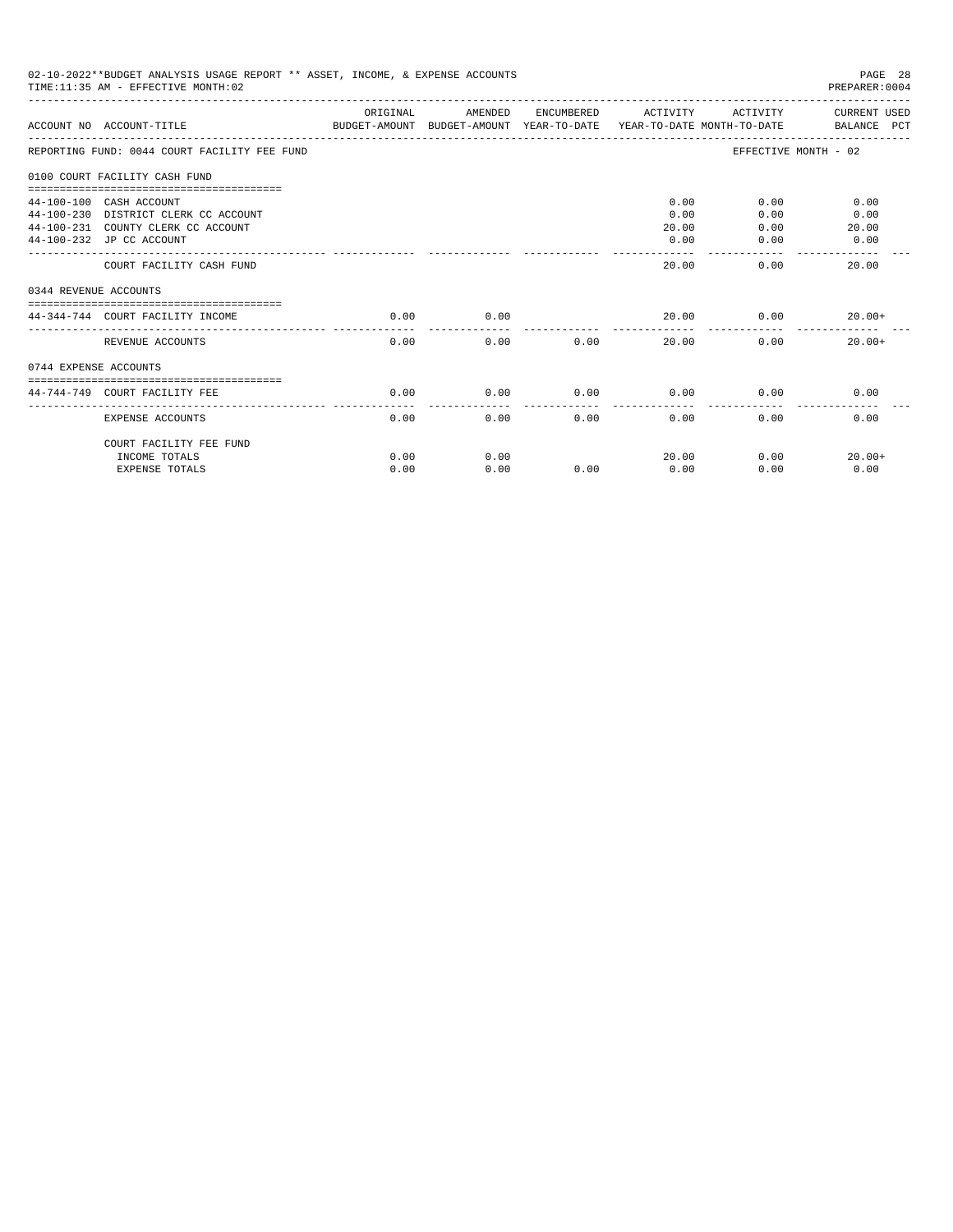02-10-2022**BUDGET ANALYSIS USAGE REPORT ** ASSET, INCOME, & EXPENSE ACCOUNTS
TIME:11:35 AM - EFFECTIVE MONTH:02

PREPARER:0004

| ACCOUNT NO | ACCOUNT-TITLE | ORIGINAL BUDGET-AMOUNT | AMENDED BUDGET-AMOUNT | ENCUMBERED YEAR-TO-DATE | ACTIVITY YEAR-TO-DATE | ACTIVITY MONTH-TO-DATE | CURRENT USED BALANCE PCT |
|---|---|---|---|---|---|---|---|
| REPORTING FUND: 0044 COURT FACILITY FEE FUND | | | | | | EFFECTIVE MONTH - 02 | |
| 0100 COURT FACILITY CASH FUND | | | | | | | |
| 44-100-100 | CASH ACCOUNT | | | | 0.00 | 0.00 | 0.00 |
| 44-100-230 | DISTRICT CLERK CC ACCOUNT | | | | 0.00 | 0.00 | 0.00 |
| 44-100-231 | COUNTY CLERK CC ACCOUNT | | | | 20.00 | 0.00 | 20.00 |
| 44-100-232 | JP CC ACCOUNT | | | | 0.00 | 0.00 | 0.00 |
| | COURT FACILITY CASH FUND | | | | 20.00 | 0.00 | 20.00 |
| 0344 REVENUE ACCOUNTS | | | | | | | |
| 44-344-744 | COURT FACILITY INCOME | 0.00 | 0.00 | | 20.00 | 0.00 | 20.00+ |
| | REVENUE ACCOUNTS | 0.00 | 0.00 | 0.00 | 20.00 | 0.00 | 20.00+ |
| 0744 EXPENSE ACCOUNTS | | | | | | | |
| 44-744-749 | COURT FACILITY FEE | 0.00 | 0.00 | 0.00 | 0.00 | 0.00 | 0.00 |
| | EXPENSE ACCOUNTS | 0.00 | 0.00 | 0.00 | 0.00 | 0.00 | 0.00 |
| | COURT FACILITY FEE FUND | | | | | | |
| | INCOME TOTALS | 0.00 | 0.00 | | 20.00 | 0.00 | 20.00+ |
| | EXPENSE TOTALS | 0.00 | 0.00 | 0.00 | 0.00 | 0.00 | 0.00 |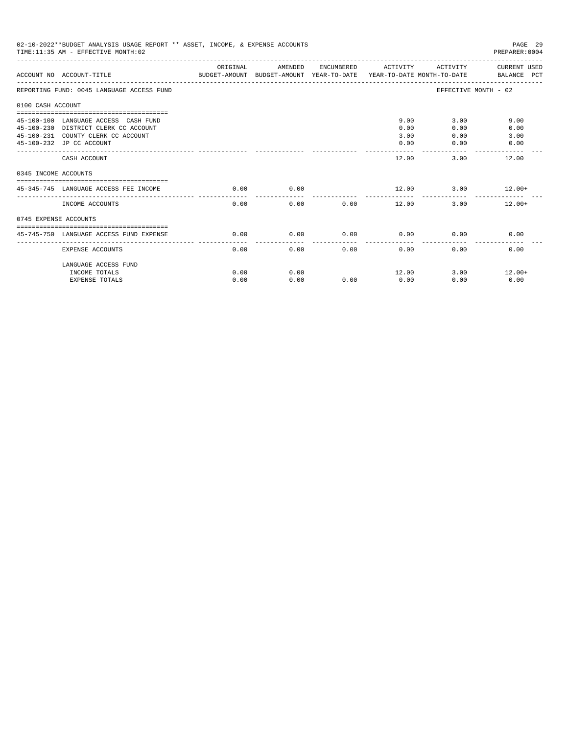02-10-2022**BUDGET ANALYSIS USAGE REPORT ** ASSET, INCOME, & EXPENSE ACCOUNTS
TIME:11:35 AM - EFFECTIVE MONTH:02
PREPARER:0004

| ACCOUNT NO | ACCOUNT-TITLE | ORIGINAL BUDGET-AMOUNT | AMENDED BUDGET-AMOUNT | ENCUMBERED YEAR-TO-DATE | ACTIVITY YEAR-TO-DATE | ACTIVITY MONTH-TO-DATE | CURRENT USED BALANCE PCT |
|---|---|---|---|---|---|---|---|
| REPORTING FUND: 0045 LANGUAGE ACCESS FUND | | | | | | | EFFECTIVE MONTH - 02 |
| 0100 CASH ACCOUNT | | | | | | | |
| 45-100-100 | LANGUAGE ACCESS CASH FUND | | | | 9.00 | 3.00 | 9.00 |
| 45-100-230 | DISTRICT CLERK CC ACCOUNT | | | | 0.00 | 0.00 | 0.00 |
| 45-100-231 | COUNTY CLERK CC ACCOUNT | | | | 3.00 | 0.00 | 3.00 |
| 45-100-232 | JP CC ACCOUNT | | | | 0.00 | 0.00 | 0.00 |
| | CASH ACCOUNT | | | | 12.00 | 3.00 | 12.00 |
| 0345 INCOME ACCOUNTS | | | | | | | |
| 45-345-745 | LANGUAGE ACCESS FEE INCOME | 0.00 | 0.00 | | 12.00 | 3.00 | 12.00+ |
| | INCOME ACCOUNTS | 0.00 | 0.00 | 0.00 | 12.00 | 3.00 | 12.00+ |
| 0745 EXPENSE ACCOUNTS | | | | | | | |
| 45-745-750 | LANGUAGE ACCESS FUND EXPENSE | 0.00 | 0.00 | 0.00 | 0.00 | 0.00 | 0.00 |
| | EXPENSE ACCOUNTS | 0.00 | 0.00 | 0.00 | 0.00 | 0.00 | 0.00 |
| | LANGUAGE ACCESS FUND | | | | | | |
| | INCOME TOTALS | 0.00 | 0.00 | | 12.00 | 3.00 | 12.00+ |
| | EXPENSE TOTALS | 0.00 | 0.00 | 0.00 | 0.00 | 0.00 | 0.00 |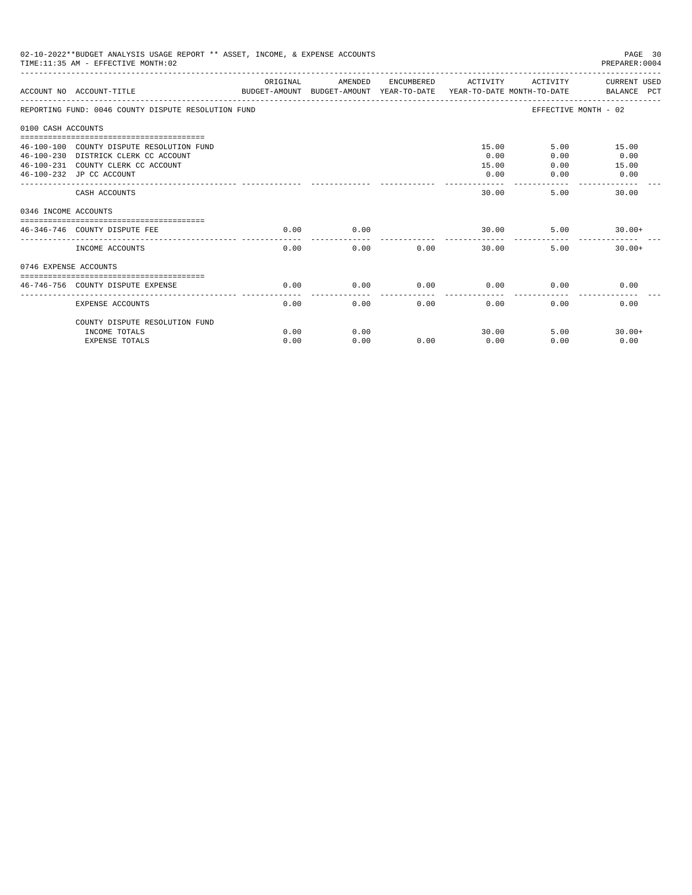02-10-2022**BUDGET ANALYSIS USAGE REPORT ** ASSET, INCOME, & EXPENSE ACCOUNTS
TIME:11:35 AM - EFFECTIVE MONTH:02

PREPARER:0004

| ACCOUNT NO | ACCOUNT-TITLE | ORIGINAL BUDGET-AMOUNT | AMENDED BUDGET-AMOUNT | ENCUMBERED YEAR-TO-DATE | ACTIVITY YEAR-TO-DATE | ACTIVITY MONTH-TO-DATE | CURRENT USED BALANCE PCT |
|---|---|---|---|---|---|---|---|
| REPORTING FUND: 0046 COUNTY DISPUTE RESOLUTION FUND | | | | | | EFFECTIVE MONTH - 02 | |
| 0100 CASH ACCOUNTS | | | | | | | |
| 46-100-100 | COUNTY DISPUTE RESOLUTION FUND | | | | 15.00 | 5.00 | 15.00 |
| 46-100-230 | DISTRICK CLERK CC ACCOUNT | | | | 0.00 | 0.00 | 0.00 |
| 46-100-231 | COUNTY CLERK CC ACCOUNT | | | | 15.00 | 0.00 | 15.00 |
| 46-100-232 | JP CC ACCOUNT | | | | 0.00 | 0.00 | 0.00 |
| | CASH ACCOUNTS | | | | 30.00 | 5.00 | 30.00 |
| 0346 INCOME ACCOUNTS | | | | | | | |
| 46-346-746 | COUNTY DISPUTE FEE | 0.00 | 0.00 | | 30.00 | 5.00 | 30.00+ |
| | INCOME ACCOUNTS | 0.00 | 0.00 | 0.00 | 30.00 | 5.00 | 30.00+ |
| 0746 EXPENSE ACCOUNTS | | | | | | | |
| 46-746-756 | COUNTY DISPUTE EXPENSE | 0.00 | 0.00 | 0.00 | 0.00 | 0.00 | 0.00 |
| | EXPENSE ACCOUNTS | 0.00 | 0.00 | 0.00 | 0.00 | 0.00 | 0.00 |
| | COUNTY DISPUTE RESOLUTION FUND | | | | | | |
| | INCOME TOTALS | 0.00 | 0.00 | | 30.00 | 5.00 | 30.00+ |
| | EXPENSE TOTALS | 0.00 | 0.00 | 0.00 | 0.00 | 0.00 | 0.00 |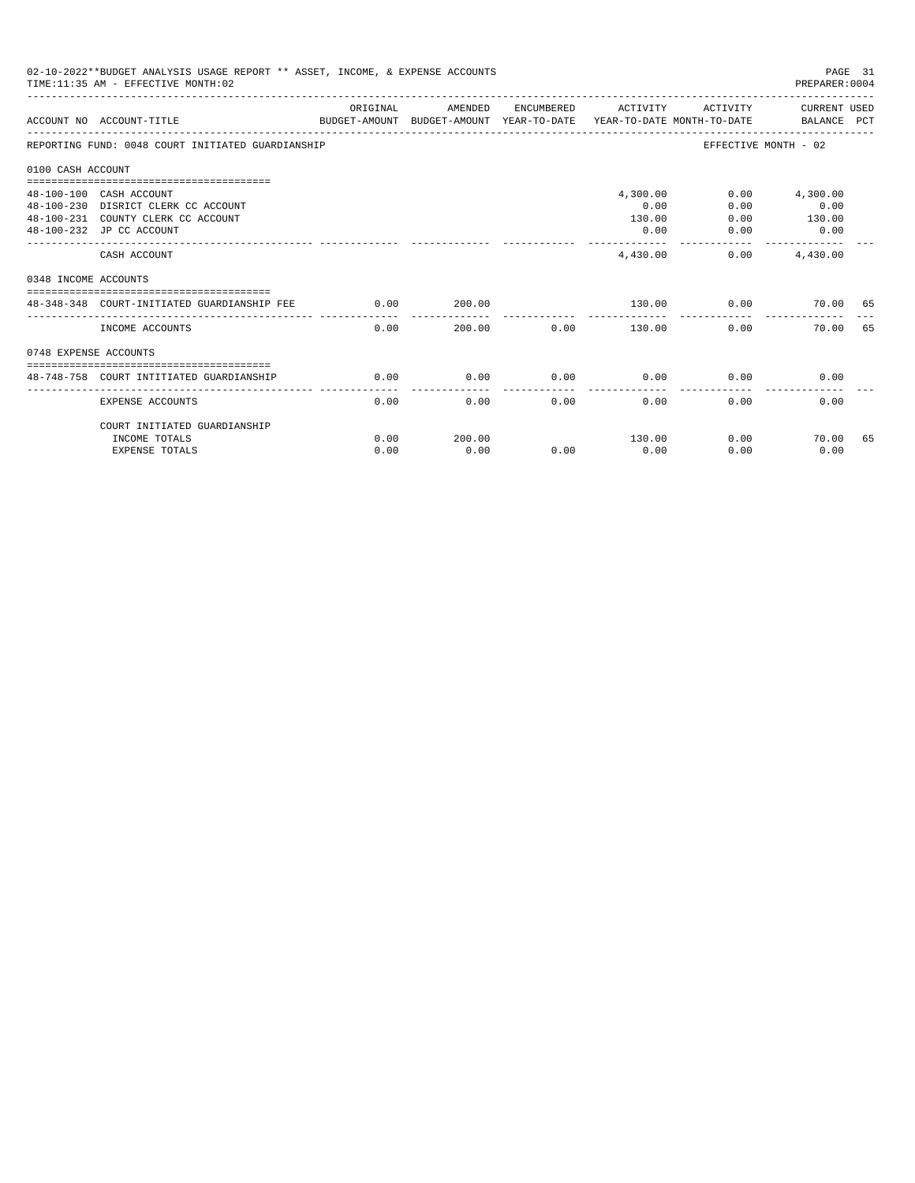02-10-2022**BUDGET ANALYSIS USAGE REPORT ** ASSET, INCOME, & EXPENSE ACCOUNTS

TIME:11:35 AM - EFFECTIVE MONTH:02

PREPARER:0004

| ACCOUNT NO | ACCOUNT-TITLE | ORIGINAL BUDGET-AMOUNT | AMENDED BUDGET-AMOUNT | ENCUMBERED YEAR-TO-DATE | ACTIVITY YEAR-TO-DATE | ACTIVITY MONTH-TO-DATE | CURRENT USED BALANCE | PCT |
|---|---|---|---|---|---|---|---|---|
| REPORTING FUND: 0048 COURT INITIATED GUARDIANSHIP | | | | | | EFFECTIVE MONTH - 02 | | |
| 0100 CASH ACCOUNT | | | | | | | | |
| 48-100-100 | CASH ACCOUNT | | | | 4,300.00 | 0.00 | 4,300.00 | |
| 48-100-230 | DISRICT CLERK CC ACCOUNT | | | | 0.00 | 0.00 | 0.00 | |
| 48-100-231 | COUNTY CLERK CC ACCOUNT | | | | 130.00 | 0.00 | 130.00 | |
| 48-100-232 | JP CC ACCOUNT | | | | 0.00 | 0.00 | 0.00 | |
| | CASH ACCOUNT | | | | 4,430.00 | 0.00 | 4,430.00 | |
| 0348 INCOME ACCOUNTS | | | | | | | | |
| 48-348-348 | COURT-INITIATED GUARDIANSHIP FEE | 0.00 | 200.00 | | 130.00 | 0.00 | 70.00 | 65 |
| | INCOME ACCOUNTS | 0.00 | 200.00 | 0.00 | 130.00 | 0.00 | 70.00 | 65 |
| 0748 EXPENSE ACCOUNTS | | | | | | | | |
| 48-748-758 | COURT INTITIATED GUARDIANSHIP | 0.00 | 0.00 | 0.00 | 0.00 | 0.00 | 0.00 | |
| | EXPENSE ACCOUNTS | 0.00 | 0.00 | 0.00 | 0.00 | 0.00 | 0.00 | |
| | COURT INITIATED GUARDIANSHIP | | | | | | | |
| | INCOME TOTALS | 0.00 | 200.00 | | 130.00 | 0.00 | 70.00 | 65 |
| | EXPENSE TOTALS | 0.00 | 0.00 | 0.00 | 0.00 | 0.00 | 0.00 | |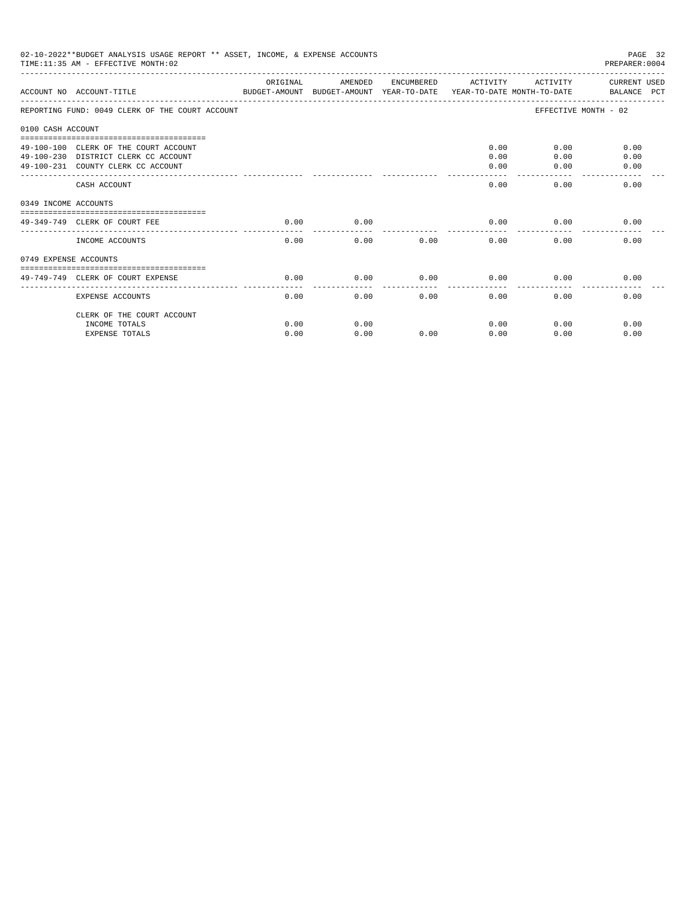02-10-2022**BUDGET ANALYSIS USAGE REPORT ** ASSET, INCOME, & EXPENSE ACCOUNTS

TIME:11:35 AM - EFFECTIVE MONTH:02

| ACCOUNT NO | ACCOUNT-TITLE | ORIGINAL BUDGET-AMOUNT | AMENDED BUDGET-AMOUNT | ENCUMBERED YEAR-TO-DATE | ACTIVITY YEAR-TO-DATE | ACTIVITY MONTH-TO-DATE | CURRENT USED BALANCE | PCT |
|---|---|---|---|---|---|---|---|---|
| REPORTING FUND: 0049 CLERK OF THE COURT ACCOUNT | | | | | | EFFECTIVE MONTH - 02 | | |
| 0100 CASH ACCOUNT | | | | | | | | |
| 49-100-100 | CLERK OF THE COURT ACCOUNT | | | | 0.00 | 0.00 | 0.00 | |
| 49-100-230 | DISTRICT CLERK CC ACCOUNT | | | | 0.00 | 0.00 | 0.00 | |
| 49-100-231 | COUNTY CLERK CC ACCOUNT | | | | 0.00 | 0.00 | 0.00 | |
| | CASH ACCOUNT | | | | 0.00 | 0.00 | 0.00 | |
| 0349 INCOME ACCOUNTS | | | | | | | | |
| 49-349-749 | CLERK OF COURT FEE | 0.00 | 0.00 | | 0.00 | 0.00 | 0.00 | |
| | INCOME ACCOUNTS | 0.00 | 0.00 | 0.00 | 0.00 | 0.00 | 0.00 | |
| 0749 EXPENSE ACCOUNTS | | | | | | | | |
| 49-749-749 | CLERK OF COURT EXPENSE | 0.00 | 0.00 | 0.00 | 0.00 | 0.00 | 0.00 | |
| | EXPENSE ACCOUNTS | 0.00 | 0.00 | 0.00 | 0.00 | 0.00 | 0.00 | |
| | CLERK OF THE COURT ACCOUNT | | | | | | | |
| | INCOME TOTALS | 0.00 | 0.00 | | 0.00 | 0.00 | 0.00 | |
| | EXPENSE TOTALS | 0.00 | 0.00 | 0.00 | 0.00 | 0.00 | 0.00 | |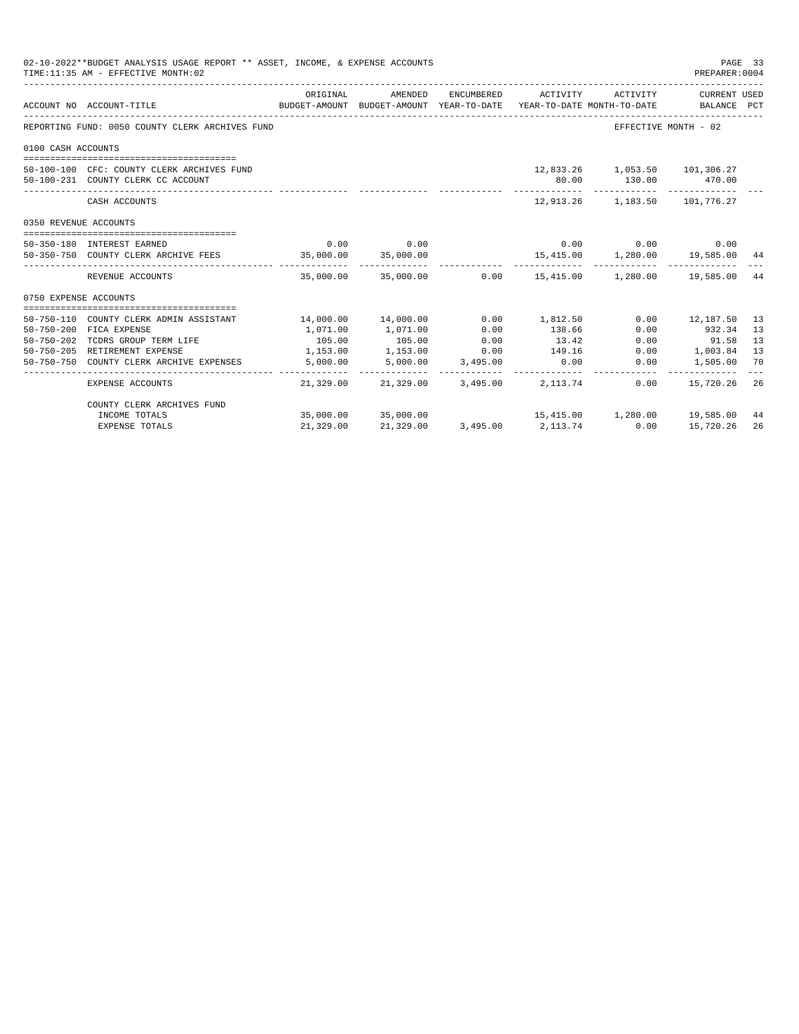02-10-2022**BUDGET ANALYSIS USAGE REPORT ** ASSET, INCOME, & EXPENSE ACCOUNTS
TIME:11:35 AM - EFFECTIVE MONTH:02

PREPARER:0004

| ACCOUNT NO | ACCOUNT-TITLE | ORIGINAL BUDGET-AMOUNT | AMENDED BUDGET-AMOUNT | ENCUMBERED YEAR-TO-DATE | ACTIVITY YEAR-TO-DATE | ACTIVITY MONTH-TO-DATE | CURRENT USED BALANCE | PCT |
|---|---|---|---|---|---|---|---|---|
| REPORTING FUND: 0050 COUNTY CLERK ARCHIVES FUND | | | | | | | EFFECTIVE MONTH - 02 | |
| 0100 CASH ACCOUNTS | | | | | | | | |
| 50-100-100 | CFC: COUNTY CLERK ARCHIVES FUND | | | | 12,833.26 | 1,053.50 | 101,306.27 | |
| 50-100-231 | COUNTY CLERK CC ACCOUNT | | | | 80.00 | 130.00 | 470.00 | |
| | CASH ACCOUNTS | | | | 12,913.26 | 1,183.50 | 101,776.27 | |
| 0350 REVENUE ACCOUNTS | | | | | | | | |
| 50-350-180 | INTEREST EARNED | 0.00 | 0.00 | | 0.00 | 0.00 | 0.00 | |
| 50-350-750 | COUNTY CLERK ARCHIVE FEES | 35,000.00 | 35,000.00 | | 15,415.00 | 1,280.00 | 19,585.00 | 44 |
| | REVENUE ACCOUNTS | 35,000.00 | 35,000.00 | 0.00 | 15,415.00 | 1,280.00 | 19,585.00 | 44 |
| 0750 EXPENSE ACCOUNTS | | | | | | | | |
| 50-750-110 | COUNTY CLERK ADMIN ASSISTANT | 14,000.00 | 14,000.00 | 0.00 | 1,812.50 | 0.00 | 12,187.50 | 13 |
| 50-750-200 | FICA EXPENSE | 1,071.00 | 1,071.00 | 0.00 | 138.66 | 0.00 | 932.34 | 13 |
| 50-750-202 | TCDRS GROUP TERM LIFE | 105.00 | 105.00 | 0.00 | 13.42 | 0.00 | 91.58 | 13 |
| 50-750-205 | RETIREMENT EXPENSE | 1,153.00 | 1,153.00 | 0.00 | 149.16 | 0.00 | 1,003.84 | 13 |
| 50-750-750 | COUNTY CLERK ARCHIVE EXPENSES | 5,000.00 | 5,000.00 | 3,495.00 | 0.00 | 0.00 | 1,505.00 | 70 |
| | EXPENSE ACCOUNTS | 21,329.00 | 21,329.00 | 3,495.00 | 2,113.74 | 0.00 | 15,720.26 | 26 |
| | COUNTY CLERK ARCHIVES FUND | | | | | | | |
| | INCOME TOTALS | 35,000.00 | 35,000.00 | | 15,415.00 | 1,280.00 | 19,585.00 | 44 |
| | EXPENSE TOTALS | 21,329.00 | 21,329.00 | 3,495.00 | 2,113.74 | 0.00 | 15,720.26 | 26 |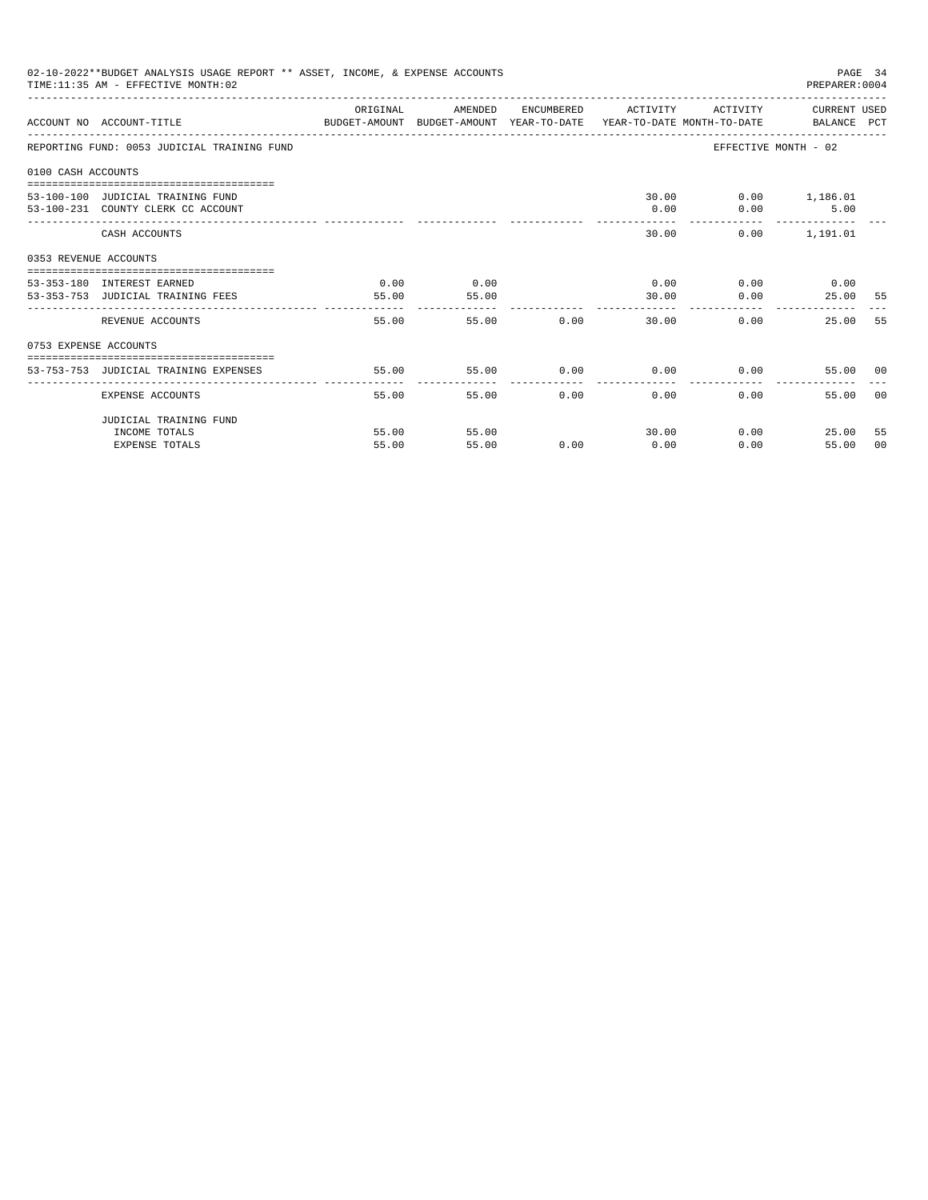02-10-2022**BUDGET ANALYSIS USAGE REPORT ** ASSET, INCOME, & EXPENSE ACCOUNTS
TIME:11:35 AM - EFFECTIVE MONTH:02
PREPARER:0004

| ACCOUNT NO | ACCOUNT-TITLE | ORIGINAL BUDGET-AMOUNT | AMENDED BUDGET-AMOUNT | ENCUMBERED YEAR-TO-DATE | ACTIVITY YEAR-TO-DATE | ACTIVITY MONTH-TO-DATE | CURRENT USED BALANCE | PCT |
|---|---|---|---|---|---|---|---|---|
| REPORTING FUND: 0053 JUDICIAL TRAINING FUND | | | | | | EFFECTIVE MONTH - 02 | | |
| 0100 CASH ACCOUNTS | | | | | | | | |
| 53-100-100 | JUDICIAL TRAINING FUND | | | | 30.00 | 0.00 | 1,186.01 | |
| 53-100-231 | COUNTY CLERK CC ACCOUNT | | | | 0.00 | 0.00 | 5.00 | |
| | CASH ACCOUNTS | | | | 30.00 | 0.00 | 1,191.01 | |
| 0353 REVENUE ACCOUNTS | | | | | | | | |
| 53-353-180 | INTEREST EARNED | 0.00 | 0.00 | | 0.00 | 0.00 | 0.00 | |
| 53-353-753 | JUDICIAL TRAINING FEES | 55.00 | 55.00 | | 30.00 | 0.00 | 25.00 | 55 |
| | REVENUE ACCOUNTS | 55.00 | 55.00 | 0.00 | 30.00 | 0.00 | 25.00 | 55 |
| 0753 EXPENSE ACCOUNTS | | | | | | | | |
| 53-753-753 | JUDICIAL TRAINING EXPENSES | 55.00 | 55.00 | 0.00 | 0.00 | 0.00 | 55.00 | 00 |
| | EXPENSE ACCOUNTS | 55.00 | 55.00 | 0.00 | 0.00 | 0.00 | 55.00 | 00 |
| | JUDICIAL TRAINING FUND | | | | | | | |
| | INCOME TOTALS | 55.00 | 55.00 | | 30.00 | 0.00 | 25.00 | 55 |
| | EXPENSE TOTALS | 55.00 | 55.00 | 0.00 | 0.00 | 0.00 | 55.00 | 00 |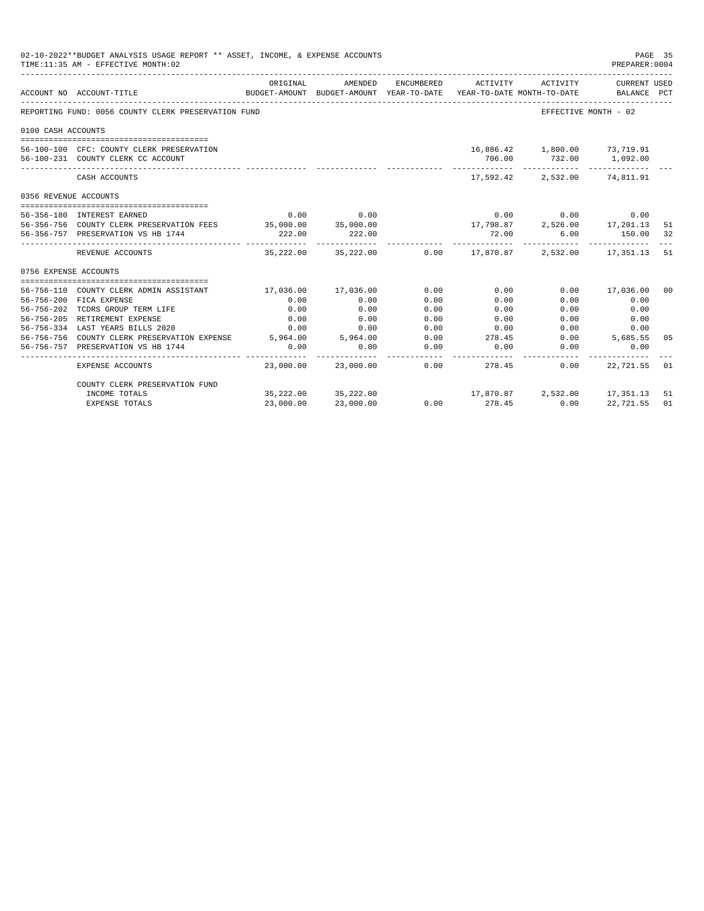02-10-2022**BUDGET ANALYSIS USAGE REPORT ** ASSET, INCOME, & EXPENSE ACCOUNTS
TIME:11:35 AM - EFFECTIVE MONTH:02
PREPARER:0004

| ACCOUNT NO | ACCOUNT-TITLE | ORIGINAL BUDGET-AMOUNT | AMENDED BUDGET-AMOUNT | ENCUMBERED YEAR-TO-DATE | ACTIVITY YEAR-TO-DATE | ACTIVITY MONTH-TO-DATE | CURRENT USED BALANCE | PCT |
|---|---|---|---|---|---|---|---|---|
| REPORTING FUND: 0056 COUNTY CLERK PRESERVATION FUND | | | | | | | EFFECTIVE MONTH - 02 | |
| 0100 CASH ACCOUNTS | | | | | | | | |
| 56-100-100 | CFC: COUNTY CLERK PRESERVATION | | | | 16,886.42 | 1,800.00 | 73,719.91 | |
| 56-100-231 | COUNTY CLERK CC ACCOUNT | | | | 706.00 | 732.00 | 1,092.00 | |
| | CASH ACCOUNTS | | | | 17,592.42 | 2,532.00 | 74,811.91 | |
| 0356 REVENUE ACCOUNTS | | | | | | | | |
| 56-356-180 | INTEREST EARNED | 0.00 | 0.00 | | 0.00 | 0.00 | 0.00 | |
| 56-356-756 | COUNTY CLERK PRESERVATION FEES | 35,000.00 | 35,000.00 | | 17,798.87 | 2,526.00 | 17,201.13 | 51 |
| 56-356-757 | PRESERVATION VS HB 1744 | 222.00 | 222.00 | | 72.00 | 6.00 | 150.00 | 32 |
| | REVENUE ACCOUNTS | 35,222.00 | 35,222.00 | 0.00 | 17,870.87 | 2,532.00 | 17,351.13 | 51 |
| 0756 EXPENSE ACCOUNTS | | | | | | | | |
| 56-756-110 | COUNTY CLERK ADMIN ASSISTANT | 17,036.00 | 17,036.00 | 0.00 | 0.00 | 0.00 | 17,036.00 | 00 |
| 56-756-200 | FICA EXPENSE | 0.00 | 0.00 | 0.00 | 0.00 | 0.00 | 0.00 | |
| 56-756-202 | TCDRS GROUP TERM LIFE | 0.00 | 0.00 | 0.00 | 0.00 | 0.00 | 0.00 | |
| 56-756-205 | RETIREMENT EXPENSE | 0.00 | 0.00 | 0.00 | 0.00 | 0.00 | 0.00 | |
| 56-756-334 | LAST YEARS BILLS 2020 | 0.00 | 0.00 | 0.00 | 0.00 | 0.00 | 0.00 | |
| 56-756-756 | COUNTY CLERK PRESERVATION EXPENSE | 5,964.00 | 5,964.00 | 0.00 | 278.45 | 0.00 | 5,685.55 | 05 |
| 56-756-757 | PRESERVATION VS HB 1744 | 0.00 | 0.00 | 0.00 | 0.00 | 0.00 | 0.00 | |
| | EXPENSE ACCOUNTS | 23,000.00 | 23,000.00 | 0.00 | 278.45 | 0.00 | 22,721.55 | 01 |
| | COUNTY CLERK PRESERVATION FUND | | | | | | | |
| | INCOME TOTALS | 35,222.00 | 35,222.00 | | 17,870.87 | 2,532.00 | 17,351.13 | 51 |
| | EXPENSE TOTALS | 23,000.00 | 23,000.00 | 0.00 | 278.45 | 0.00 | 22,721.55 | 01 |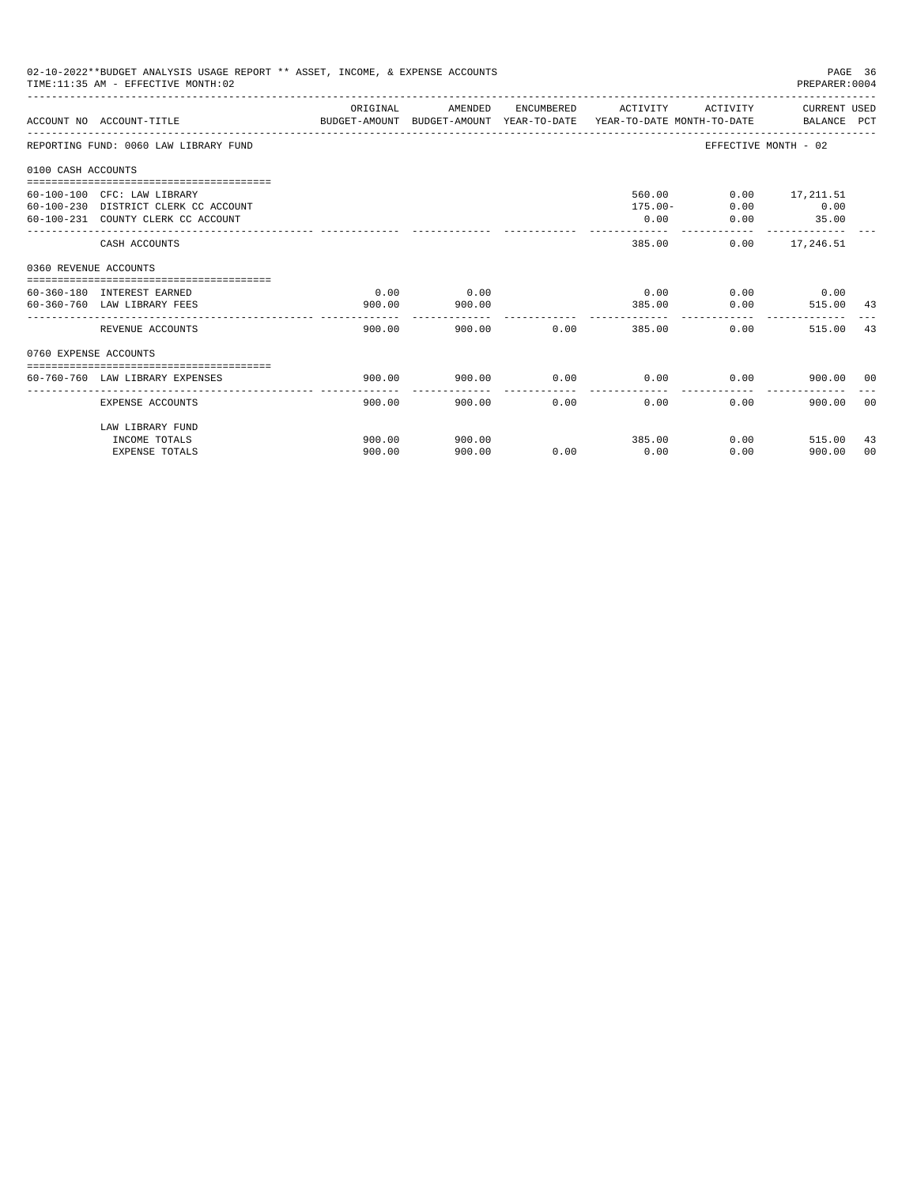02-10-2022**BUDGET ANALYSIS USAGE REPORT ** ASSET, INCOME, & EXPENSE ACCOUNTS

TIME:11:35 AM - EFFECTIVE MONTH:02

PREPARER:0004

| ACCOUNT NO | ACCOUNT-TITLE | ORIGINAL BUDGET-AMOUNT | AMENDED BUDGET-AMOUNT | ENCUMBERED YEAR-TO-DATE | ACTIVITY YEAR-TO-DATE | ACTIVITY MONTH-TO-DATE | CURRENT USED BALANCE | PCT |
|---|---|---|---|---|---|---|---|---|
| REPORTING FUND: 0060 LAW LIBRARY FUND | | | | | | EFFECTIVE MONTH - 02 | | |
| 0100 CASH ACCOUNTS | | | | | | | | |
| 60-100-100 | CFC: LAW LIBRARY | | | | 560.00 | 0.00 | 17,211.51 | |
| 60-100-230 | DISTRICT CLERK CC ACCOUNT | | | | 175.00- | 0.00 | 0.00 | |
| 60-100-231 | COUNTY CLERK CC ACCOUNT | | | | 0.00 | 0.00 | 35.00 | |
| | CASH ACCOUNTS | | | | 385.00 | 0.00 | 17,246.51 | |
| 0360 REVENUE ACCOUNTS | | | | | | | | |
| 60-360-180 | INTEREST EARNED | 0.00 | 0.00 | | 0.00 | 0.00 | 0.00 | |
| 60-360-760 | LAW LIBRARY FEES | 900.00 | 900.00 | | 385.00 | 0.00 | 515.00 | 43 |
| | REVENUE ACCOUNTS | 900.00 | 900.00 | 0.00 | 385.00 | 0.00 | 515.00 | 43 |
| 0760 EXPENSE ACCOUNTS | | | | | | | | |
| 60-760-760 | LAW LIBRARY EXPENSES | 900.00 | 900.00 | 0.00 | 0.00 | 0.00 | 900.00 | 00 |
| | EXPENSE ACCOUNTS | 900.00 | 900.00 | 0.00 | 0.00 | 0.00 | 900.00 | 00 |
| | LAW LIBRARY FUND | | | | | | | |
| | INCOME TOTALS | 900.00 | 900.00 | | 385.00 | 0.00 | 515.00 | 43 |
| | EXPENSE TOTALS | 900.00 | 900.00 | 0.00 | 0.00 | 0.00 | 900.00 | 00 |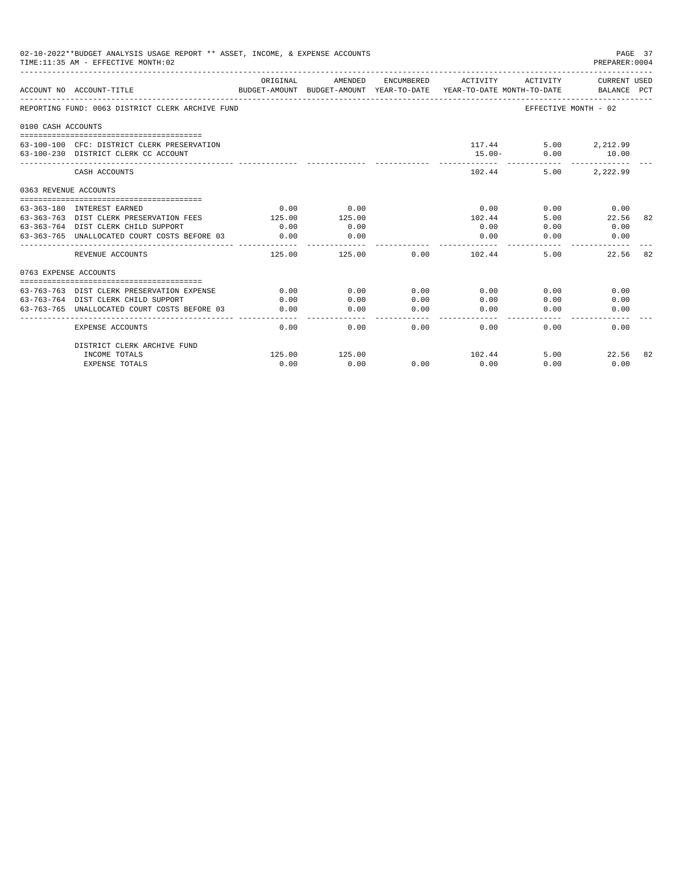02-10-2022**BUDGET ANALYSIS USAGE REPORT ** ASSET, INCOME, & EXPENSE ACCOUNTS
TIME:11:35 AM - EFFECTIVE MONTH:02

PREPARER:0004

| ACCOUNT NO | ACCOUNT-TITLE | ORIGINAL BUDGET-AMOUNT | AMENDED BUDGET-AMOUNT | ENCUMBERED YEAR-TO-DATE | ACTIVITY YEAR-TO-DATE | ACTIVITY MONTH-TO-DATE | CURRENT USED BALANCE | PCT |
|---|---|---|---|---|---|---|---|---|
| REPORTING FUND: 0063 DISTRICT CLERK ARCHIVE FUND | | | | | | | EFFECTIVE MONTH - 02 | |
| 0100 CASH ACCOUNTS | | | | | | | | |
| 63-100-100 | CFC: DISTRICT CLERK PRESERVATION | | | | 117.44 | 5.00 | 2,212.99 | |
| 63-100-230 | DISTRICT CLERK CC ACCOUNT | | | | 15.00- | 0.00 | 10.00 | |
| | CASH ACCOUNTS | | | | 102.44 | 5.00 | 2,222.99 | |
| 0363 REVENUE ACCOUNTS | | | | | | | | |
| 63-363-180 | INTEREST EARNED | 0.00 | 0.00 | | 0.00 | 0.00 | 0.00 | |
| 63-363-763 | DIST CLERK PRESERVATION FEES | 125.00 | 125.00 | | 102.44 | 5.00 | 22.56 | 82 |
| 63-363-764 | DIST CLERK CHILD SUPPORT | 0.00 | 0.00 | | 0.00 | 0.00 | 0.00 | |
| 63-363-765 | UNALLOCATED COURT COSTS BEFORE 03 | 0.00 | 0.00 | | 0.00 | 0.00 | 0.00 | |
| | REVENUE ACCOUNTS | 125.00 | 125.00 | 0.00 | 102.44 | 5.00 | 22.56 | 82 |
| 0763 EXPENSE ACCOUNTS | | | | | | | | |
| 63-763-763 | DIST CLERK PRESERVATION EXPENSE | 0.00 | 0.00 | 0.00 | 0.00 | 0.00 | 0.00 | |
| 63-763-764 | DIST CLERK CHILD SUPPORT | 0.00 | 0.00 | 0.00 | 0.00 | 0.00 | 0.00 | |
| 63-763-765 | UNALLOCATED COURT COSTS BEFORE 03 | 0.00 | 0.00 | 0.00 | 0.00 | 0.00 | 0.00 | |
| | EXPENSE ACCOUNTS | 0.00 | 0.00 | 0.00 | 0.00 | 0.00 | 0.00 | |
| | DISTRICT CLERK ARCHIVE FUND | | | | | | | |
| | INCOME TOTALS | 125.00 | 125.00 | | 102.44 | 5.00 | 22.56 | 82 |
| | EXPENSE TOTALS | 0.00 | 0.00 | 0.00 | 0.00 | 0.00 | 0.00 | |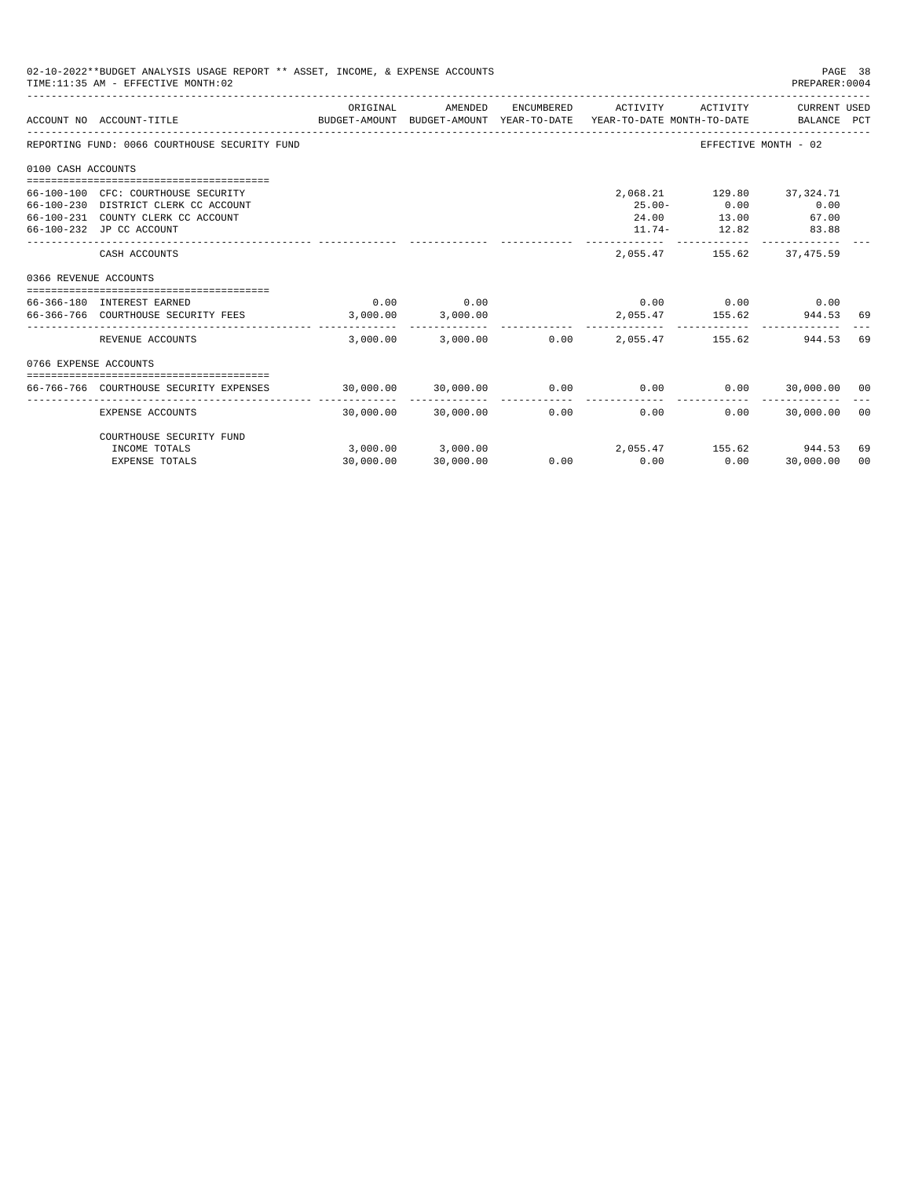02-10-2022**BUDGET ANALYSIS USAGE REPORT ** ASSET, INCOME, & EXPENSE ACCOUNTS
TIME:11:35 AM - EFFECTIVE MONTH:02

PREPARER:0004

| ACCOUNT NO | ACCOUNT-TITLE | ORIGINAL BUDGET-AMOUNT | AMENDED BUDGET-AMOUNT | ENCUMBERED YEAR-TO-DATE | ACTIVITY YEAR-TO-DATE | ACTIVITY MONTH-TO-DATE | CURRENT USED BALANCE | PCT |
|---|---|---|---|---|---|---|---|---|
| REPORTING FUND: 0066 COURTHOUSE SECURITY FUND | | | | | | | EFFECTIVE MONTH - 02 | |
| 0100 CASH ACCOUNTS | | | | | | | | |
| 66-100-100 | CFC: COURTHOUSE SECURITY | | | | 2,068.21 | 129.80 | 37,324.71 | |
| 66-100-230 | DISTRICT CLERK CC ACCOUNT | | | | 25.00- | 0.00 | 0.00 | |
| 66-100-231 | COUNTY CLERK CC ACCOUNT | | | | 24.00 | 13.00 | 67.00 | |
| 66-100-232 | JP CC ACCOUNT | | | | 11.74- | 12.82 | 83.88 | |
| | CASH ACCOUNTS | | | | 2,055.47 | 155.62 | 37,475.59 | |
| 0366 REVENUE ACCOUNTS | | | | | | | | |
| 66-366-180 | INTEREST EARNED | 0.00 | 0.00 | | 0.00 | 0.00 | 0.00 | |
| 66-366-766 | COURTHOUSE SECURITY FEES | 3,000.00 | 3,000.00 | | 2,055.47 | 155.62 | 944.53 | 69 |
| | REVENUE ACCOUNTS | 3,000.00 | 3,000.00 | 0.00 | 2,055.47 | 155.62 | 944.53 | 69 |
| 0766 EXPENSE ACCOUNTS | | | | | | | | |
| 66-766-766 | COURTHOUSE SECURITY EXPENSES | 30,000.00 | 30,000.00 | 0.00 | 0.00 | 0.00 | 30,000.00 | 00 |
| | EXPENSE ACCOUNTS | 30,000.00 | 30,000.00 | 0.00 | 0.00 | 0.00 | 30,000.00 | 00 |
| | COURTHOUSE SECURITY FUND | | | | | | | |
| | INCOME TOTALS | 3,000.00 | 3,000.00 | | 2,055.47 | 155.62 | 944.53 | 69 |
| | EXPENSE TOTALS | 30,000.00 | 30,000.00 | 0.00 | 0.00 | 0.00 | 30,000.00 | 00 |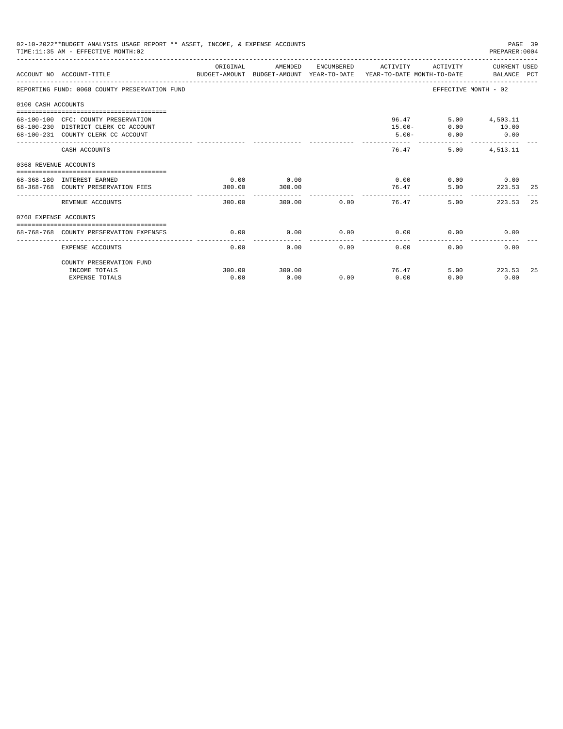02-10-2022**BUDGET ANALYSIS USAGE REPORT ** ASSET, INCOME, & EXPENSE ACCOUNTS
TIME:11:35 AM - EFFECTIVE MONTH:02

PREPARER:0004

| ACCOUNT NO | ACCOUNT-TITLE | ORIGINAL BUDGET-AMOUNT | AMENDED BUDGET-AMOUNT | ENCUMBERED YEAR-TO-DATE | ACTIVITY YEAR-TO-DATE | ACTIVITY MONTH-TO-DATE | CURRENT USED BALANCE | PCT |
|---|---|---|---|---|---|---|---|---|
| REPORTING FUND: 0068 COUNTY PRESERVATION FUND | | | | | | EFFECTIVE MONTH - 02 | | |
| 0100 CASH ACCOUNTS | | | | | | | | |
| 68-100-100 | CFC: COUNTY PRESERVATION | | | | 96.47 | 5.00 | 4,503.11 | |
| 68-100-230 | DISTRICT CLERK CC ACCOUNT | | | | 15.00- | 0.00 | 10.00 | |
| 68-100-231 | COUNTY CLERK CC ACCOUNT | | | | 5.00- | 0.00 | 0.00 | |
| | CASH ACCOUNTS | | | | 76.47 | 5.00 | 4,513.11 | |
| 0368 REVENUE ACCOUNTS | | | | | | | | |
| 68-368-180 | INTEREST EARNED | 0.00 | 0.00 | | 0.00 | 0.00 | 0.00 | |
| 68-368-768 | COUNTY PRESERVATION FEES | 300.00 | 300.00 | | 76.47 | 5.00 | 223.53 | 25 |
| | REVENUE ACCOUNTS | 300.00 | 300.00 | 0.00 | 76.47 | 5.00 | 223.53 | 25 |
| 0768 EXPENSE ACCOUNTS | | | | | | | | |
| 68-768-768 | COUNTY PRESERVATION EXPENSES | 0.00 | 0.00 | 0.00 | 0.00 | 0.00 | 0.00 | |
| | EXPENSE ACCOUNTS | 0.00 | 0.00 | 0.00 | 0.00 | 0.00 | 0.00 | |
| | COUNTY PRESERVATION FUND | | | | | | | |
| | INCOME TOTALS | 300.00 | 300.00 | | 76.47 | 5.00 | 223.53 | 25 |
| | EXPENSE TOTALS | 0.00 | 0.00 | 0.00 | 0.00 | 0.00 | 0.00 | |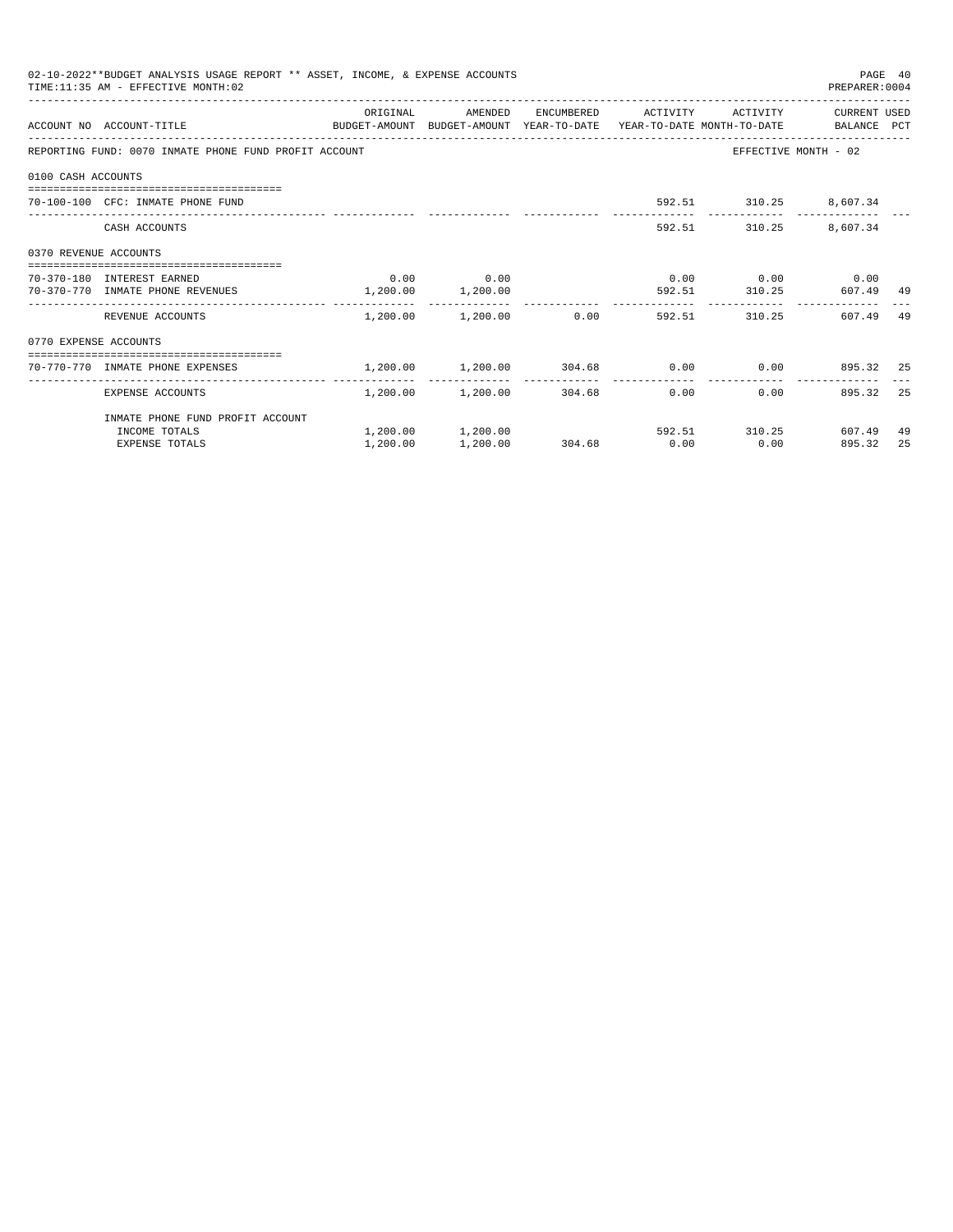02-10-2022**BUDGET ANALYSIS USAGE REPORT ** ASSET, INCOME, & EXPENSE ACCOUNTS
TIME:11:35 AM - EFFECTIVE MONTH:02

PREPARER:0004

| ACCOUNT NO | ACCOUNT-TITLE | ORIGINAL BUDGET-AMOUNT | AMENDED BUDGET-AMOUNT | ENCUMBERED YEAR-TO-DATE | ACTIVITY YEAR-TO-DATE | ACTIVITY MONTH-TO-DATE | CURRENT USED BALANCE | PCT |
|---|---|---|---|---|---|---|---|---|
| REPORTING FUND: 0070 INMATE PHONE FUND PROFIT ACCOUNT | | | | | | | EFFECTIVE MONTH - 02 | |
| 0100 CASH ACCOUNTS | | | | | | | | |
| 70-100-100 | CFC: INMATE PHONE FUND | | | | 592.51 | 310.25 | 8,607.34 | |
| | CASH ACCOUNTS | | | | 592.51 | 310.25 | 8,607.34 | |
| 0370 REVENUE ACCOUNTS | | | | | | | | |
| 70-370-180 | INTEREST EARNED | 0.00 | 0.00 | | 0.00 | 0.00 | 0.00 | |
| 70-370-770 | INMATE PHONE REVENUES | 1,200.00 | 1,200.00 | | 592.51 | 310.25 | 607.49 | 49 |
| | REVENUE ACCOUNTS | 1,200.00 | 1,200.00 | 0.00 | 592.51 | 310.25 | 607.49 | 49 |
| 0770 EXPENSE ACCOUNTS | | | | | | | | |
| 70-770-770 | INMATE PHONE EXPENSES | 1,200.00 | 1,200.00 | 304.68 | 0.00 | 0.00 | 895.32 | 25 |
| | EXPENSE ACCOUNTS | 1,200.00 | 1,200.00 | 304.68 | 0.00 | 0.00 | 895.32 | 25 |
| | INMATE PHONE FUND PROFIT ACCOUNT | | | | | | | |
| | INCOME TOTALS | 1,200.00 | 1,200.00 | | 592.51 | 310.25 | 607.49 | 49 |
| | EXPENSE TOTALS | 1,200.00 | 1,200.00 | 304.68 | 0.00 | 0.00 | 895.32 | 25 |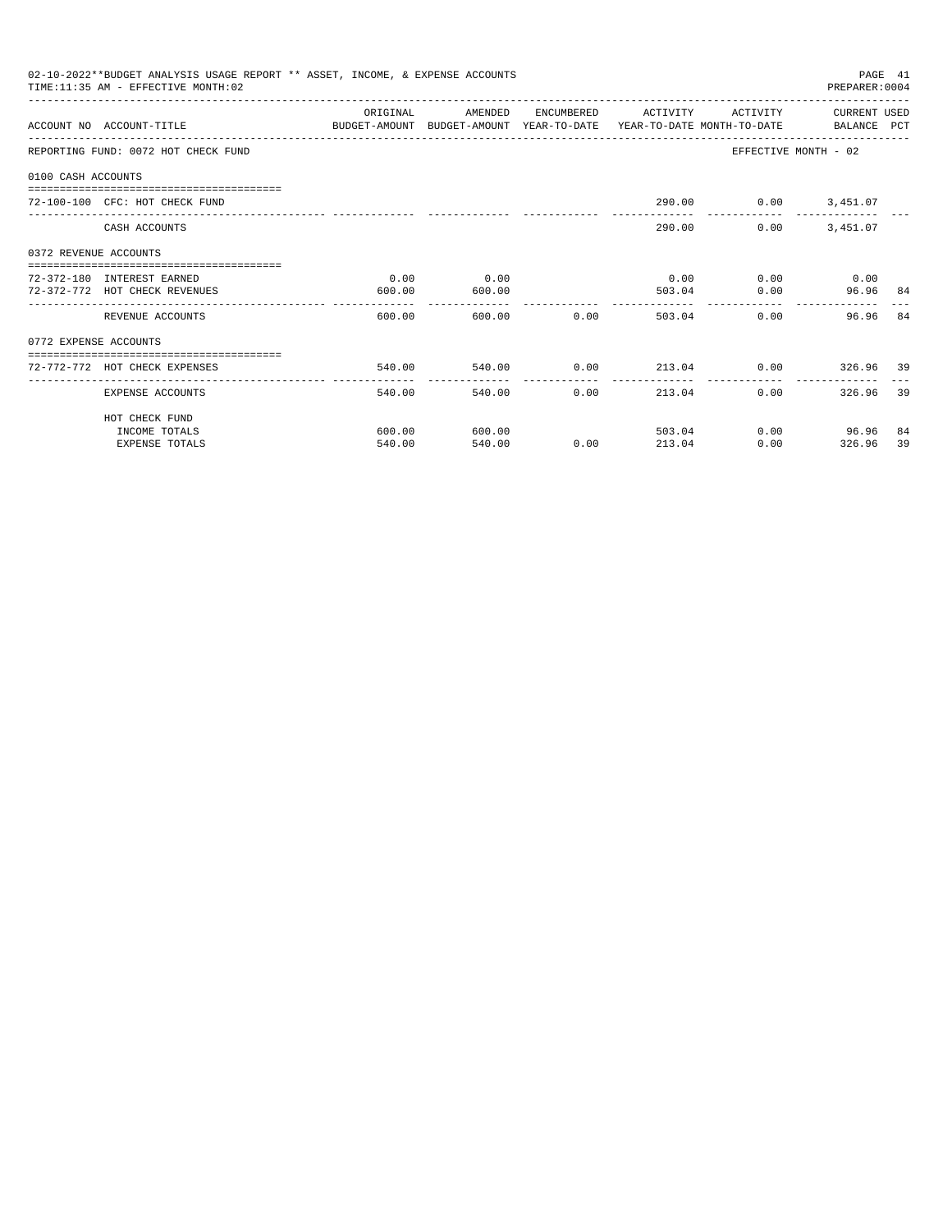02-10-2022**BUDGET ANALYSIS USAGE REPORT ** ASSET, INCOME, & EXPENSE ACCOUNTS

TIME:11:35 AM - EFFECTIVE MONTH:02

PREPARER:0004

| ACCOUNT NO | ACCOUNT-TITLE | ORIGINAL BUDGET-AMOUNT | AMENDED BUDGET-AMOUNT | ENCUMBERED YEAR-TO-DATE | ACTIVITY YEAR-TO-DATE | ACTIVITY MONTH-TO-DATE | CURRENT BALANCE | USED PCT |
|---|---|---|---|---|---|---|---|---|
| REPORTING FUND: 0072 HOT CHECK FUND | | | | | | EFFECTIVE MONTH - 02 | | |
| 0100 CASH ACCOUNTS | | | | | | | | |
| 72-100-100 | CFC: HOT CHECK FUND | | | | 290.00 | 0.00 | 3,451.07 | |
| | CASH ACCOUNTS | | | | 290.00 | 0.00 | 3,451.07 | |
| 0372 REVENUE ACCOUNTS | | | | | | | | |
| 72-372-180 | INTEREST EARNED | 0.00 | 0.00 | | 0.00 | 0.00 | 0.00 | |
| 72-372-772 | HOT CHECK REVENUES | 600.00 | 600.00 | | 503.04 | 0.00 | 96.96 | 84 |
| | REVENUE ACCOUNTS | 600.00 | 600.00 | 0.00 | 503.04 | 0.00 | 96.96 | 84 |
| 0772 EXPENSE ACCOUNTS | | | | | | | | |
| 72-772-772 | HOT CHECK EXPENSES | 540.00 | 540.00 | 0.00 | 213.04 | 0.00 | 326.96 | 39 |
| | EXPENSE ACCOUNTS | 540.00 | 540.00 | 0.00 | 213.04 | 0.00 | 326.96 | 39 |
| | HOT CHECK FUND | | | | | | | |
| | INCOME TOTALS | 600.00 | 600.00 | | 503.04 | 0.00 | 96.96 | 84 |
| | EXPENSE TOTALS | 540.00 | 540.00 | 0.00 | 213.04 | 0.00 | 326.96 | 39 |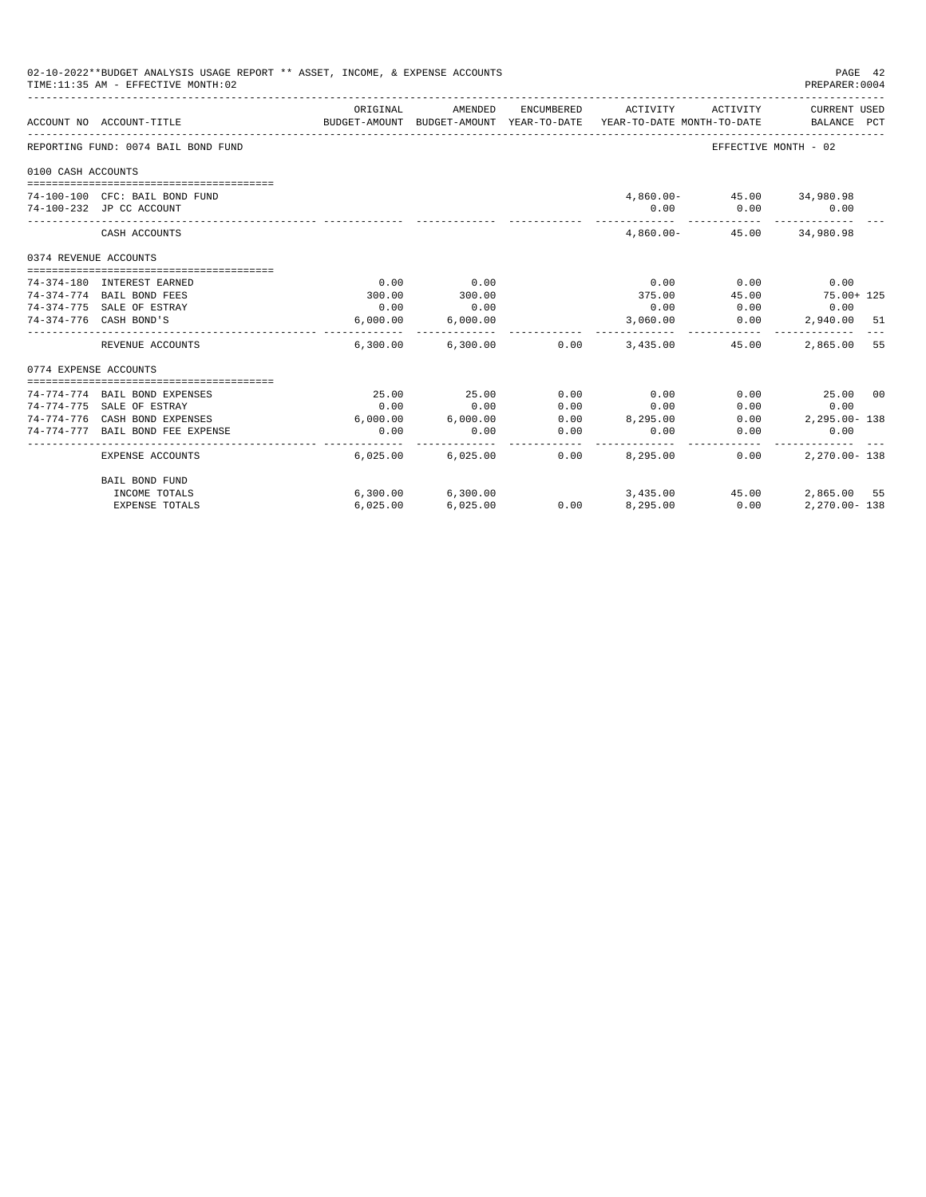02-10-2022**BUDGET ANALYSIS USAGE REPORT ** ASSET, INCOME, & EXPENSE ACCOUNTS
TIME:11:35 AM - EFFECTIVE MONTH:02

PREPARER:0004

| ACCOUNT NO | ACCOUNT-TITLE | ORIGINAL BUDGET-AMOUNT | AMENDED BUDGET-AMOUNT | ENCUMBERED YEAR-TO-DATE | ACTIVITY YEAR-TO-DATE | ACTIVITY MONTH-TO-DATE | CURRENT USED BALANCE | PCT |
|---|---|---|---|---|---|---|---|---|
| REPORTING FUND: 0074 BAIL BOND FUND | | | | | | EFFECTIVE MONTH - 02 | | |
| 0100 CASH ACCOUNTS | | | | | | | | |
| 74-100-100 | CFC: BAIL BOND FUND | | | | 4,860.00- | 45.00 | 34,980.98 | |
| 74-100-232 | JP CC ACCOUNT | | | | 0.00 | 0.00 | 0.00 | |
| | CASH ACCOUNTS | | | | 4,860.00- | 45.00 | 34,980.98 | |
| 0374 REVENUE ACCOUNTS | | | | | | | | |
| 74-374-180 | INTEREST EARNED | 0.00 | 0.00 | | 0.00 | 0.00 | 0.00 | |
| 74-374-774 | BAIL BOND FEES | 300.00 | 300.00 | | 375.00 | 45.00 | 75.00+ | 125 |
| 74-374-775 | SALE OF ESTRAY | 0.00 | 0.00 | | 0.00 | 0.00 | 0.00 | |
| 74-374-776 | CASH BOND'S | 6,000.00 | 6,000.00 | | 3,060.00 | 0.00 | 2,940.00 | 51 |
| | REVENUE ACCOUNTS | 6,300.00 | 6,300.00 | 0.00 | 3,435.00 | 45.00 | 2,865.00 | 55 |
| 0774 EXPENSE ACCOUNTS | | | | | | | | |
| 74-774-774 | BAIL BOND EXPENSES | 25.00 | 25.00 | 0.00 | 0.00 | 0.00 | 25.00 | 00 |
| 74-774-775 | SALE OF ESTRAY | 0.00 | 0.00 | 0.00 | 0.00 | 0.00 | 0.00 | |
| 74-774-776 | CASH BOND EXPENSES | 6,000.00 | 6,000.00 | 0.00 | 8,295.00 | 0.00 | 2,295.00- | 138 |
| 74-774-777 | BAIL BOND FEE EXPENSE | 0.00 | 0.00 | 0.00 | 0.00 | 0.00 | 0.00 | |
| | EXPENSE ACCOUNTS | 6,025.00 | 6,025.00 | 0.00 | 8,295.00 | 0.00 | 2,270.00- | 138 |
| | BAIL BOND FUND | | | | | | | |
| | INCOME TOTALS | 6,300.00 | 6,300.00 | | 3,435.00 | 45.00 | 2,865.00 | 55 |
| | EXPENSE TOTALS | 6,025.00 | 6,025.00 | 0.00 | 8,295.00 | 0.00 | 2,270.00- | 138 |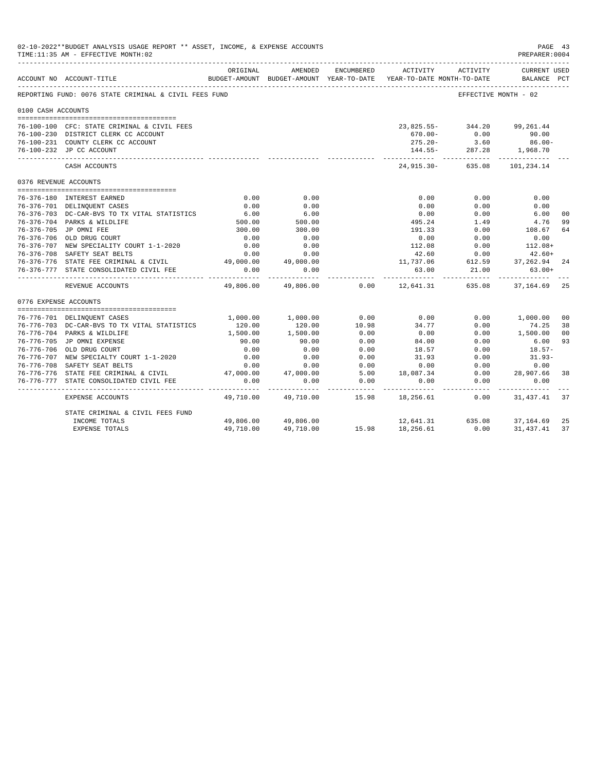02-10-2022**BUDGET ANALYSIS USAGE REPORT ** ASSET, INCOME, & EXPENSE ACCOUNTS
TIME:11:35 AM - EFFECTIVE MONTH:02

PREPARER:0004

| ACCOUNT NO | ACCOUNT-TITLE | ORIGINAL BUDGET-AMOUNT | AMENDED BUDGET-AMOUNT | ENCUMBERED YEAR-TO-DATE | ACTIVITY YEAR-TO-DATE | ACTIVITY MONTH-TO-DATE | CURRENT USED BALANCE | PCT |
|---|---|---|---|---|---|---|---|---|
| REPORTING FUND: 0076 STATE CRIMINAL & CIVIL FEES FUND | | | | | | EFFECTIVE MONTH - 02 | | |
| 0100 CASH ACCOUNTS | | | | | | | | |
| 76-100-100 | CFC: STATE CRIMINAL & CIVIL FEES | | | | 23,825.55- | 344.20 | 99,261.44 | |
| 76-100-230 | DISTRICT CLERK CC ACCOUNT | | | | 670.00- | 0.00 | 90.00 | |
| 76-100-231 | COUNTY CLERK CC ACCOUNT | | | | 275.20- | 3.60 | 86.00- | |
| 76-100-232 | JP CC ACCOUNT | | | | 144.55- | 287.28 | 1,968.70 | |
| | CASH ACCOUNTS | | | | 24,915.30- | 635.08 | 101,234.14 | |
| 0376 REVENUE ACCOUNTS | | | | | | | | |
| 76-376-180 | INTEREST EARNED | 0.00 | 0.00 | | 0.00 | 0.00 | 0.00 | |
| 76-376-701 | DELINQUENT CASES | 0.00 | 0.00 | | 0.00 | 0.00 | 0.00 | |
| 76-376-703 | DC-CAR-BVS TO TX VITAL STATISTICS | 6.00 | 6.00 | | 0.00 | 0.00 | 6.00 | 00 |
| 76-376-704 | PARKS & WILDLIFE | 500.00 | 500.00 | | 495.24 | 1.49 | 4.76 | 99 |
| 76-376-705 | JP OMNI FEE | 300.00 | 300.00 | | 191.33 | 0.00 | 108.67 | 64 |
| 76-376-706 | OLD DRUG COURT | 0.00 | 0.00 | | 0.00 | 0.00 | 0.00 | |
| 76-376-707 | NEW SPECIALITY COURT 1-1-2020 | 0.00 | 0.00 | | 112.08 | 0.00 | 112.08+ | |
| 76-376-708 | SAFETY SEAT BELTS | 0.00 | 0.00 | | 42.60 | 0.00 | 42.60+ | |
| 76-376-776 | STATE FEE CRIMINAL & CIVIL | 49,000.00 | 49,000.00 | | 11,737.06 | 612.59 | 37,262.94 | 24 |
| 76-376-777 | STATE CONSOLIDATED CIVIL FEE | 0.00 | 0.00 | | 63.00 | 21.00 | 63.00+ | |
| | REVENUE ACCOUNTS | 49,806.00 | 49,806.00 | 0.00 | 12,641.31 | 635.08 | 37,164.69 | 25 |
| 0776 EXPENSE ACCOUNTS | | | | | | | | |
| 76-776-701 | DELINQUENT CASES | 1,000.00 | 1,000.00 | 0.00 | 0.00 | 0.00 | 1,000.00 | 00 |
| 76-776-703 | DC-CAR-BVS TO TX VITAL STATISTICS | 120.00 | 120.00 | 10.98 | 34.77 | 0.00 | 74.25 | 38 |
| 76-776-704 | PARKS & WILDLIFE | 1,500.00 | 1,500.00 | 0.00 | 0.00 | 0.00 | 1,500.00 | 00 |
| 76-776-705 | JP OMNI EXPENSE | 90.00 | 90.00 | 0.00 | 84.00 | 0.00 | 6.00 | 93 |
| 76-776-706 | OLD DRUG COURT | 0.00 | 0.00 | 0.00 | 18.57 | 0.00 | 18.57- | |
| 76-776-707 | NEW SPECIALTY COURT 1-1-2020 | 0.00 | 0.00 | 0.00 | 31.93 | 0.00 | 31.93- | |
| 76-776-708 | SAFETY SEAT BELTS | 0.00 | 0.00 | 0.00 | 0.00 | 0.00 | 0.00 | |
| 76-776-776 | STATE FEE CRIMINAL & CIVIL | 47,000.00 | 47,000.00 | 5.00 | 18,087.34 | 0.00 | 28,907.66 | 38 |
| 76-776-777 | STATE CONSOLIDATED CIVIL FEE | 0.00 | 0.00 | 0.00 | 0.00 | 0.00 | 0.00 | |
| | EXPENSE ACCOUNTS | 49,710.00 | 49,710.00 | 15.98 | 18,256.61 | 0.00 | 31,437.41 | 37 |
| | STATE CRIMINAL & CIVIL FEES FUND | | | | | | | |
| | INCOME TOTALS | 49,806.00 | 49,806.00 | | 12,641.31 | 635.08 | 37,164.69 | 25 |
| | EXPENSE TOTALS | 49,710.00 | 49,710.00 | 15.98 | 18,256.61 | 0.00 | 31,437.41 | 37 |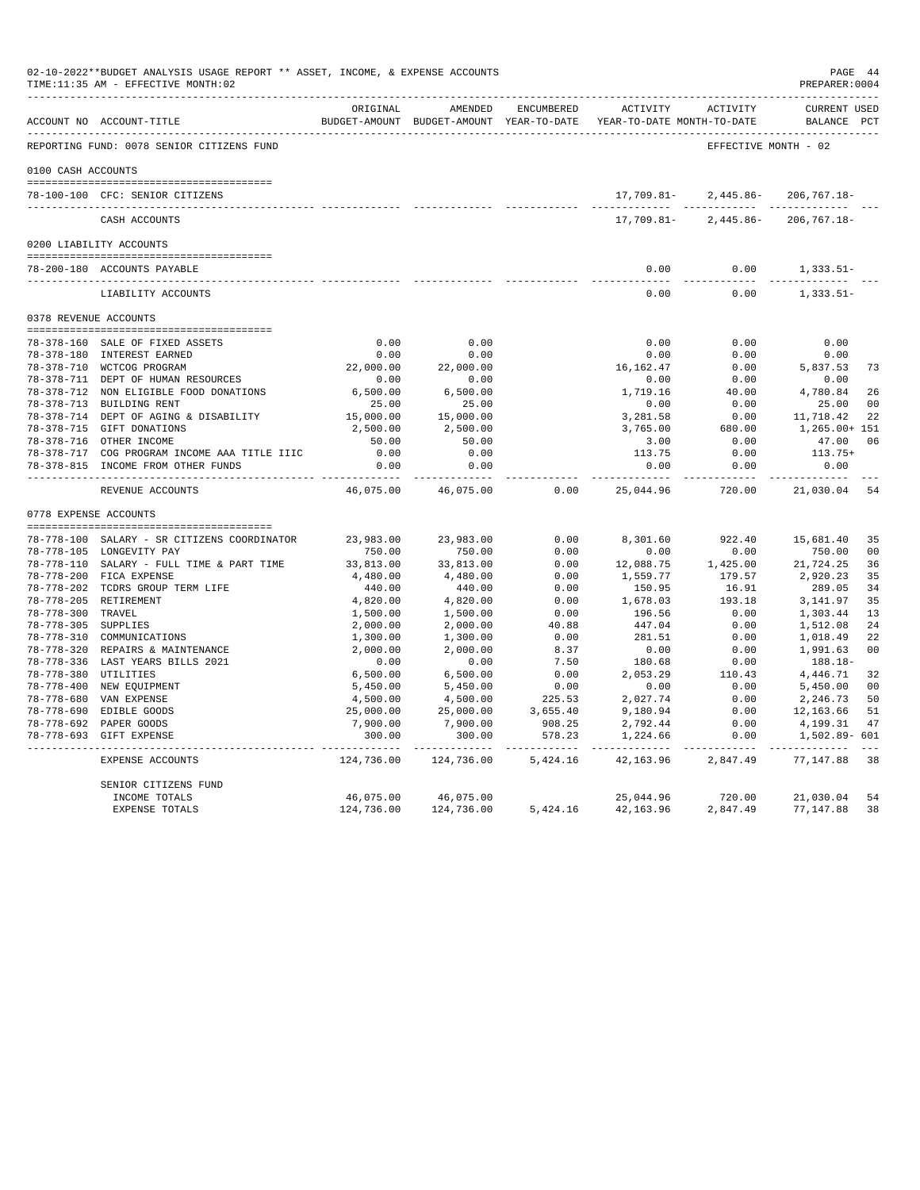02-10-2022**BUDGET ANALYSIS USAGE REPORT ** ASSET, INCOME, & EXPENSE ACCOUNTS
TIME:11:35 AM - EFFECTIVE MONTH:02

PREPARER:0004

REPORTING FUND: 0078 SENIOR CITIZENS FUND — EFFECTIVE MONTH - 02

| ACCOUNT NO | ACCOUNT-TITLE | ORIGINAL BUDGET-AMOUNT | AMENDED BUDGET-AMOUNT | ENCUMBERED YEAR-TO-DATE | ACTIVITY YEAR-TO-DATE | ACTIVITY MONTH-TO-DATE | CURRENT USED BALANCE | PCT |
|---|---|---|---|---|---|---|---|---|
| **0100 CASH ACCOUNTS** | | | | | | | | |
| 78-100-100 | CFC: SENIOR CITIZENS | | | | 17,709.81- | 2,445.86- | 206,767.18- | |
| | CASH ACCOUNTS | | | | 17,709.81- | 2,445.86- | 206,767.18- | |
| **0200 LIABILITY ACCOUNTS** | | | | | | | | |
| 78-200-180 | ACCOUNTS PAYABLE | | | | 0.00 | 0.00 | 1,333.51- | |
| | LIABILITY ACCOUNTS | | | | 0.00 | 0.00 | 1,333.51- | |
| **0378 REVENUE ACCOUNTS** | | | | | | | | |
| 78-378-160 | SALE OF FIXED ASSETS | 0.00 | 0.00 | | 0.00 | 0.00 | 0.00 | |
| 78-378-180 | INTEREST EARNED | 0.00 | 0.00 | | 0.00 | 0.00 | 0.00 | |
| 78-378-710 | WCTCOG PROGRAM | 22,000.00 | 22,000.00 | | 16,162.47 | 0.00 | 5,837.53 | 73 |
| 78-378-711 | DEPT OF HUMAN RESOURCES | 0.00 | 0.00 | | 0.00 | 0.00 | 0.00 | |
| 78-378-712 | NON ELIGIBLE FOOD DONATIONS | 6,500.00 | 6,500.00 | | 1,719.16 | 40.00 | 4,780.84 | 26 |
| 78-378-713 | BUILDING RENT | 25.00 | 25.00 | | 0.00 | 0.00 | 25.00 | 00 |
| 78-378-714 | DEPT OF AGING & DISABILITY | 15,000.00 | 15,000.00 | | 3,281.58 | 0.00 | 11,718.42 | 22 |
| 78-378-715 | GIFT DONATIONS | 2,500.00 | 2,500.00 | | 3,765.00 | 680.00 | 1,265.00+ | 151 |
| 78-378-716 | OTHER INCOME | 50.00 | 50.00 | | 3.00 | 0.00 | 47.00 | 06 |
| 78-378-717 | COG PROGRAM INCOME AAA TITLE IIIC | 0.00 | 0.00 | | 113.75 | 0.00 | 113.75+ | |
| 78-378-815 | INCOME FROM OTHER FUNDS | 0.00 | 0.00 | | 0.00 | 0.00 | 0.00 | |
| | REVENUE ACCOUNTS | 46,075.00 | 46,075.00 | 0.00 | 25,044.96 | 720.00 | 21,030.04 | 54 |
| **0778 EXPENSE ACCOUNTS** | | | | | | | | |
| 78-778-100 | SALARY - SR CITIZENS COORDINATOR | 23,983.00 | 23,983.00 | 0.00 | 8,301.60 | 922.40 | 15,681.40 | 35 |
| 78-778-105 | LONGEVITY PAY | 750.00 | 750.00 | 0.00 | 0.00 | 0.00 | 750.00 | 00 |
| 78-778-110 | SALARY - FULL TIME & PART TIME | 33,813.00 | 33,813.00 | 0.00 | 12,088.75 | 1,425.00 | 21,724.25 | 36 |
| 78-778-200 | FICA EXPENSE | 4,480.00 | 4,480.00 | 0.00 | 1,559.77 | 179.57 | 2,920.23 | 35 |
| 78-778-202 | TCDRS GROUP TERM LIFE | 440.00 | 440.00 | 0.00 | 150.95 | 16.91 | 289.05 | 34 |
| 78-778-205 | RETIREMENT | 4,820.00 | 4,820.00 | 0.00 | 1,678.03 | 193.18 | 3,141.97 | 35 |
| 78-778-300 | TRAVEL | 1,500.00 | 1,500.00 | 0.00 | 196.56 | 0.00 | 1,303.44 | 13 |
| 78-778-305 | SUPPLIES | 2,000.00 | 2,000.00 | 40.88 | 447.04 | 0.00 | 1,512.08 | 24 |
| 78-778-310 | COMMUNICATIONS | 1,300.00 | 1,300.00 | 0.00 | 281.51 | 0.00 | 1,018.49 | 22 |
| 78-778-320 | REPAIRS & MAINTENANCE | 2,000.00 | 2,000.00 | 8.37 | 0.00 | 0.00 | 1,991.63 | 00 |
| 78-778-336 | LAST YEARS BILLS 2021 | 0.00 | 0.00 | 7.50 | 180.68 | 0.00 | 188.18- | |
| 78-778-380 | UTILITIES | 6,500.00 | 6,500.00 | 0.00 | 2,053.29 | 110.43 | 4,446.71 | 32 |
| 78-778-400 | NEW EQUIPMENT | 5,450.00 | 5,450.00 | 0.00 | 0.00 | 0.00 | 5,450.00 | 00 |
| 78-778-680 | VAN EXPENSE | 4,500.00 | 4,500.00 | 225.53 | 2,027.74 | 0.00 | 2,246.73 | 50 |
| 78-778-690 | EDIBLE GOODS | 25,000.00 | 25,000.00 | 3,655.40 | 9,180.94 | 0.00 | 12,163.66 | 51 |
| 78-778-692 | PAPER GOODS | 7,900.00 | 7,900.00 | 908.25 | 2,792.44 | 0.00 | 4,199.31 | 47 |
| 78-778-693 | GIFT EXPENSE | 300.00 | 300.00 | 578.23 | 1,224.66 | 0.00 | 1,502.89- | 601 |
| | EXPENSE ACCOUNTS | 124,736.00 | 124,736.00 | 5,424.16 | 42,163.96 | 2,847.49 | 77,147.88 | 38 |
| | SENIOR CITIZENS FUND | | | | | | | |
| | INCOME TOTALS | 46,075.00 | 46,075.00 | | 25,044.96 | 720.00 | 21,030.04 | 54 |
| | EXPENSE TOTALS | 124,736.00 | 124,736.00 | 5,424.16 | 42,163.96 | 2,847.49 | 77,147.88 | 38 |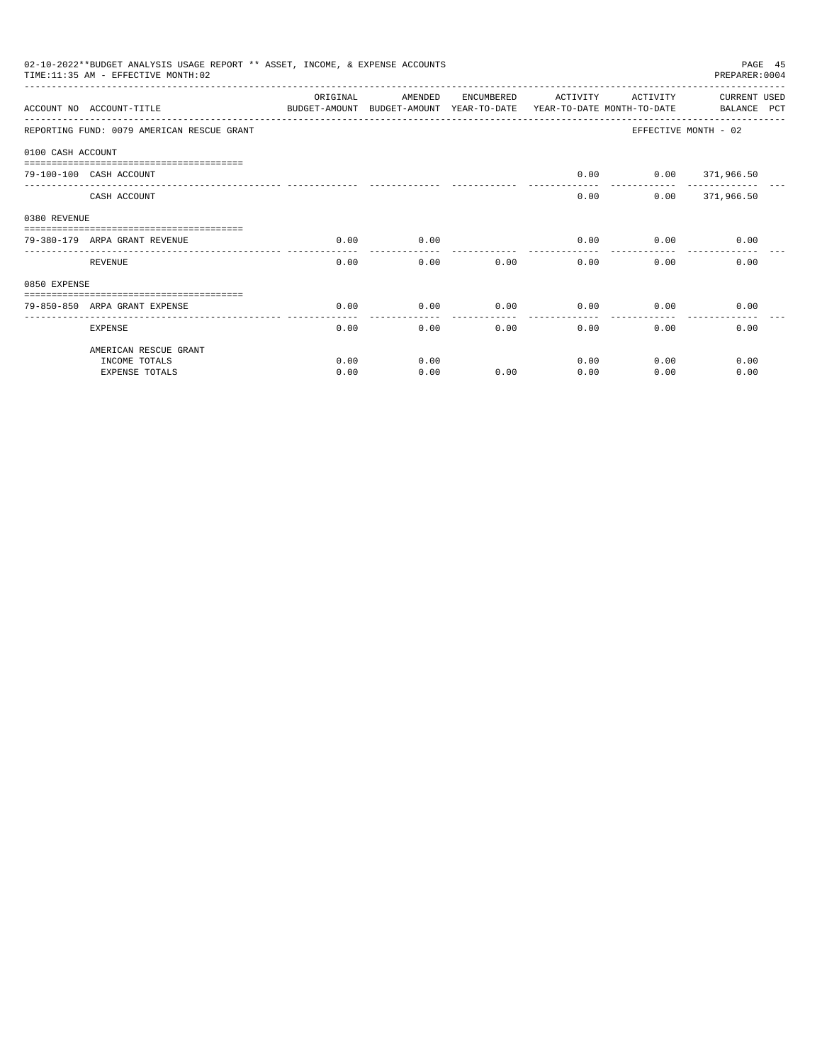02-10-2022**BUDGET ANALYSIS USAGE REPORT ** ASSET, INCOME, & EXPENSE ACCOUNTS

TIME:11:35 AM - EFFECTIVE MONTH:02

PREPARER:0004

| ACCOUNT NO ACCOUNT-TITLE | ORIGINAL BUDGET-AMOUNT | AMENDED BUDGET-AMOUNT | ENCUMBERED YEAR-TO-DATE | ACTIVITY YEAR-TO-DATE | ACTIVITY MONTH-TO-DATE | CURRENT USED BALANCE PCT |
|---|---|---|---|---|---|---|
| REPORTING FUND: 0079 AMERICAN RESCUE GRANT | | | | | | EFFECTIVE MONTH - 02 |
| 0100 CASH ACCOUNT | | | | | | |
| 79-100-100 CASH ACCOUNT | | | | 0.00 | 0.00 | 371,966.50 |
| CASH ACCOUNT | | | | 0.00 | 0.00 | 371,966.50 |
| 0380 REVENUE | | | | | | |
| 79-380-179 ARPA GRANT REVENUE | 0.00 | 0.00 | | 0.00 | 0.00 | 0.00 |
| REVENUE | 0.00 | 0.00 | 0.00 | 0.00 | 0.00 | 0.00 |
| 0850 EXPENSE | | | | | | |
| 79-850-850 ARPA GRANT EXPENSE | 0.00 | 0.00 | 0.00 | 0.00 | 0.00 | 0.00 |
| EXPENSE | 0.00 | 0.00 | 0.00 | 0.00 | 0.00 | 0.00 |
| AMERICAN RESCUE GRANT | | | | | | |
| INCOME TOTALS | 0.00 | 0.00 | | 0.00 | 0.00 | 0.00 |
| EXPENSE TOTALS | 0.00 | 0.00 | 0.00 | 0.00 | 0.00 | 0.00 |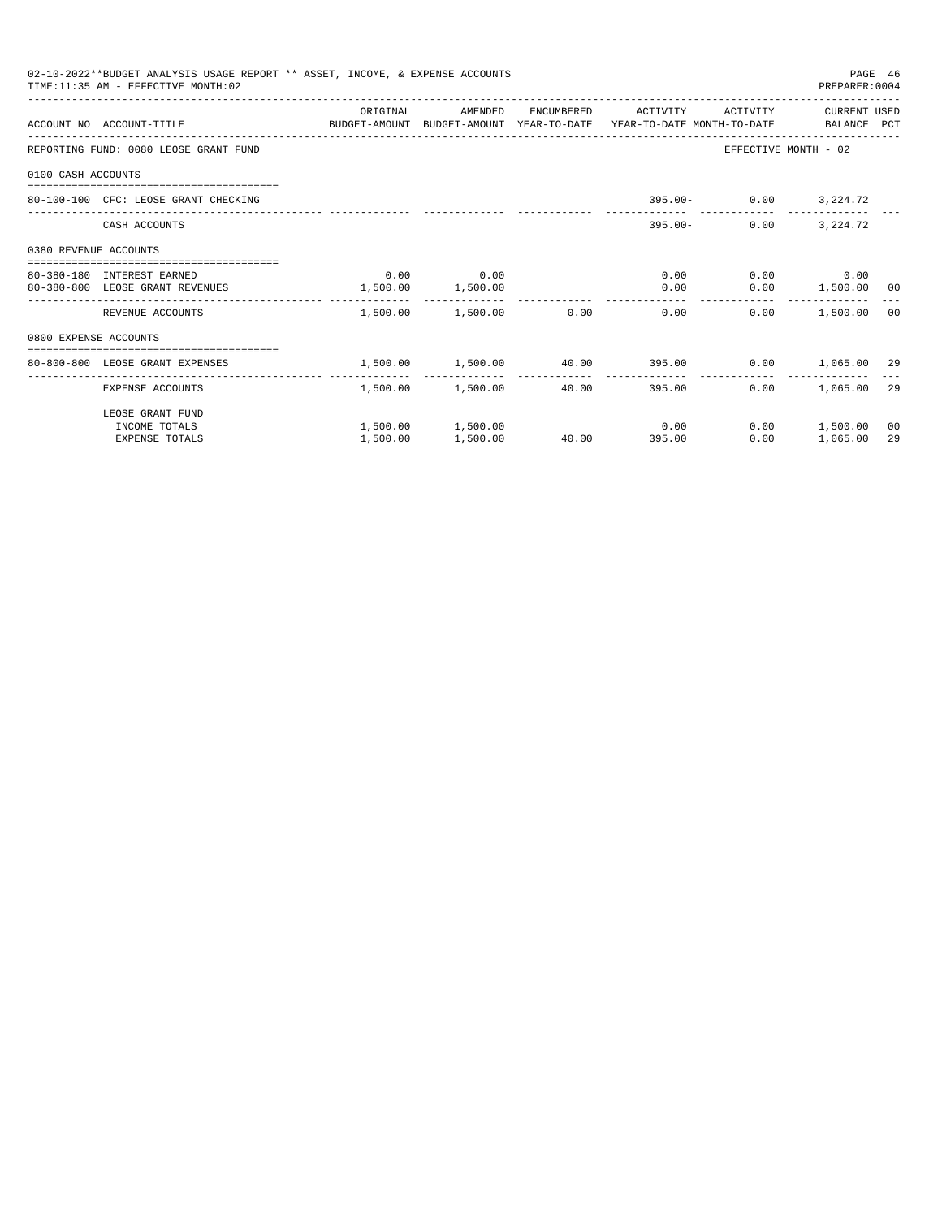02-10-2022**BUDGET ANALYSIS USAGE REPORT ** ASSET, INCOME, & EXPENSE ACCOUNTS
TIME:11:35 AM - EFFECTIVE MONTH:02
PREPARER:0004

| ACCOUNT NO | ACCOUNT-TITLE | ORIGINAL BUDGET-AMOUNT | AMENDED BUDGET-AMOUNT | ENCUMBERED YEAR-TO-DATE | ACTIVITY YEAR-TO-DATE | ACTIVITY MONTH-TO-DATE | CURRENT BALANCE | USED PCT |
|---|---|---|---|---|---|---|---|---|
| REPORTING FUND: 0080 LEOSE GRANT FUND | | | | | | EFFECTIVE MONTH - 02 | | |
| 0100 CASH ACCOUNTS | | | | | | | | |
| 80-100-100 | CFC: LEOSE GRANT CHECKING | | | | 395.00- | 0.00 | 3,224.72 | |
| | CASH ACCOUNTS | | | | 395.00- | 0.00 | 3,224.72 | |
| 0380 REVENUE ACCOUNTS | | | | | | | | |
| 80-380-180 | INTEREST EARNED | 0.00 | 0.00 | | 0.00 | 0.00 | 0.00 | |
| 80-380-800 | LEOSE GRANT REVENUES | 1,500.00 | 1,500.00 | | 0.00 | 0.00 | 1,500.00 | 00 |
| | REVENUE ACCOUNTS | 1,500.00 | 1,500.00 | 0.00 | 0.00 | 0.00 | 1,500.00 | 00 |
| 0800 EXPENSE ACCOUNTS | | | | | | | | |
| 80-800-800 | LEOSE GRANT EXPENSES | 1,500.00 | 1,500.00 | 40.00 | 395.00 | 0.00 | 1,065.00 | 29 |
| | EXPENSE ACCOUNTS | 1,500.00 | 1,500.00 | 40.00 | 395.00 | 0.00 | 1,065.00 | 29 |
| | LEOSE GRANT FUND | | | | | | | |
| | INCOME TOTALS | 1,500.00 | 1,500.00 | | 0.00 | 0.00 | 1,500.00 | 00 |
| | EXPENSE TOTALS | 1,500.00 | 1,500.00 | 40.00 | 395.00 | 0.00 | 1,065.00 | 29 |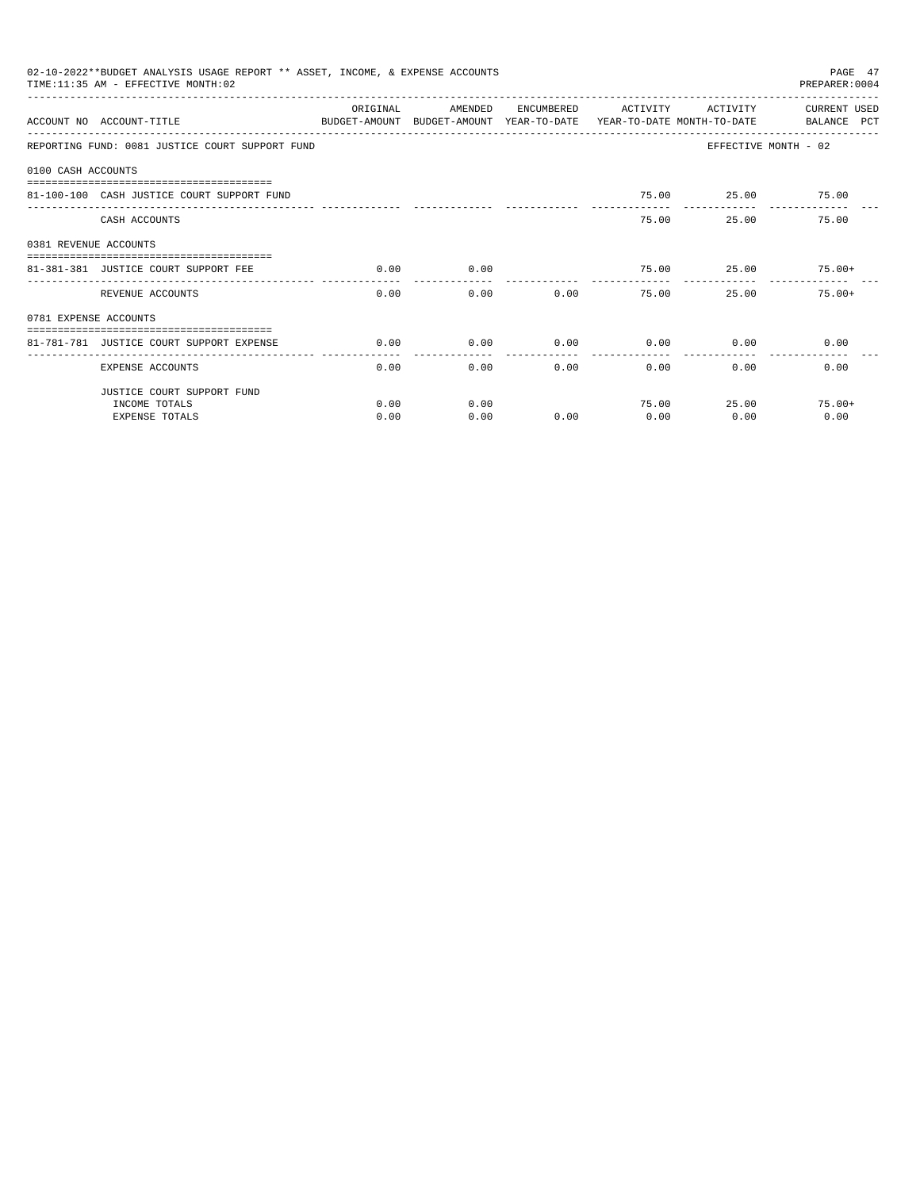02-10-2022**BUDGET ANALYSIS USAGE REPORT ** ASSET, INCOME, & EXPENSE ACCOUNTS

TIME:11:35 AM - EFFECTIVE MONTH:02

PREPARER:0004

| ACCOUNT NO | ACCOUNT-TITLE | ORIGINAL BUDGET-AMOUNT | AMENDED BUDGET-AMOUNT | ENCUMBERED YEAR-TO-DATE | ACTIVITY YEAR-TO-DATE | ACTIVITY MONTH-TO-DATE | CURRENT USED BALANCE PCT |
|---|---|---|---|---|---|---|---|
| REPORTING FUND: 0081 JUSTICE COURT SUPPORT FUND | | | | | | EFFECTIVE MONTH - 02 | |
| 0100 CASH ACCOUNTS | | | | | | | |
| 81-100-100 | CASH JUSTICE COURT SUPPORT FUND | | | | 75.00 | 25.00 | 75.00 |
| | CASH ACCOUNTS | | | | 75.00 | 25.00 | 75.00 |
| 0381 REVENUE ACCOUNTS | | | | | | | |
| 81-381-381 | JUSTICE COURT SUPPORT FEE | 0.00 | 0.00 | | 75.00 | 25.00 | 75.00+ |
| | REVENUE ACCOUNTS | 0.00 | 0.00 | 0.00 | 75.00 | 25.00 | 75.00+ |
| 0781 EXPENSE ACCOUNTS | | | | | | | |
| 81-781-781 | JUSTICE COURT SUPPORT EXPENSE | 0.00 | 0.00 | 0.00 | 0.00 | 0.00 | 0.00 |
| | EXPENSE ACCOUNTS | 0.00 | 0.00 | 0.00 | 0.00 | 0.00 | 0.00 |
| | JUSTICE COURT SUPPORT FUND | | | | | | |
| | INCOME TOTALS | 0.00 | 0.00 | | 75.00 | 25.00 | 75.00+ |
| | EXPENSE TOTALS | 0.00 | 0.00 | 0.00 | 0.00 | 0.00 | 0.00 |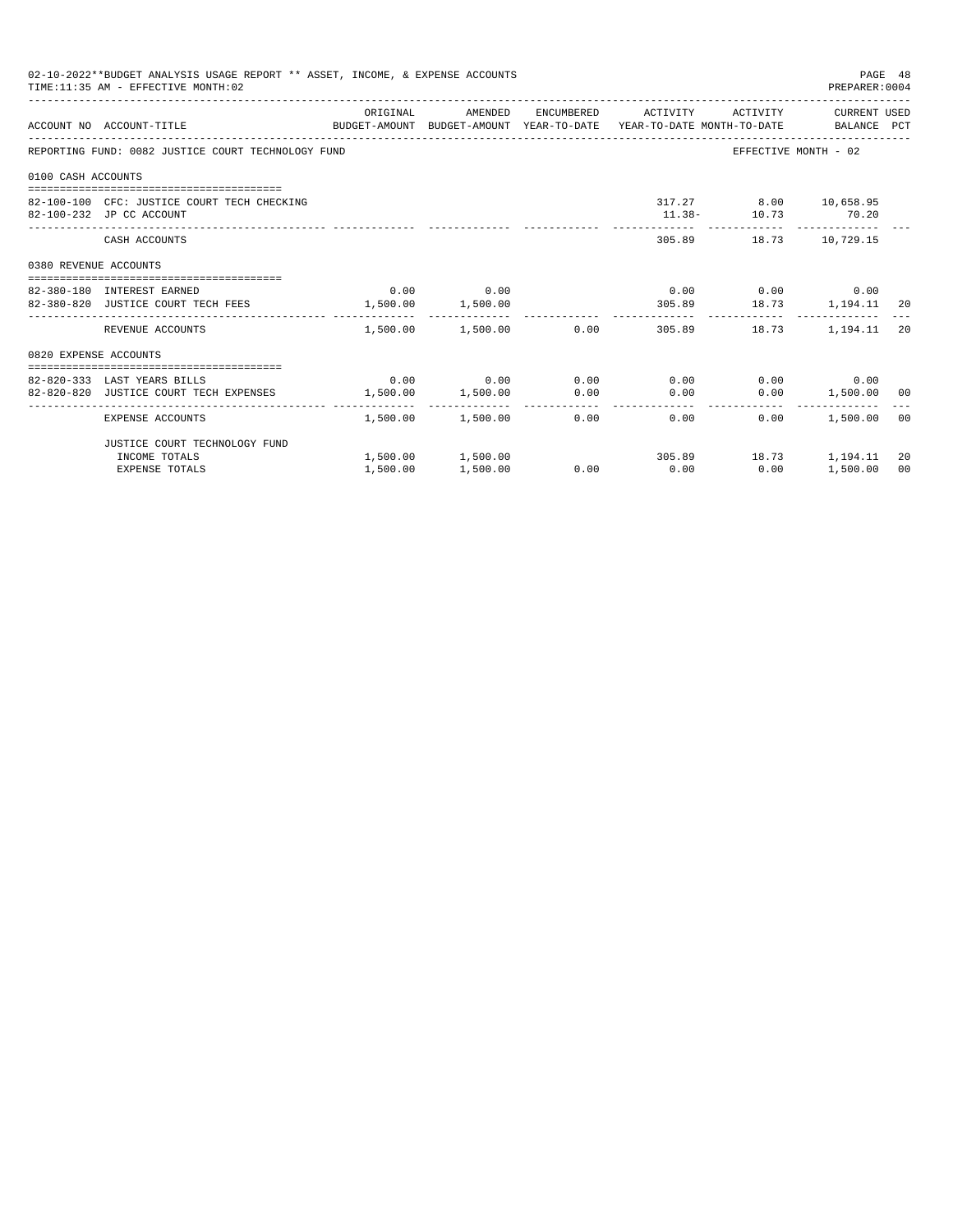02-10-2022**BUDGET ANALYSIS USAGE REPORT ** ASSET, INCOME, & EXPENSE ACCOUNTS
TIME:11:35 AM - EFFECTIVE MONTH:02

PREPARER:0004

| ACCOUNT NO | ACCOUNT-TITLE | ORIGINAL BUDGET-AMOUNT | AMENDED BUDGET-AMOUNT | ENCUMBERED YEAR-TO-DATE | ACTIVITY YEAR-TO-DATE | ACTIVITY MONTH-TO-DATE | CURRENT USED BALANCE | PCT |
|---|---|---|---|---|---|---|---|---|
| REPORTING FUND: 0082 JUSTICE COURT TECHNOLOGY FUND | | | | | | | EFFECTIVE MONTH - 02 | |
| 0100 CASH ACCOUNTS | | | | | | | | |
| 82-100-100 | CFC: JUSTICE COURT TECH CHECKING | | | | 317.27 | 8.00 | 10,658.95 | |
| 82-100-232 | JP CC ACCOUNT | | | | 11.38- | 10.73 | 70.20 | |
| | CASH ACCOUNTS | | | | 305.89 | 18.73 | 10,729.15 | |
| 0380 REVENUE ACCOUNTS | | | | | | | | |
| 82-380-180 | INTEREST EARNED | 0.00 | 0.00 | | 0.00 | 0.00 | 0.00 | |
| 82-380-820 | JUSTICE COURT TECH FEES | 1,500.00 | 1,500.00 | | 305.89 | 18.73 | 1,194.11 | 20 |
| | REVENUE ACCOUNTS | 1,500.00 | 1,500.00 | 0.00 | 305.89 | 18.73 | 1,194.11 | 20 |
| 0820 EXPENSE ACCOUNTS | | | | | | | | |
| 82-820-333 | LAST YEARS BILLS | 0.00 | 0.00 | 0.00 | 0.00 | 0.00 | 0.00 | |
| 82-820-820 | JUSTICE COURT TECH EXPENSES | 1,500.00 | 1,500.00 | 0.00 | 0.00 | 0.00 | 1,500.00 | 00 |
| | EXPENSE ACCOUNTS | 1,500.00 | 1,500.00 | 0.00 | 0.00 | 0.00 | 1,500.00 | 00 |
| | JUSTICE COURT TECHNOLOGY FUND | | | | | | | |
| | INCOME TOTALS | 1,500.00 | 1,500.00 | | 305.89 | 18.73 | 1,194.11 | 20 |
| | EXPENSE TOTALS | 1,500.00 | 1,500.00 | 0.00 | 0.00 | 0.00 | 1,500.00 | 00 |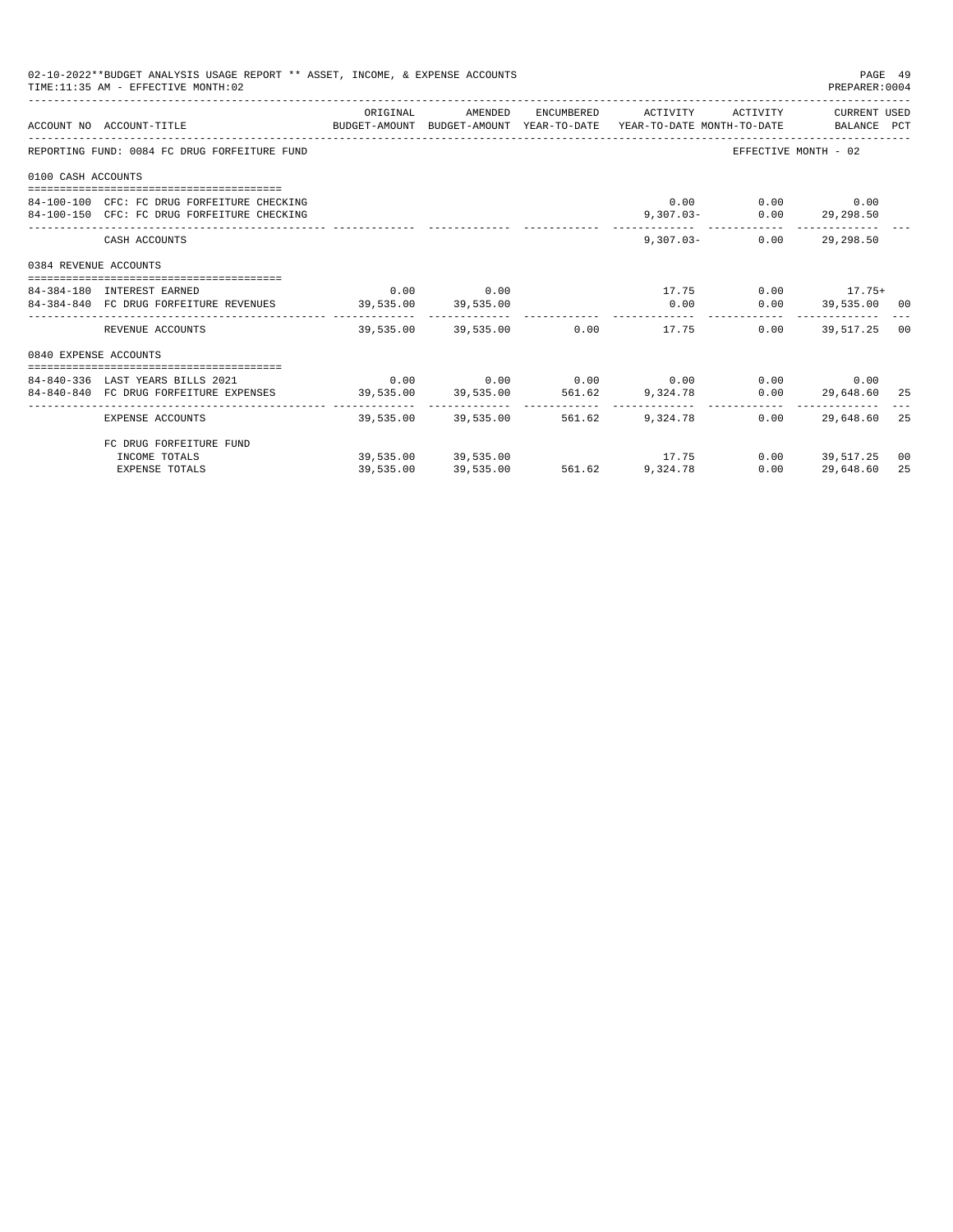02-10-2022**BUDGET ANALYSIS USAGE REPORT ** ASSET, INCOME, & EXPENSE ACCOUNTS

TIME:11:35 AM - EFFECTIVE MONTH:02

PREPARER:0004

| ACCOUNT NO | ACCOUNT-TITLE | ORIGINAL BUDGET-AMOUNT | AMENDED BUDGET-AMOUNT | ENCUMBERED YEAR-TO-DATE | ACTIVITY YEAR-TO-DATE | ACTIVITY MONTH-TO-DATE | CURRENT USED BALANCE | PCT |
|---|---|---|---|---|---|---|---|---|
| REPORTING FUND: 0084 FC DRUG FORFEITURE FUND | | | | | | | EFFECTIVE MONTH - 02 | |
| 0100 CASH ACCOUNTS | | | | | | | | |
| 84-100-100 | CFC: FC DRUG FORFEITURE CHECKING | | | | 0.00 | 0.00 | 0.00 | |
| 84-100-150 | CFC: FC DRUG FORFEITURE CHECKING | | | | 9,307.03- | 0.00 | 29,298.50 | |
| | CASH ACCOUNTS | | | | 9,307.03- | 0.00 | 29,298.50 | |
| 0384 REVENUE ACCOUNTS | | | | | | | | |
| 84-384-180 | INTEREST EARNED | 0.00 | 0.00 | | 17.75 | 0.00 | 17.75+ | |
| 84-384-840 | FC DRUG FORFEITURE REVENUES | 39,535.00 | 39,535.00 | | 0.00 | 0.00 | 39,535.00 | 00 |
| | REVENUE ACCOUNTS | 39,535.00 | 39,535.00 | 0.00 | 17.75 | 0.00 | 39,517.25 | 00 |
| 0840 EXPENSE ACCOUNTS | | | | | | | | |
| 84-840-336 | LAST YEARS BILLS 2021 | 0.00 | 0.00 | 0.00 | 0.00 | 0.00 | 0.00 | |
| 84-840-840 | FC DRUG FORFEITURE EXPENSES | 39,535.00 | 39,535.00 | 561.62 | 9,324.78 | 0.00 | 29,648.60 | 25 |
| | EXPENSE ACCOUNTS | 39,535.00 | 39,535.00 | 561.62 | 9,324.78 | 0.00 | 29,648.60 | 25 |
| | FC DRUG FORFEITURE FUND | | | | | | | |
| | INCOME TOTALS | 39,535.00 | 39,535.00 | | 17.75 | 0.00 | 39,517.25 | 00 |
| | EXPENSE TOTALS | 39,535.00 | 39,535.00 | 561.62 | 9,324.78 | 0.00 | 29,648.60 | 25 |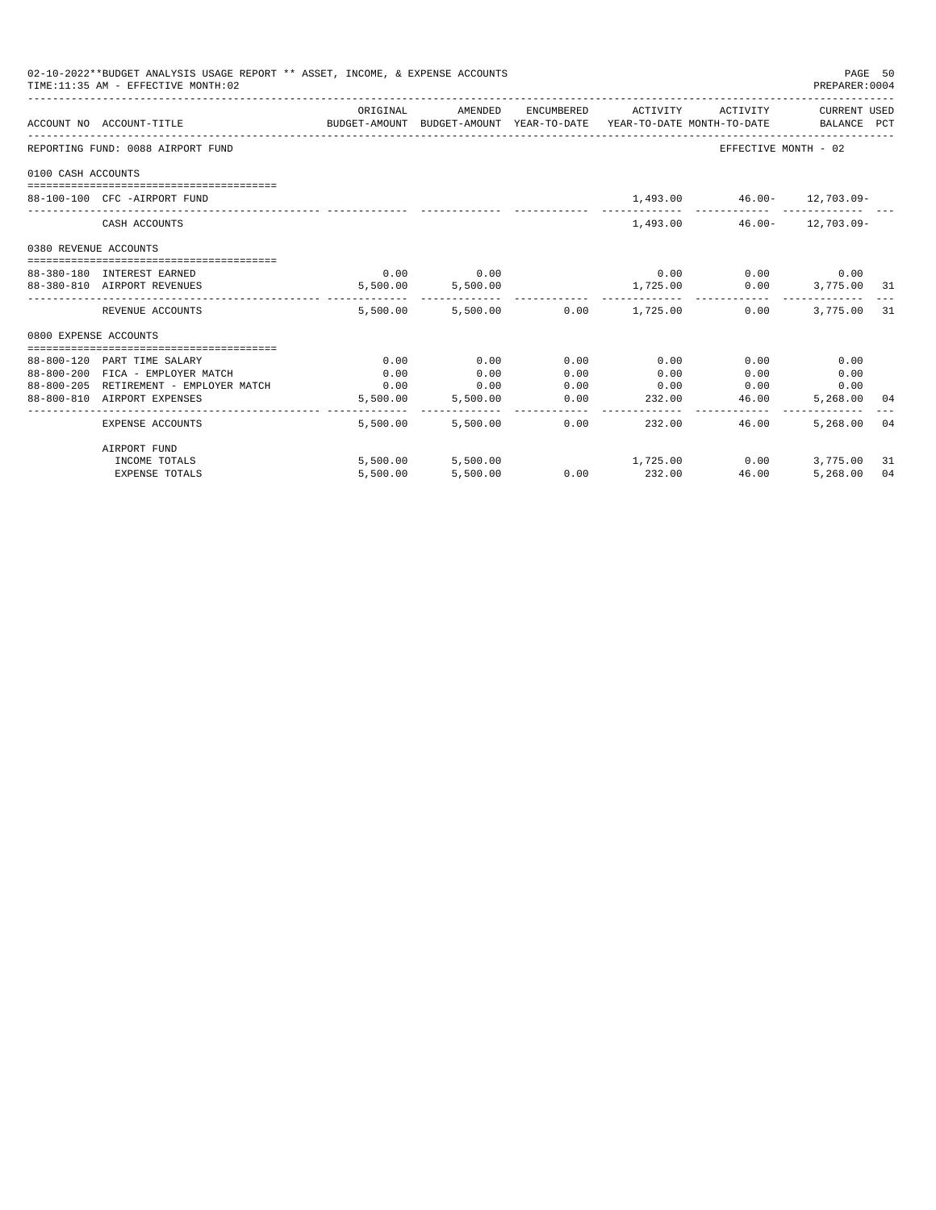02-10-2022**BUDGET ANALYSIS USAGE REPORT ** ASSET, INCOME, & EXPENSE ACCOUNTS

TIME:11:35 AM - EFFECTIVE MONTH:02

PREPARER:0004

| ACCOUNT NO | ACCOUNT-TITLE | ORIGINAL BUDGET-AMOUNT | AMENDED BUDGET-AMOUNT | ENCUMBERED YEAR-TO-DATE | ACTIVITY YEAR-TO-DATE | ACTIVITY MONTH-TO-DATE | CURRENT USED BALANCE | PCT |
|---|---|---|---|---|---|---|---|---|
| REPORTING FUND: 0088 AIRPORT FUND | | | | | | EFFECTIVE MONTH - 02 | | |
| 0100 CASH ACCOUNTS | | | | | | | | |
| 88-100-100 | CFC -AIRPORT FUND | | | | 1,493.00 | 46.00- | 12,703.09- | |
| | CASH ACCOUNTS | | | | 1,493.00 | 46.00- | 12,703.09- | |
| 0380 REVENUE ACCOUNTS | | | | | | | | |
| 88-380-180 | INTEREST EARNED | 0.00 | 0.00 | | 0.00 | 0.00 | 0.00 | |
| 88-380-810 | AIRPORT REVENUES | 5,500.00 | 5,500.00 | | 1,725.00 | 0.00 | 3,775.00 | 31 |
| | REVENUE ACCOUNTS | 5,500.00 | 5,500.00 | 0.00 | 1,725.00 | 0.00 | 3,775.00 | 31 |
| 0800 EXPENSE ACCOUNTS | | | | | | | | |
| 88-800-120 | PART TIME SALARY | 0.00 | 0.00 | 0.00 | 0.00 | 0.00 | 0.00 | |
| 88-800-200 | FICA - EMPLOYER MATCH | 0.00 | 0.00 | 0.00 | 0.00 | 0.00 | 0.00 | |
| 88-800-205 | RETIREMENT - EMPLOYER MATCH | 0.00 | 0.00 | 0.00 | 0.00 | 0.00 | 0.00 | |
| 88-800-810 | AIRPORT EXPENSES | 5,500.00 | 5,500.00 | 0.00 | 232.00 | 46.00 | 5,268.00 | 04 |
| | EXPENSE ACCOUNTS | 5,500.00 | 5,500.00 | 0.00 | 232.00 | 46.00 | 5,268.00 | 04 |
| | AIRPORT FUND | | | | | | | |
| | INCOME TOTALS | 5,500.00 | 5,500.00 | | 1,725.00 | 0.00 | 3,775.00 | 31 |
| | EXPENSE TOTALS | 5,500.00 | 5,500.00 | 0.00 | 232.00 | 46.00 | 5,268.00 | 04 |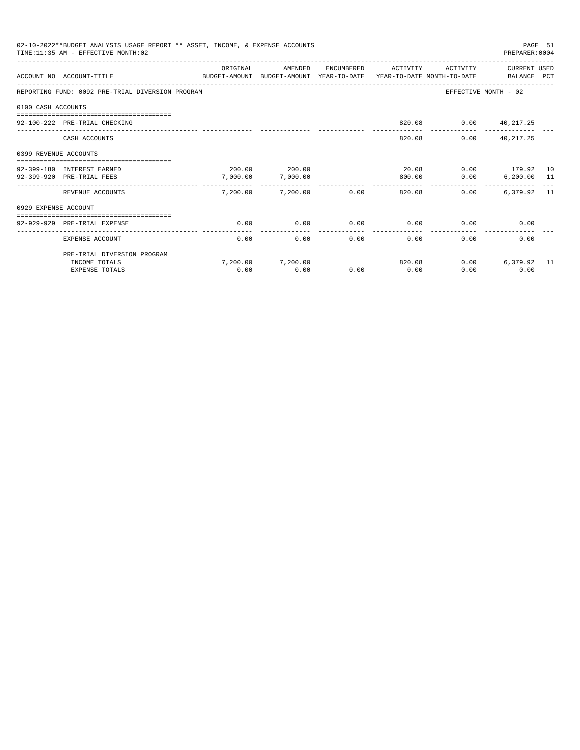02-10-2022**BUDGET ANALYSIS USAGE REPORT ** ASSET, INCOME, & EXPENSE ACCOUNTS

TIME:11:35 AM - EFFECTIVE MONTH:02

PREPARER:0004

| ACCOUNT NO | ACCOUNT-TITLE | ORIGINAL BUDGET-AMOUNT | AMENDED BUDGET-AMOUNT | ENCUMBERED YEAR-TO-DATE | ACTIVITY YEAR-TO-DATE | ACTIVITY MONTH-TO-DATE | CURRENT USED BALANCE | PCT |
|---|---|---|---|---|---|---|---|---|
| REPORTING FUND: 0092 PRE-TRIAL DIVERSION PROGRAM | | | | | | EFFECTIVE MONTH - 02 | | |
| 0100 CASH ACCOUNTS | | | | | | | | |
| 92-100-222 | PRE-TRIAL CHECKING | | | | 820.08 | 0.00 | 40,217.25 | |
| | CASH ACCOUNTS | | | | 820.08 | 0.00 | 40,217.25 | |
| 0399 REVENUE ACCOUNTS | | | | | | | | |
| 92-399-180 | INTEREST EARNED | 200.00 | 200.00 | | 20.08 | 0.00 | 179.92 | 10 |
| 92-399-920 | PRE-TRIAL FEES | 7,000.00 | 7,000.00 | | 800.00 | 0.00 | 6,200.00 | 11 |
| | REVENUE ACCOUNTS | 7,200.00 | 7,200.00 | 0.00 | 820.08 | 0.00 | 6,379.92 | 11 |
| 0929 EXPENSE ACCOUNT | | | | | | | | |
| 92-929-929 | PRE-TRIAL EXPENSE | 0.00 | 0.00 | 0.00 | 0.00 | 0.00 | 0.00 | |
| | EXPENSE ACCOUNT | 0.00 | 0.00 | 0.00 | 0.00 | 0.00 | 0.00 | |
| | PRE-TRIAL DIVERSION PROGRAM | | | | | | | |
| | INCOME TOTALS | 7,200.00 | 7,200.00 | | 820.08 | 0.00 | 6,379.92 | 11 |
| | EXPENSE TOTALS | 0.00 | 0.00 | 0.00 | 0.00 | 0.00 | 0.00 | |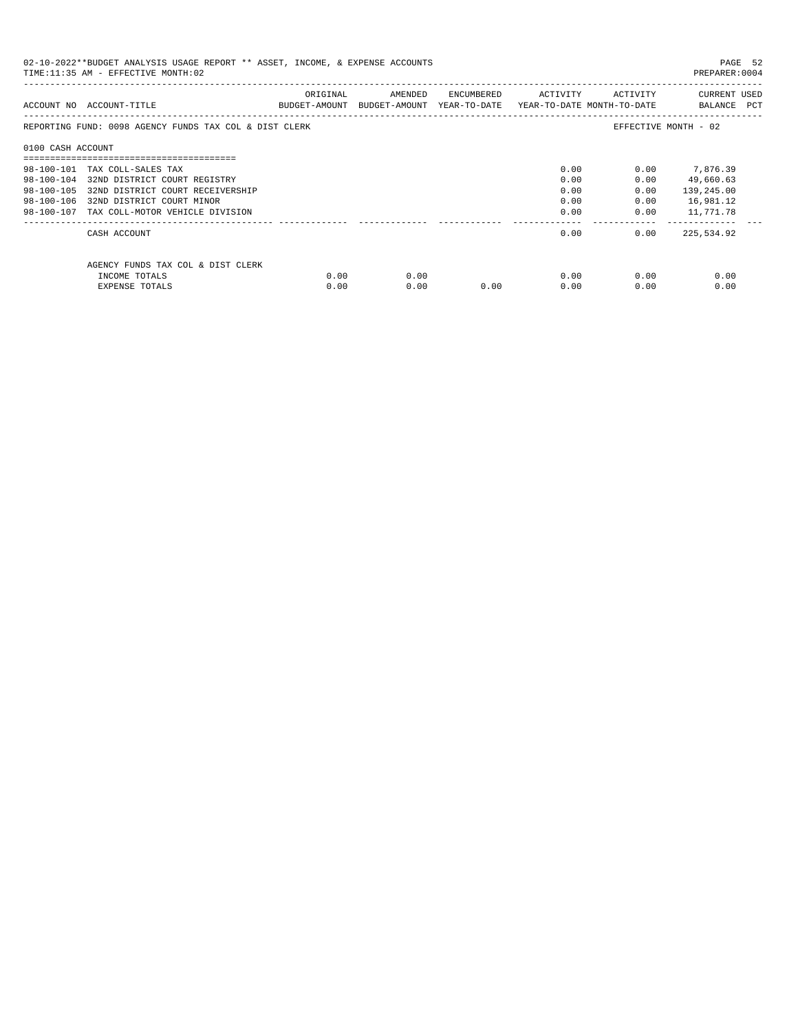02-10-2022**BUDGET ANALYSIS USAGE REPORT ** ASSET, INCOME, & EXPENSE ACCOUNTS

TIME:11:35 AM - EFFECTIVE MONTH:02

PREPARER:0004

| ACCOUNT NO | ACCOUNT-TITLE | ORIGINAL BUDGET-AMOUNT | AMENDED BUDGET-AMOUNT | ENCUMBERED YEAR-TO-DATE | ACTIVITY YEAR-TO-DATE | ACTIVITY MONTH-TO-DATE | CURRENT BALANCE | USED PCT |
|---|---|---|---|---|---|---|---|---|
| REPORTING FUND: 0098 AGENCY FUNDS TAX COL & DIST CLERK | | | | | | EFFECTIVE MONTH - 02 | | |
| 0100 CASH ACCOUNT | | | | | | | | |
| 98-100-101 | TAX COLL-SALES TAX | | | | 0.00 | 0.00 | 7,876.39 | |
| 98-100-104 | 32ND DISTRICT COURT REGISTRY | | | | 0.00 | 0.00 | 49,660.63 | |
| 98-100-105 | 32ND DISTRICT COURT RECEIVERSHIP | | | | 0.00 | 0.00 | 139,245.00 | |
| 98-100-106 | 32ND DISTRICT COURT MINOR | | | | 0.00 | 0.00 | 16,981.12 | |
| 98-100-107 | TAX COLL-MOTOR VEHICLE DIVISION | | | | 0.00 | 0.00 | 11,771.78 | |
| | CASH ACCOUNT | | | | 0.00 | 0.00 | 225,534.92 | |
| | AGENCY FUNDS TAX COL & DIST CLERK | | | | | | | |
| | INCOME TOTALS | 0.00 | 0.00 | | 0.00 | 0.00 | 0.00 | |
| | EXPENSE TOTALS | 0.00 | 0.00 | 0.00 | 0.00 | 0.00 | 0.00 | |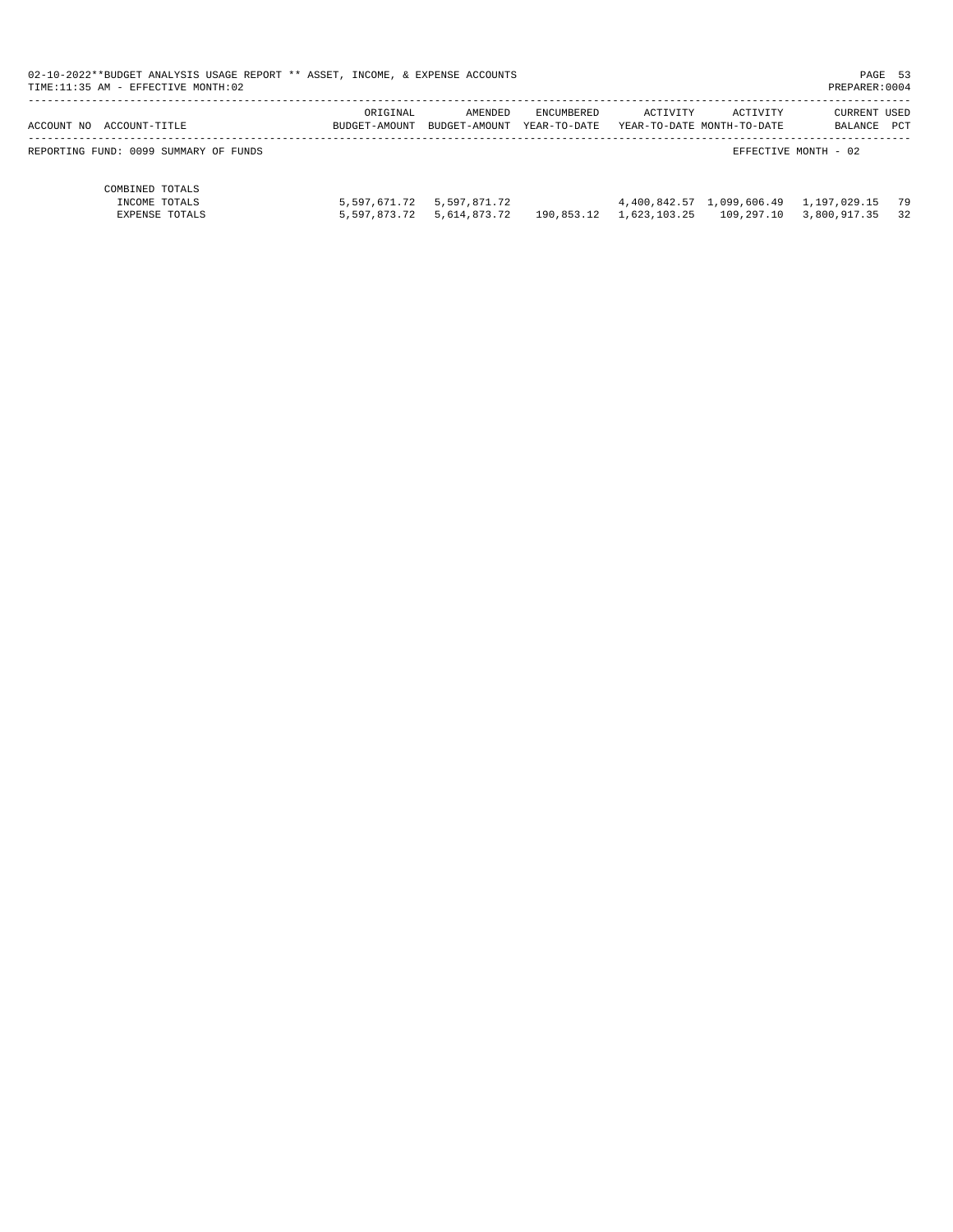| ACCOUNT NO | ACCOUNT-TITLE | ORIGINAL BUDGET-AMOUNT | AMENDED BUDGET-AMOUNT | ENCUMBERED YEAR-TO-DATE | ACTIVITY YEAR-TO-DATE | ACTIVITY MONTH-TO-DATE | CURRENT BALANCE | USED PCT |
|---|---|---|---|---|---|---|---|---|
| REPORTING FUND: 0099 SUMMARY OF FUNDS | | | | | | EFFECTIVE MONTH - 02 | | |
| | COMBINED TOTALS | | | | | | | |
| | INCOME TOTALS | 5,597,671.72 | 5,597,871.72 | | 4,400,842.57 | 1,099,606.49 | 1,197,029.15 | 79 |
| | EXPENSE TOTALS | 5,597,873.72 | 5,614,873.72 | 190,853.12 | 1,623,103.25 | 109,297.10 | 3,800,917.35 | 32 |